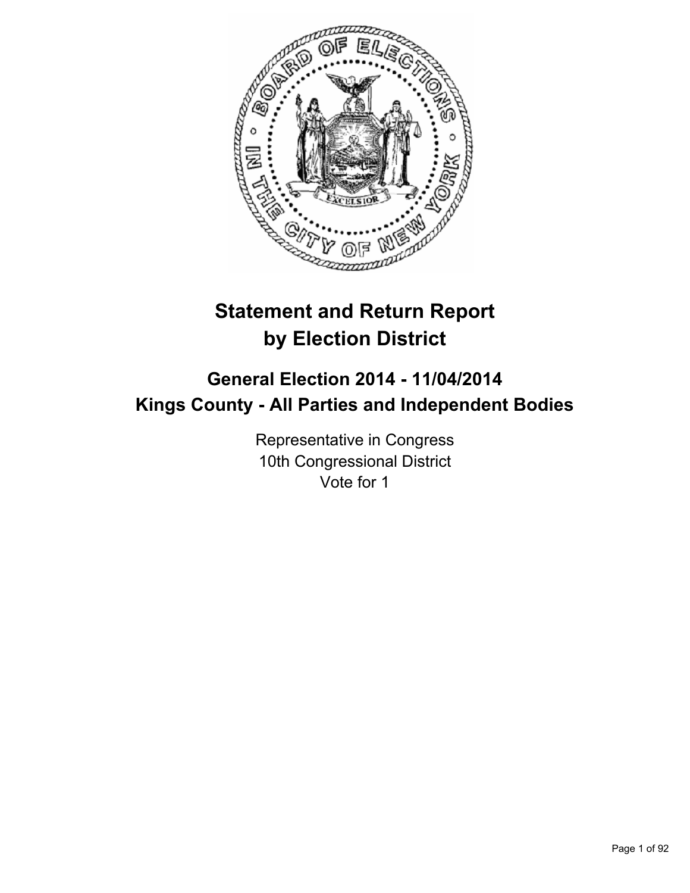# Statement and Return Report by Election District

## General Election 2014 - 11/04/2014
## Kings County - All Parties and Independent Bodies

Representative in Congress
10th Congressional District
Vote for 1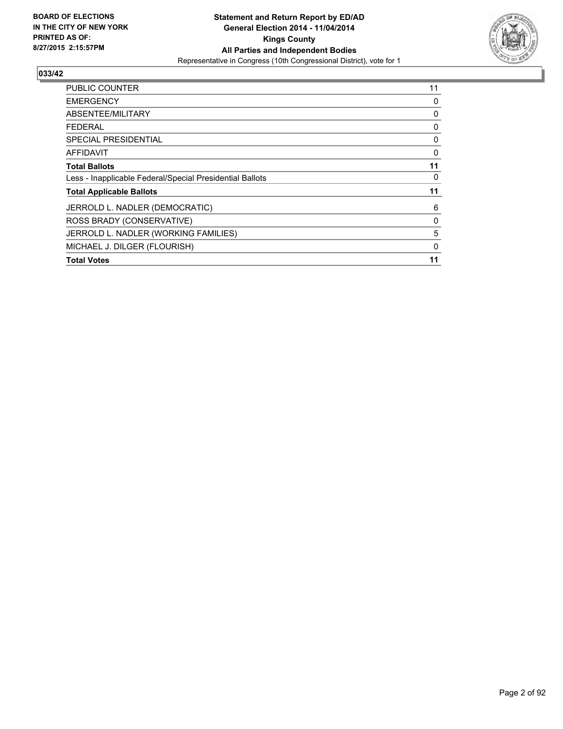**033/42**

| | |
|---|---|
| PUBLIC COUNTER | 11 |
| EMERGENCY | 0 |
| ABSENTEE/MILITARY | 0 |
| FEDERAL | 0 |
| SPECIAL PRESIDENTIAL | 0 |
| AFFIDAVIT | 0 |
| **Total Ballots** | **11** |
| Less - Inapplicable Federal/Special Presidential Ballots | 0 |
| **Total Applicable Ballots** | **11** |
| JERROLD L. NADLER (DEMOCRATIC) | 6 |
| ROSS BRADY (CONSERVATIVE) | 0 |
| JERROLD L. NADLER (WORKING FAMILIES) | 5 |
| MICHAEL J. DILGER (FLOURISH) | 0 |
| **Total Votes** | **11** |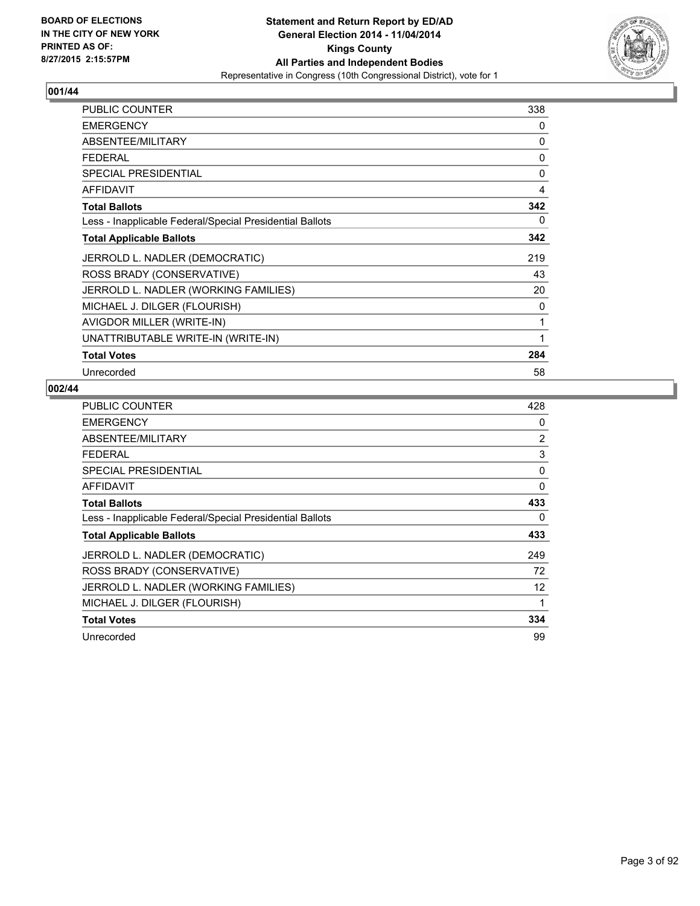**BOARD OF ELECTIONS IN THE CITY OF NEW YORK PRINTED AS OF: 8/27/2015 2:15:57PM**

**Statement and Return Report by ED/AD General Election 2014 - 11/04/2014 Kings County All Parties and Independent Bodies**
Representative in Congress (10th Congressional District), vote for 1

## 001/44

| | |
|---|---|
| PUBLIC COUNTER | 338 |
| EMERGENCY | 0 |
| ABSENTEE/MILITARY | 0 |
| FEDERAL | 0 |
| SPECIAL PRESIDENTIAL | 0 |
| AFFIDAVIT | 4 |
| **Total Ballots** | **342** |
| Less - Inapplicable Federal/Special Presidential Ballots | 0 |
| **Total Applicable Ballots** | **342** |
| JERROLD L. NADLER (DEMOCRATIC) | 219 |
| ROSS BRADY (CONSERVATIVE) | 43 |
| JERROLD L. NADLER (WORKING FAMILIES) | 20 |
| MICHAEL J. DILGER (FLOURISH) | 0 |
| AVIGDOR MILLER (WRITE-IN) | 1 |
| UNATTRIBUTABLE WRITE-IN (WRITE-IN) | 1 |
| **Total Votes** | **284** |
| Unrecorded | 58 |

## 002/44

| | |
|---|---|
| PUBLIC COUNTER | 428 |
| EMERGENCY | 0 |
| ABSENTEE/MILITARY | 2 |
| FEDERAL | 3 |
| SPECIAL PRESIDENTIAL | 0 |
| AFFIDAVIT | 0 |
| **Total Ballots** | **433** |
| Less - Inapplicable Federal/Special Presidential Ballots | 0 |
| **Total Applicable Ballots** | **433** |
| JERROLD L. NADLER (DEMOCRATIC) | 249 |
| ROSS BRADY (CONSERVATIVE) | 72 |
| JERROLD L. NADLER (WORKING FAMILIES) | 12 |
| MICHAEL J. DILGER (FLOURISH) | 1 |
| **Total Votes** | **334** |
| Unrecorded | 99 |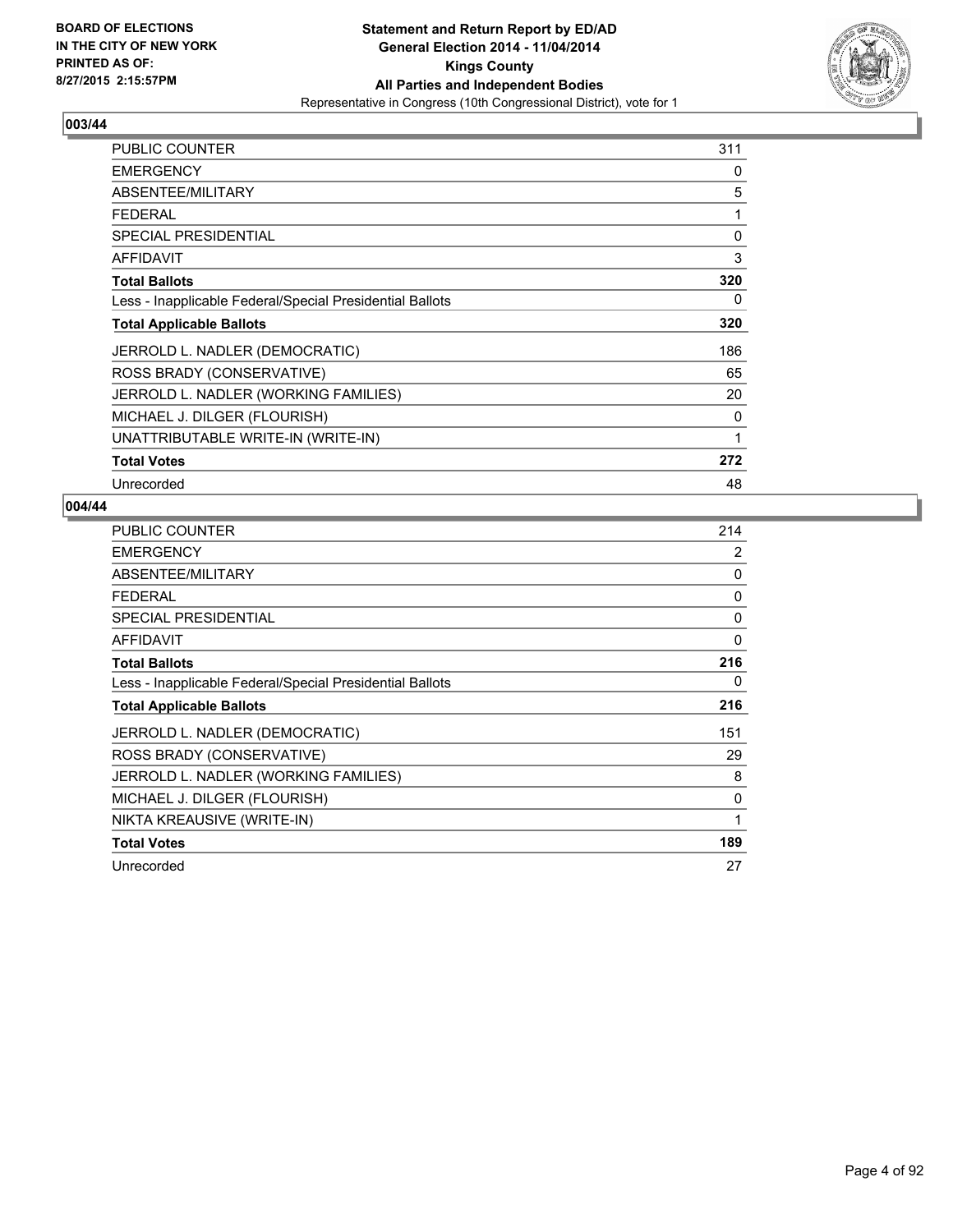## 003/44

| | |
|---|---|
| PUBLIC COUNTER | 311 |
| EMERGENCY | 0 |
| ABSENTEE/MILITARY | 5 |
| FEDERAL | 1 |
| SPECIAL PRESIDENTIAL | 0 |
| AFFIDAVIT | 3 |
| **Total Ballots** | **320** |
| Less - Inapplicable Federal/Special Presidential Ballots | 0 |
| **Total Applicable Ballots** | **320** |
| JERROLD L. NADLER (DEMOCRATIC) | 186 |
| ROSS BRADY (CONSERVATIVE) | 65 |
| JERROLD L. NADLER (WORKING FAMILIES) | 20 |
| MICHAEL J. DILGER (FLOURISH) | 0 |
| UNATTRIBUTABLE WRITE-IN (WRITE-IN) | 1 |
| **Total Votes** | **272** |
| Unrecorded | 48 |

## 004/44

| | |
|---|---|
| PUBLIC COUNTER | 214 |
| EMERGENCY | 2 |
| ABSENTEE/MILITARY | 0 |
| FEDERAL | 0 |
| SPECIAL PRESIDENTIAL | 0 |
| AFFIDAVIT | 0 |
| **Total Ballots** | **216** |
| Less - Inapplicable Federal/Special Presidential Ballots | 0 |
| **Total Applicable Ballots** | **216** |
| JERROLD L. NADLER (DEMOCRATIC) | 151 |
| ROSS BRADY (CONSERVATIVE) | 29 |
| JERROLD L. NADLER (WORKING FAMILIES) | 8 |
| MICHAEL J. DILGER (FLOURISH) | 0 |
| NIKTA KREAUSIVE (WRITE-IN) | 1 |
| **Total Votes** | **189** |
| Unrecorded | 27 |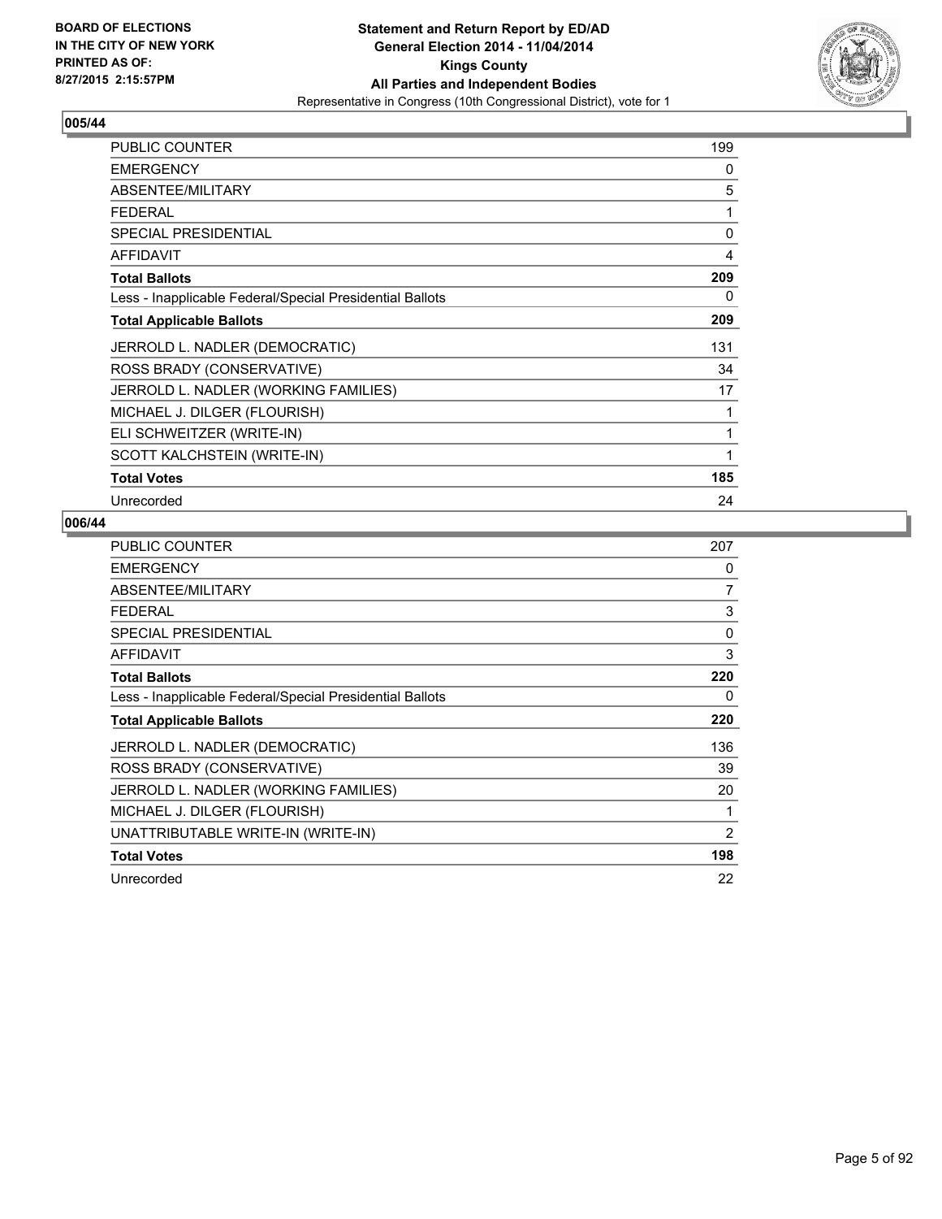**BOARD OF ELECTIONS IN THE CITY OF NEW YORK PRINTED AS OF: 8/27/2015 2:15:57PM**

**Statement and Return Report by ED/AD**
**General Election 2014 - 11/04/2014**
**Kings County**
**All Parties and Independent Bodies**
Representative in Congress (10th Congressional District), vote for 1

## 005/44

| | |
|---|---|
| PUBLIC COUNTER | 199 |
| EMERGENCY | 0 |
| ABSENTEE/MILITARY | 5 |
| FEDERAL | 1 |
| SPECIAL PRESIDENTIAL | 0 |
| AFFIDAVIT | 4 |
| **Total Ballots** | **209** |
| Less - Inapplicable Federal/Special Presidential Ballots | 0 |
| **Total Applicable Ballots** | **209** |
| JERROLD L. NADLER (DEMOCRATIC) | 131 |
| ROSS BRADY (CONSERVATIVE) | 34 |
| JERROLD L. NADLER (WORKING FAMILIES) | 17 |
| MICHAEL J. DILGER (FLOURISH) | 1 |
| ELI SCHWEITZER (WRITE-IN) | 1 |
| SCOTT KALCHSTEIN (WRITE-IN) | 1 |
| **Total Votes** | **185** |
| Unrecorded | 24 |

## 006/44

| | |
|---|---|
| PUBLIC COUNTER | 207 |
| EMERGENCY | 0 |
| ABSENTEE/MILITARY | 7 |
| FEDERAL | 3 |
| SPECIAL PRESIDENTIAL | 0 |
| AFFIDAVIT | 3 |
| **Total Ballots** | **220** |
| Less - Inapplicable Federal/Special Presidential Ballots | 0 |
| **Total Applicable Ballots** | **220** |
| JERROLD L. NADLER (DEMOCRATIC) | 136 |
| ROSS BRADY (CONSERVATIVE) | 39 |
| JERROLD L. NADLER (WORKING FAMILIES) | 20 |
| MICHAEL J. DILGER (FLOURISH) | 1 |
| UNATTRIBUTABLE WRITE-IN (WRITE-IN) | 2 |
| **Total Votes** | **198** |
| Unrecorded | 22 |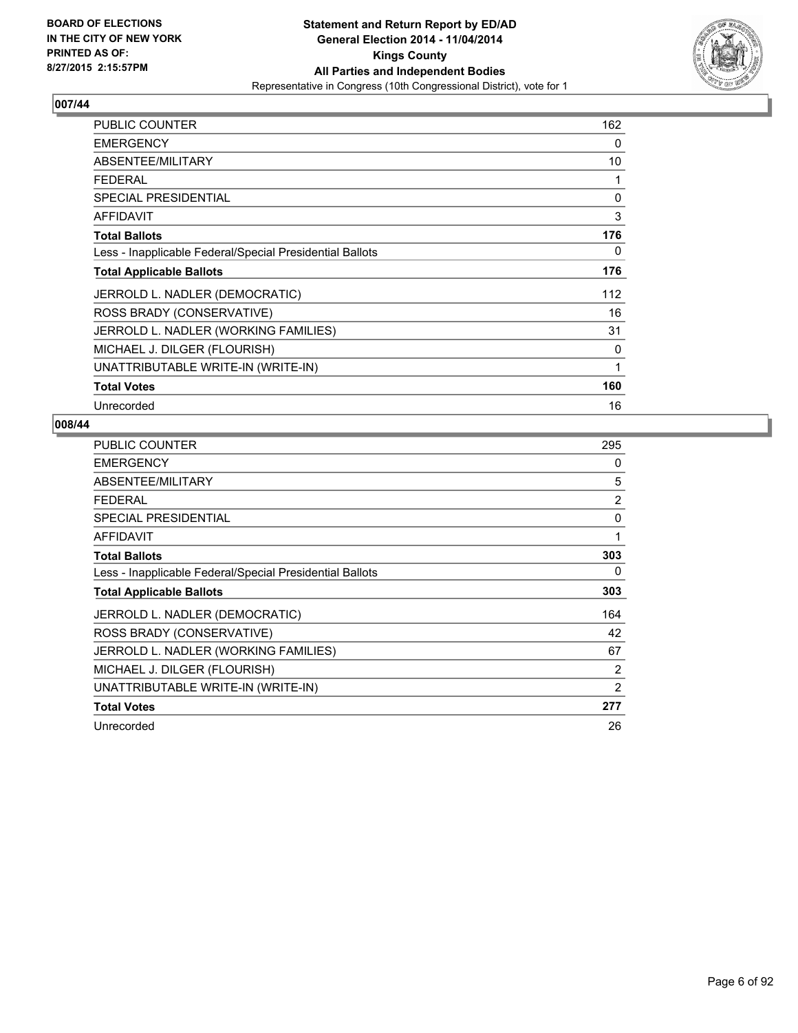**BOARD OF ELECTIONS IN THE CITY OF NEW YORK PRINTED AS OF: 8/27/2015 2:15:57PM**

**Statement and Return Report by ED/AD General Election 2014 - 11/04/2014 Kings County All Parties and Independent Bodies**
Representative in Congress (10th Congressional District), vote for 1

## 007/44

| | |
|---|---|
| PUBLIC COUNTER | 162 |
| EMERGENCY | 0 |
| ABSENTEE/MILITARY | 10 |
| FEDERAL | 1 |
| SPECIAL PRESIDENTIAL | 0 |
| AFFIDAVIT | 3 |
| **Total Ballots** | **176** |
| Less - Inapplicable Federal/Special Presidential Ballots | 0 |
| **Total Applicable Ballots** | **176** |
| JERROLD L. NADLER (DEMOCRATIC) | 112 |
| ROSS BRADY (CONSERVATIVE) | 16 |
| JERROLD L. NADLER (WORKING FAMILIES) | 31 |
| MICHAEL J. DILGER (FLOURISH) | 0 |
| UNATTRIBUTABLE WRITE-IN (WRITE-IN) | 1 |
| **Total Votes** | **160** |
| Unrecorded | 16 |

## 008/44

| | |
|---|---|
| PUBLIC COUNTER | 295 |
| EMERGENCY | 0 |
| ABSENTEE/MILITARY | 5 |
| FEDERAL | 2 |
| SPECIAL PRESIDENTIAL | 0 |
| AFFIDAVIT | 1 |
| **Total Ballots** | **303** |
| Less - Inapplicable Federal/Special Presidential Ballots | 0 |
| **Total Applicable Ballots** | **303** |
| JERROLD L. NADLER (DEMOCRATIC) | 164 |
| ROSS BRADY (CONSERVATIVE) | 42 |
| JERROLD L. NADLER (WORKING FAMILIES) | 67 |
| MICHAEL J. DILGER (FLOURISH) | 2 |
| UNATTRIBUTABLE WRITE-IN (WRITE-IN) | 2 |
| **Total Votes** | **277** |
| Unrecorded | 26 |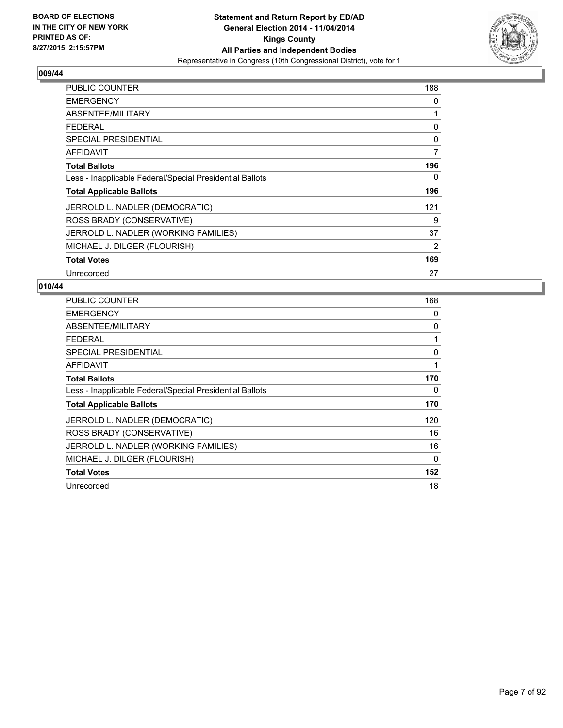BOARD OF ELECTIONS
IN THE CITY OF NEW YORK
PRINTED AS OF:
8/27/2015 2:15:57PM

**Statement and Return Report by ED/AD**
**General Election 2014 - 11/04/2014**
**Kings County**
**All Parties and Independent Bodies**
Representative in Congress (10th Congressional District), vote for 1

## 009/44

| | |
|---|---|
| PUBLIC COUNTER | 188 |
| EMERGENCY | 0 |
| ABSENTEE/MILITARY | 1 |
| FEDERAL | 0 |
| SPECIAL PRESIDENTIAL | 0 |
| AFFIDAVIT | 7 |
| **Total Ballots** | **196** |
| Less - Inapplicable Federal/Special Presidential Ballots | 0 |
| **Total Applicable Ballots** | **196** |
| JERROLD L. NADLER (DEMOCRATIC) | 121 |
| ROSS BRADY (CONSERVATIVE) | 9 |
| JERROLD L. NADLER (WORKING FAMILIES) | 37 |
| MICHAEL J. DILGER (FLOURISH) | 2 |
| **Total Votes** | **169** |
| Unrecorded | 27 |

## 010/44

| | |
|---|---|
| PUBLIC COUNTER | 168 |
| EMERGENCY | 0 |
| ABSENTEE/MILITARY | 0 |
| FEDERAL | 1 |
| SPECIAL PRESIDENTIAL | 0 |
| AFFIDAVIT | 1 |
| **Total Ballots** | **170** |
| Less - Inapplicable Federal/Special Presidential Ballots | 0 |
| **Total Applicable Ballots** | **170** |
| JERROLD L. NADLER (DEMOCRATIC) | 120 |
| ROSS BRADY (CONSERVATIVE) | 16 |
| JERROLD L. NADLER (WORKING FAMILIES) | 16 |
| MICHAEL J. DILGER (FLOURISH) | 0 |
| **Total Votes** | **152** |
| Unrecorded | 18 |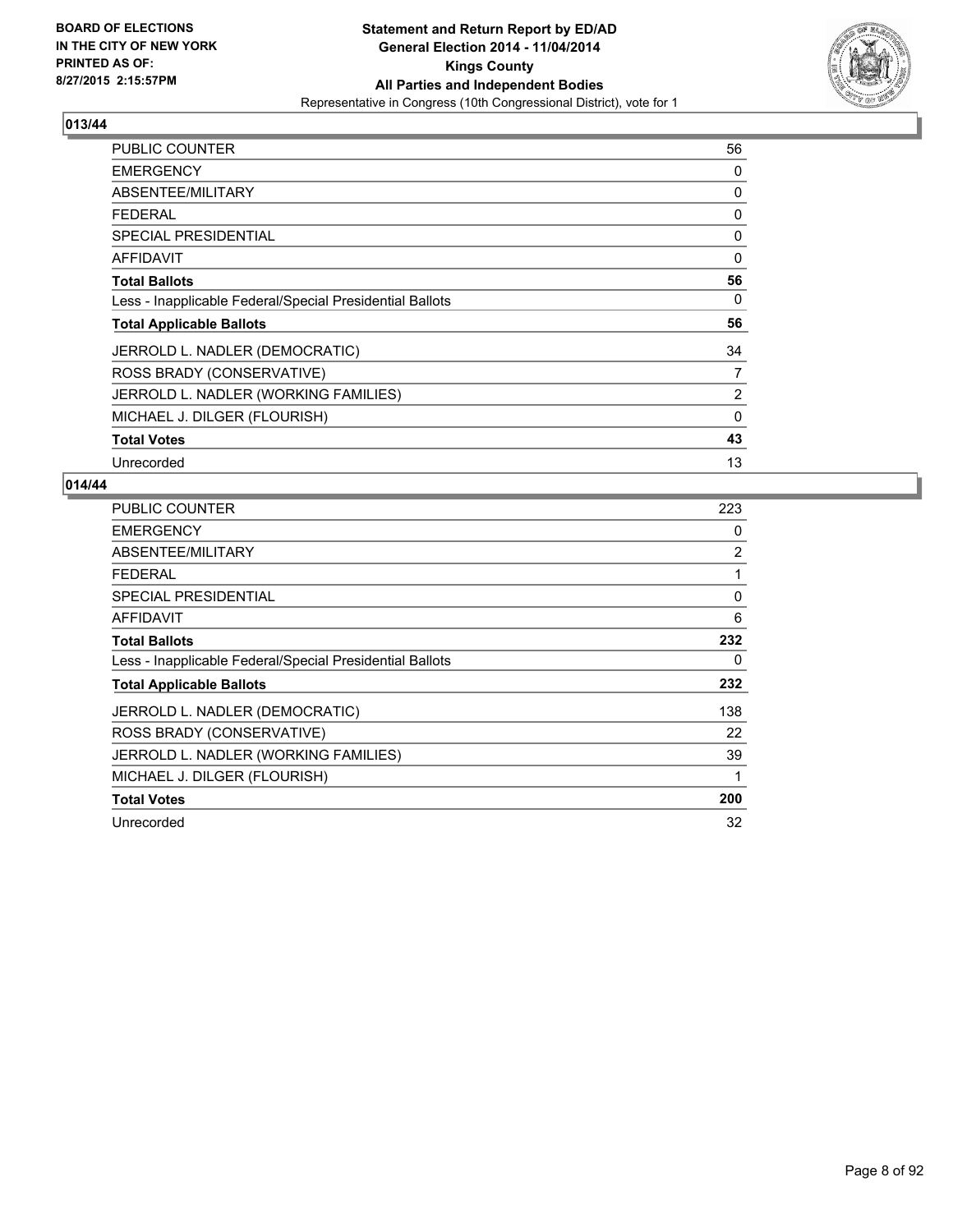BOARD OF ELECTIONS
IN THE CITY OF NEW YORK
PRINTED AS OF:
8/27/2015 2:15:57PM

**Statement and Return Report by ED/AD**
**General Election 2014 - 11/04/2014**
**Kings County**
**All Parties and Independent Bodies**
Representative in Congress (10th Congressional District), vote for 1

## 013/44

| | |
|---|---|
| PUBLIC COUNTER | 56 |
| EMERGENCY | 0 |
| ABSENTEE/MILITARY | 0 |
| FEDERAL | 0 |
| SPECIAL PRESIDENTIAL | 0 |
| AFFIDAVIT | 0 |
| **Total Ballots** | **56** |
| Less - Inapplicable Federal/Special Presidential Ballots | 0 |
| **Total Applicable Ballots** | **56** |
| JERROLD L. NADLER (DEMOCRATIC) | 34 |
| ROSS BRADY (CONSERVATIVE) | 7 |
| JERROLD L. NADLER (WORKING FAMILIES) | 2 |
| MICHAEL J. DILGER (FLOURISH) | 0 |
| **Total Votes** | **43** |
| Unrecorded | 13 |

## 014/44

| | |
|---|---|
| PUBLIC COUNTER | 223 |
| EMERGENCY | 0 |
| ABSENTEE/MILITARY | 2 |
| FEDERAL | 1 |
| SPECIAL PRESIDENTIAL | 0 |
| AFFIDAVIT | 6 |
| **Total Ballots** | **232** |
| Less - Inapplicable Federal/Special Presidential Ballots | 0 |
| **Total Applicable Ballots** | **232** |
| JERROLD L. NADLER (DEMOCRATIC) | 138 |
| ROSS BRADY (CONSERVATIVE) | 22 |
| JERROLD L. NADLER (WORKING FAMILIES) | 39 |
| MICHAEL J. DILGER (FLOURISH) | 1 |
| **Total Votes** | **200** |
| Unrecorded | 32 |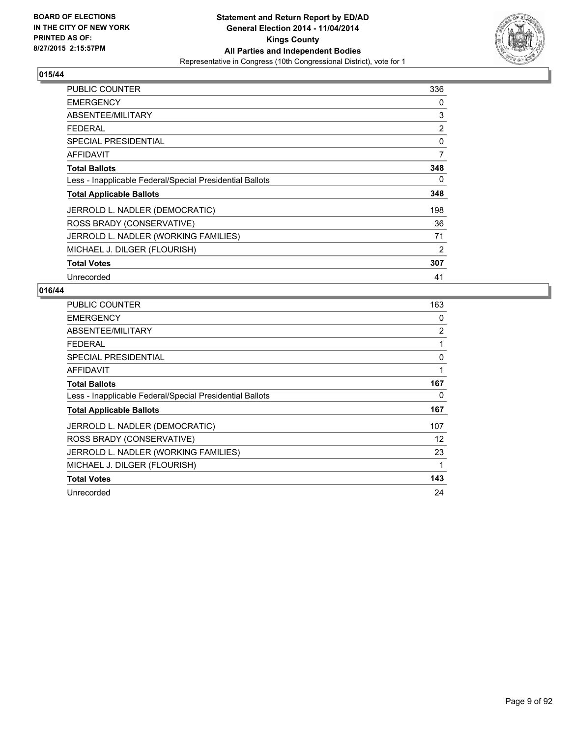**BOARD OF ELECTIONS IN THE CITY OF NEW YORK PRINTED AS OF: 8/27/2015 2:15:57PM**

**Statement and Return Report by ED/AD General Election 2014 - 11/04/2014 Kings County All Parties and Independent Bodies**
Representative in Congress (10th Congressional District), vote for 1

## 015/44

| | |
|---|---|
| PUBLIC COUNTER | 336 |
| EMERGENCY | 0 |
| ABSENTEE/MILITARY | 3 |
| FEDERAL | 2 |
| SPECIAL PRESIDENTIAL | 0 |
| AFFIDAVIT | 7 |
| **Total Ballots** | **348** |
| Less - Inapplicable Federal/Special Presidential Ballots | 0 |
| **Total Applicable Ballots** | **348** |
| JERROLD L. NADLER (DEMOCRATIC) | 198 |
| ROSS BRADY (CONSERVATIVE) | 36 |
| JERROLD L. NADLER (WORKING FAMILIES) | 71 |
| MICHAEL J. DILGER (FLOURISH) | 2 |
| **Total Votes** | **307** |
| Unrecorded | 41 |

## 016/44

| | |
|---|---|
| PUBLIC COUNTER | 163 |
| EMERGENCY | 0 |
| ABSENTEE/MILITARY | 2 |
| FEDERAL | 1 |
| SPECIAL PRESIDENTIAL | 0 |
| AFFIDAVIT | 1 |
| **Total Ballots** | **167** |
| Less - Inapplicable Federal/Special Presidential Ballots | 0 |
| **Total Applicable Ballots** | **167** |
| JERROLD L. NADLER (DEMOCRATIC) | 107 |
| ROSS BRADY (CONSERVATIVE) | 12 |
| JERROLD L. NADLER (WORKING FAMILIES) | 23 |
| MICHAEL J. DILGER (FLOURISH) | 1 |
| **Total Votes** | **143** |
| Unrecorded | 24 |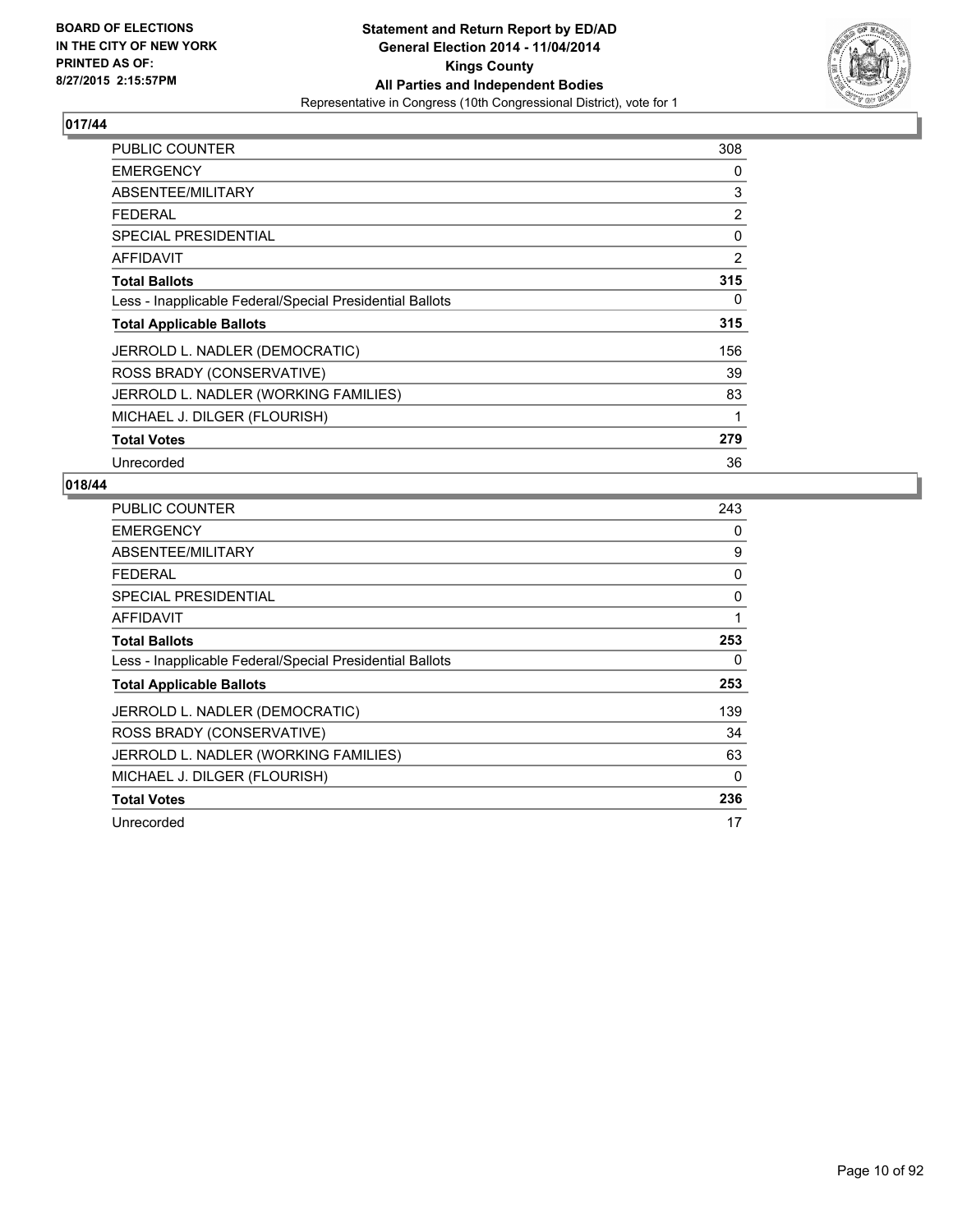**BOARD OF ELECTIONS IN THE CITY OF NEW YORK PRINTED AS OF: 8/27/2015 2:15:57PM**

**Statement and Return Report by ED/AD General Election 2014 - 11/04/2014 Kings County All Parties and Independent Bodies**
Representative in Congress (10th Congressional District), vote for 1

## 017/44

| | |
|---|---|
| PUBLIC COUNTER | 308 |
| EMERGENCY | 0 |
| ABSENTEE/MILITARY | 3 |
| FEDERAL | 2 |
| SPECIAL PRESIDENTIAL | 0 |
| AFFIDAVIT | 2 |
| **Total Ballots** | **315** |
| Less - Inapplicable Federal/Special Presidential Ballots | 0 |
| **Total Applicable Ballots** | **315** |
| JERROLD L. NADLER (DEMOCRATIC) | 156 |
| ROSS BRADY (CONSERVATIVE) | 39 |
| JERROLD L. NADLER (WORKING FAMILIES) | 83 |
| MICHAEL J. DILGER (FLOURISH) | 1 |
| **Total Votes** | **279** |
| Unrecorded | 36 |

## 018/44

| | |
|---|---|
| PUBLIC COUNTER | 243 |
| EMERGENCY | 0 |
| ABSENTEE/MILITARY | 9 |
| FEDERAL | 0 |
| SPECIAL PRESIDENTIAL | 0 |
| AFFIDAVIT | 1 |
| **Total Ballots** | **253** |
| Less - Inapplicable Federal/Special Presidential Ballots | 0 |
| **Total Applicable Ballots** | **253** |
| JERROLD L. NADLER (DEMOCRATIC) | 139 |
| ROSS BRADY (CONSERVATIVE) | 34 |
| JERROLD L. NADLER (WORKING FAMILIES) | 63 |
| MICHAEL J. DILGER (FLOURISH) | 0 |
| **Total Votes** | **236** |
| Unrecorded | 17 |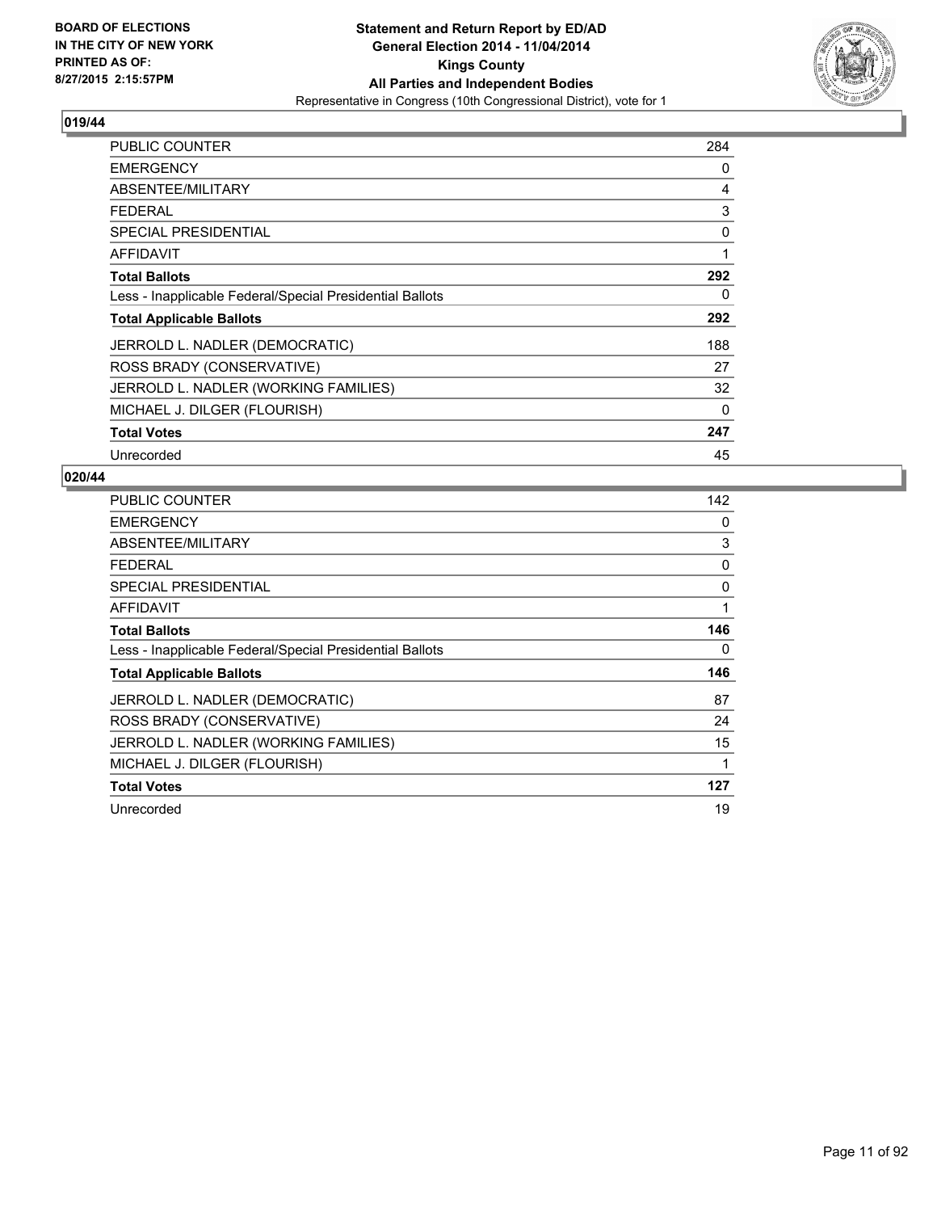**BOARD OF ELECTIONS IN THE CITY OF NEW YORK PRINTED AS OF: 8/27/2015 2:15:57PM**

**Statement and Return Report by ED/AD**
**General Election 2014 - 11/04/2014**
**Kings County**
**All Parties and Independent Bodies**
Representative in Congress (10th Congressional District), vote for 1

### 019/44

| | |
|---|---|
| PUBLIC COUNTER | 284 |
| EMERGENCY | 0 |
| ABSENTEE/MILITARY | 4 |
| FEDERAL | 3 |
| SPECIAL PRESIDENTIAL | 0 |
| AFFIDAVIT | 1 |
| **Total Ballots** | **292** |
| Less - Inapplicable Federal/Special Presidential Ballots | 0 |
| **Total Applicable Ballots** | **292** |
| JERROLD L. NADLER (DEMOCRATIC) | 188 |
| ROSS BRADY (CONSERVATIVE) | 27 |
| JERROLD L. NADLER (WORKING FAMILIES) | 32 |
| MICHAEL J. DILGER (FLOURISH) | 0 |
| **Total Votes** | **247** |
| Unrecorded | 45 |

### 020/44

| | |
|---|---|
| PUBLIC COUNTER | 142 |
| EMERGENCY | 0 |
| ABSENTEE/MILITARY | 3 |
| FEDERAL | 0 |
| SPECIAL PRESIDENTIAL | 0 |
| AFFIDAVIT | 1 |
| **Total Ballots** | **146** |
| Less - Inapplicable Federal/Special Presidential Ballots | 0 |
| **Total Applicable Ballots** | **146** |
| JERROLD L. NADLER (DEMOCRATIC) | 87 |
| ROSS BRADY (CONSERVATIVE) | 24 |
| JERROLD L. NADLER (WORKING FAMILIES) | 15 |
| MICHAEL J. DILGER (FLOURISH) | 1 |
| **Total Votes** | **127** |
| Unrecorded | 19 |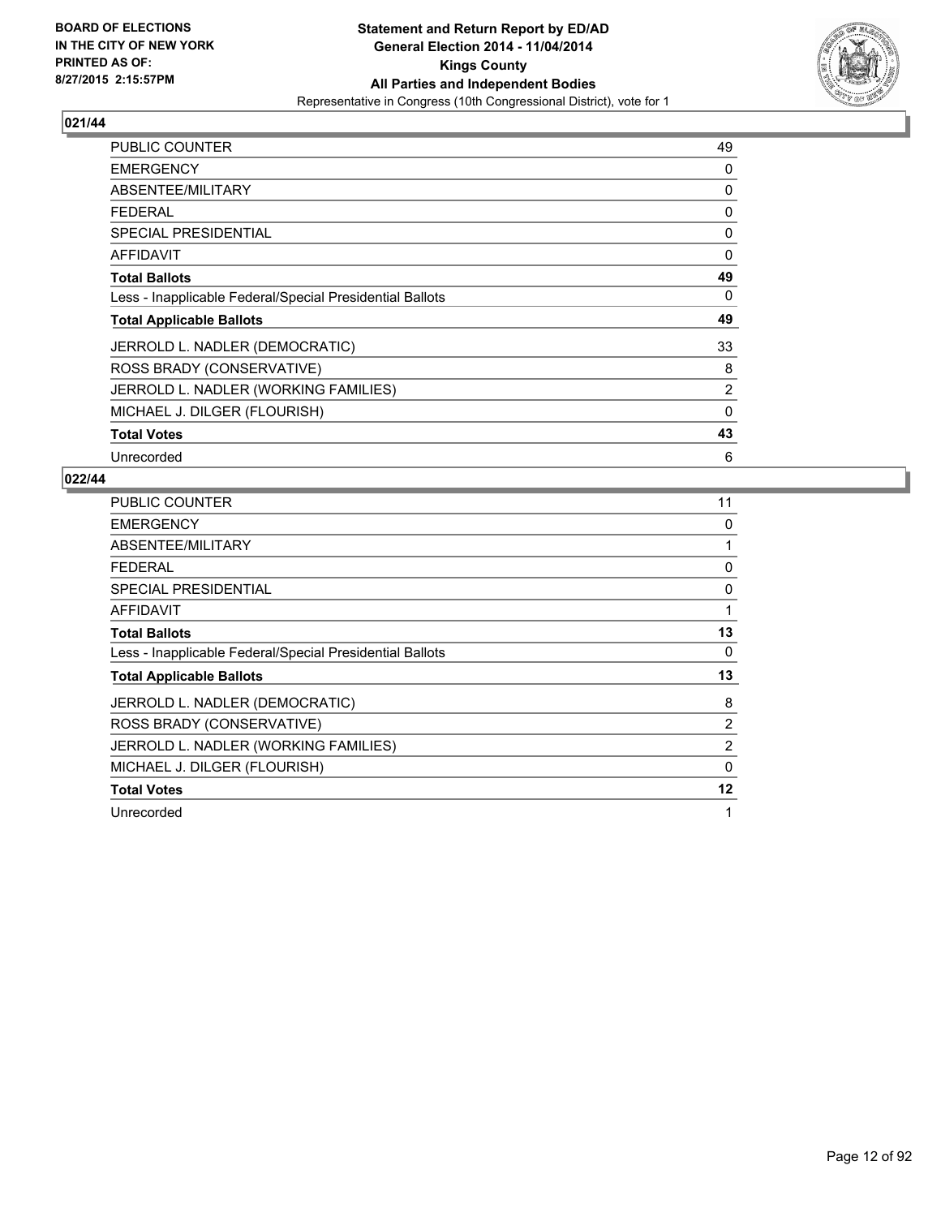## 021/44

| | |
|---|---|
| PUBLIC COUNTER | 49 |
| EMERGENCY | 0 |
| ABSENTEE/MILITARY | 0 |
| FEDERAL | 0 |
| SPECIAL PRESIDENTIAL | 0 |
| AFFIDAVIT | 0 |
| **Total Ballots** | **49** |
| Less - Inapplicable Federal/Special Presidential Ballots | 0 |
| **Total Applicable Ballots** | **49** |
| JERROLD L. NADLER (DEMOCRATIC) | 33 |
| ROSS BRADY (CONSERVATIVE) | 8 |
| JERROLD L. NADLER (WORKING FAMILIES) | 2 |
| MICHAEL J. DILGER (FLOURISH) | 0 |
| **Total Votes** | **43** |
| Unrecorded | 6 |

## 022/44

| | |
|---|---|
| PUBLIC COUNTER | 11 |
| EMERGENCY | 0 |
| ABSENTEE/MILITARY | 1 |
| FEDERAL | 0 |
| SPECIAL PRESIDENTIAL | 0 |
| AFFIDAVIT | 1 |
| **Total Ballots** | **13** |
| Less - Inapplicable Federal/Special Presidential Ballots | 0 |
| **Total Applicable Ballots** | **13** |
| JERROLD L. NADLER (DEMOCRATIC) | 8 |
| ROSS BRADY (CONSERVATIVE) | 2 |
| JERROLD L. NADLER (WORKING FAMILIES) | 2 |
| MICHAEL J. DILGER (FLOURISH) | 0 |
| **Total Votes** | **12** |
| Unrecorded | 1 |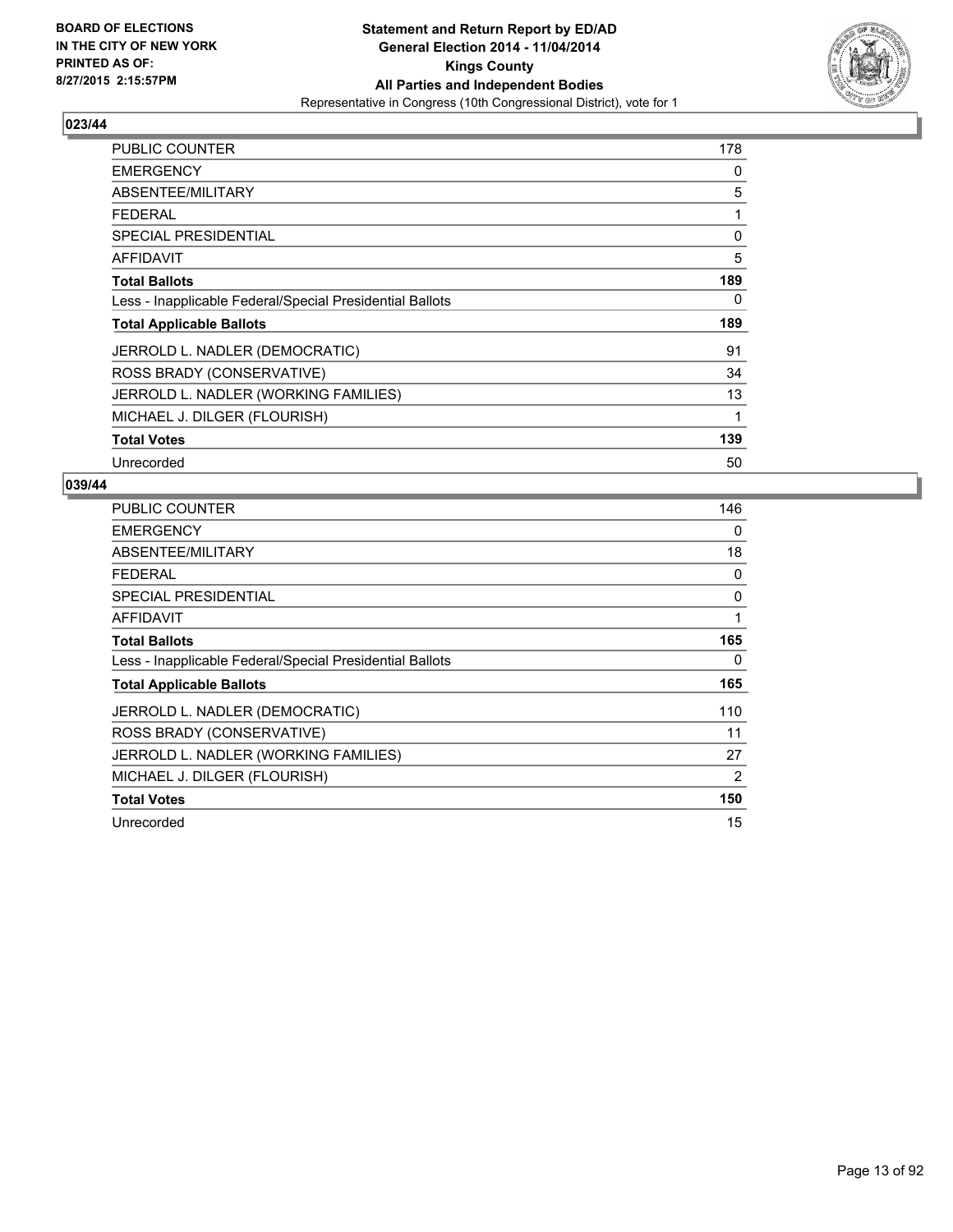**BOARD OF ELECTIONS IN THE CITY OF NEW YORK PRINTED AS OF: 8/27/2015 2:15:57PM**

**Statement and Return Report by ED/AD General Election 2014 - 11/04/2014 Kings County All Parties and Independent Bodies**

Representative in Congress (10th Congressional District), vote for 1

## 023/44

| | |
|---|---|
| PUBLIC COUNTER | 178 |
| EMERGENCY | 0 |
| ABSENTEE/MILITARY | 5 |
| FEDERAL | 1 |
| SPECIAL PRESIDENTIAL | 0 |
| AFFIDAVIT | 5 |
| **Total Ballots** | **189** |
| Less - Inapplicable Federal/Special Presidential Ballots | 0 |
| **Total Applicable Ballots** | **189** |
| JERROLD L. NADLER (DEMOCRATIC) | 91 |
| ROSS BRADY (CONSERVATIVE) | 34 |
| JERROLD L. NADLER (WORKING FAMILIES) | 13 |
| MICHAEL J. DILGER (FLOURISH) | 1 |
| **Total Votes** | **139** |
| Unrecorded | 50 |

## 039/44

| | |
|---|---|
| PUBLIC COUNTER | 146 |
| EMERGENCY | 0 |
| ABSENTEE/MILITARY | 18 |
| FEDERAL | 0 |
| SPECIAL PRESIDENTIAL | 0 |
| AFFIDAVIT | 1 |
| **Total Ballots** | **165** |
| Less - Inapplicable Federal/Special Presidential Ballots | 0 |
| **Total Applicable Ballots** | **165** |
| JERROLD L. NADLER (DEMOCRATIC) | 110 |
| ROSS BRADY (CONSERVATIVE) | 11 |
| JERROLD L. NADLER (WORKING FAMILIES) | 27 |
| MICHAEL J. DILGER (FLOURISH) | 2 |
| **Total Votes** | **150** |
| Unrecorded | 15 |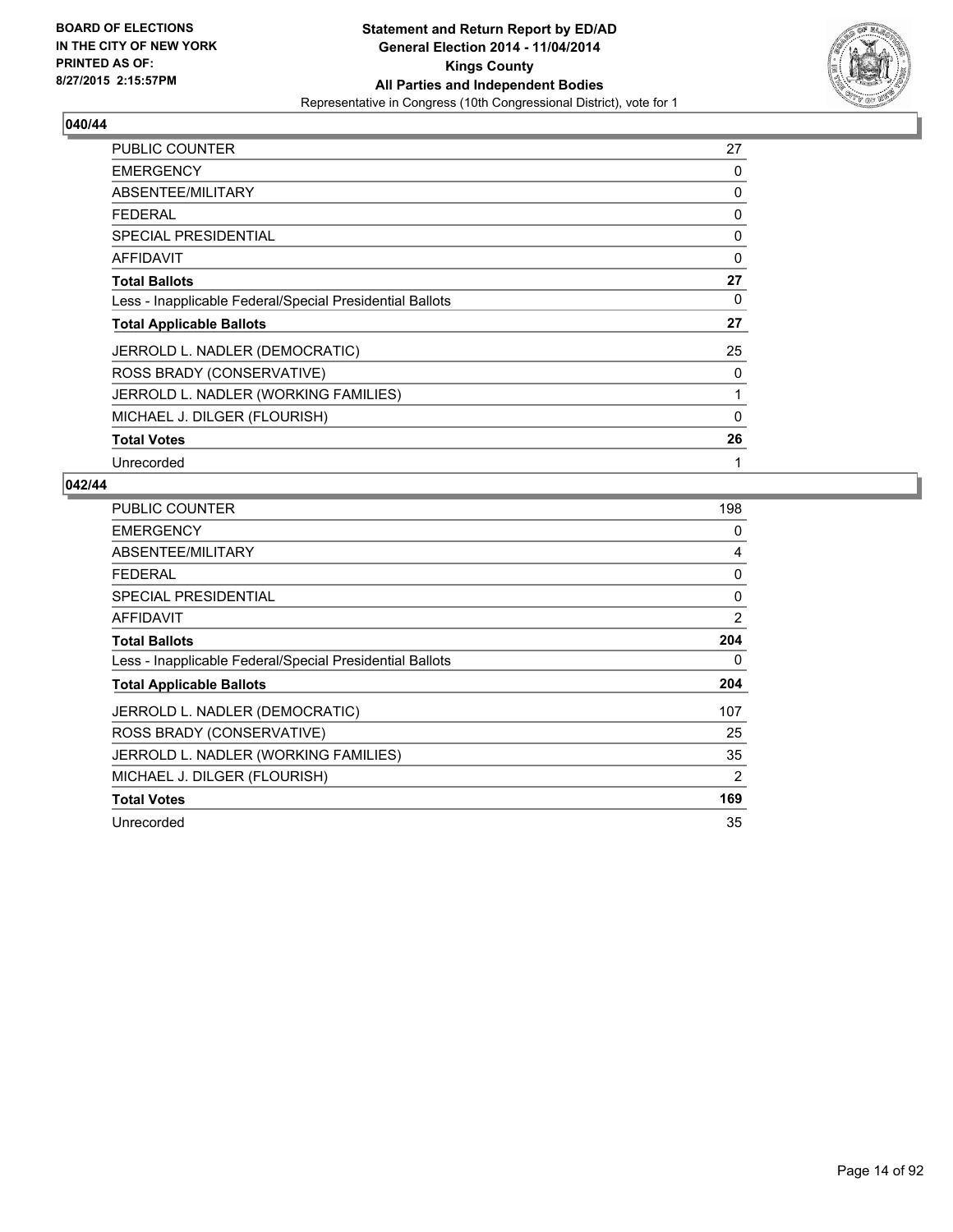**BOARD OF ELECTIONS IN THE CITY OF NEW YORK PRINTED AS OF: 8/27/2015 2:15:57PM**

**Statement and Return Report by ED/AD General Election 2014 - 11/04/2014 Kings County All Parties and Independent Bodies**
Representative in Congress (10th Congressional District), vote for 1

## 040/44

| | |
|---|---|
| PUBLIC COUNTER | 27 |
| EMERGENCY | 0 |
| ABSENTEE/MILITARY | 0 |
| FEDERAL | 0 |
| SPECIAL PRESIDENTIAL | 0 |
| AFFIDAVIT | 0 |
| **Total Ballots** | **27** |
| Less - Inapplicable Federal/Special Presidential Ballots | 0 |
| **Total Applicable Ballots** | **27** |
| JERROLD L. NADLER (DEMOCRATIC) | 25 |
| ROSS BRADY (CONSERVATIVE) | 0 |
| JERROLD L. NADLER (WORKING FAMILIES) | 1 |
| MICHAEL J. DILGER (FLOURISH) | 0 |
| **Total Votes** | **26** |
| Unrecorded | 1 |

## 042/44

| | |
|---|---|
| PUBLIC COUNTER | 198 |
| EMERGENCY | 0 |
| ABSENTEE/MILITARY | 4 |
| FEDERAL | 0 |
| SPECIAL PRESIDENTIAL | 0 |
| AFFIDAVIT | 2 |
| **Total Ballots** | **204** |
| Less - Inapplicable Federal/Special Presidential Ballots | 0 |
| **Total Applicable Ballots** | **204** |
| JERROLD L. NADLER (DEMOCRATIC) | 107 |
| ROSS BRADY (CONSERVATIVE) | 25 |
| JERROLD L. NADLER (WORKING FAMILIES) | 35 |
| MICHAEL J. DILGER (FLOURISH) | 2 |
| **Total Votes** | **169** |
| Unrecorded | 35 |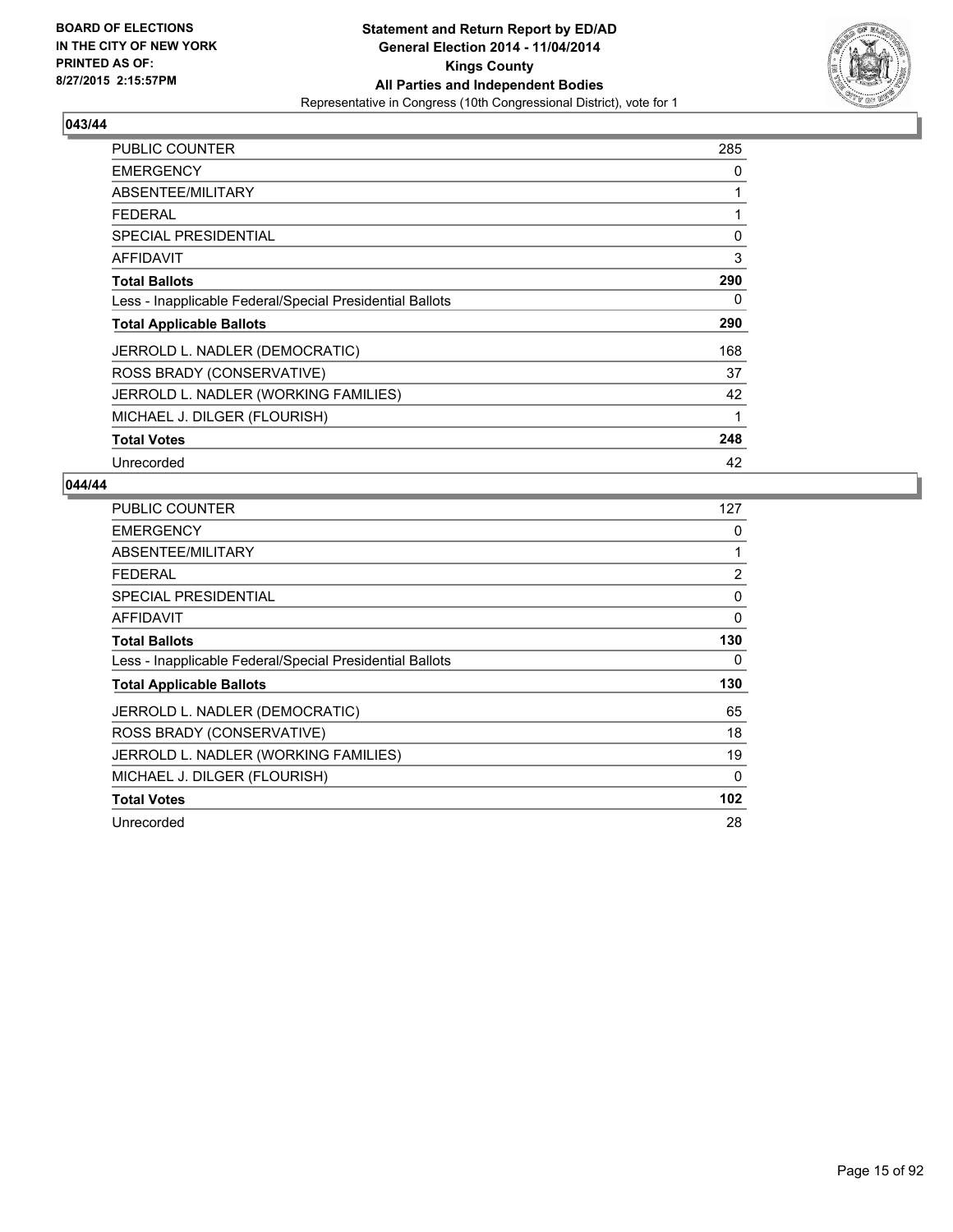BOARD OF ELECTIONS
IN THE CITY OF NEW YORK
PRINTED AS OF:
8/27/2015 2:15:57PM

**Statement and Return Report by ED/AD**
**General Election 2014 - 11/04/2014**
**Kings County**
**All Parties and Independent Bodies**
Representative in Congress (10th Congressional District), vote for 1

### 043/44

| | |
|---|---|
| PUBLIC COUNTER | 285 |
| EMERGENCY | 0 |
| ABSENTEE/MILITARY | 1 |
| FEDERAL | 1 |
| SPECIAL PRESIDENTIAL | 0 |
| AFFIDAVIT | 3 |
| **Total Ballots** | **290** |
| Less - Inapplicable Federal/Special Presidential Ballots | 0 |
| **Total Applicable Ballots** | **290** |
| JERROLD L. NADLER (DEMOCRATIC) | 168 |
| ROSS BRADY (CONSERVATIVE) | 37 |
| JERROLD L. NADLER (WORKING FAMILIES) | 42 |
| MICHAEL J. DILGER (FLOURISH) | 1 |
| **Total Votes** | **248** |
| Unrecorded | 42 |

### 044/44

| | |
|---|---|
| PUBLIC COUNTER | 127 |
| EMERGENCY | 0 |
| ABSENTEE/MILITARY | 1 |
| FEDERAL | 2 |
| SPECIAL PRESIDENTIAL | 0 |
| AFFIDAVIT | 0 |
| **Total Ballots** | **130** |
| Less - Inapplicable Federal/Special Presidential Ballots | 0 |
| **Total Applicable Ballots** | **130** |
| JERROLD L. NADLER (DEMOCRATIC) | 65 |
| ROSS BRADY (CONSERVATIVE) | 18 |
| JERROLD L. NADLER (WORKING FAMILIES) | 19 |
| MICHAEL J. DILGER (FLOURISH) | 0 |
| **Total Votes** | **102** |
| Unrecorded | 28 |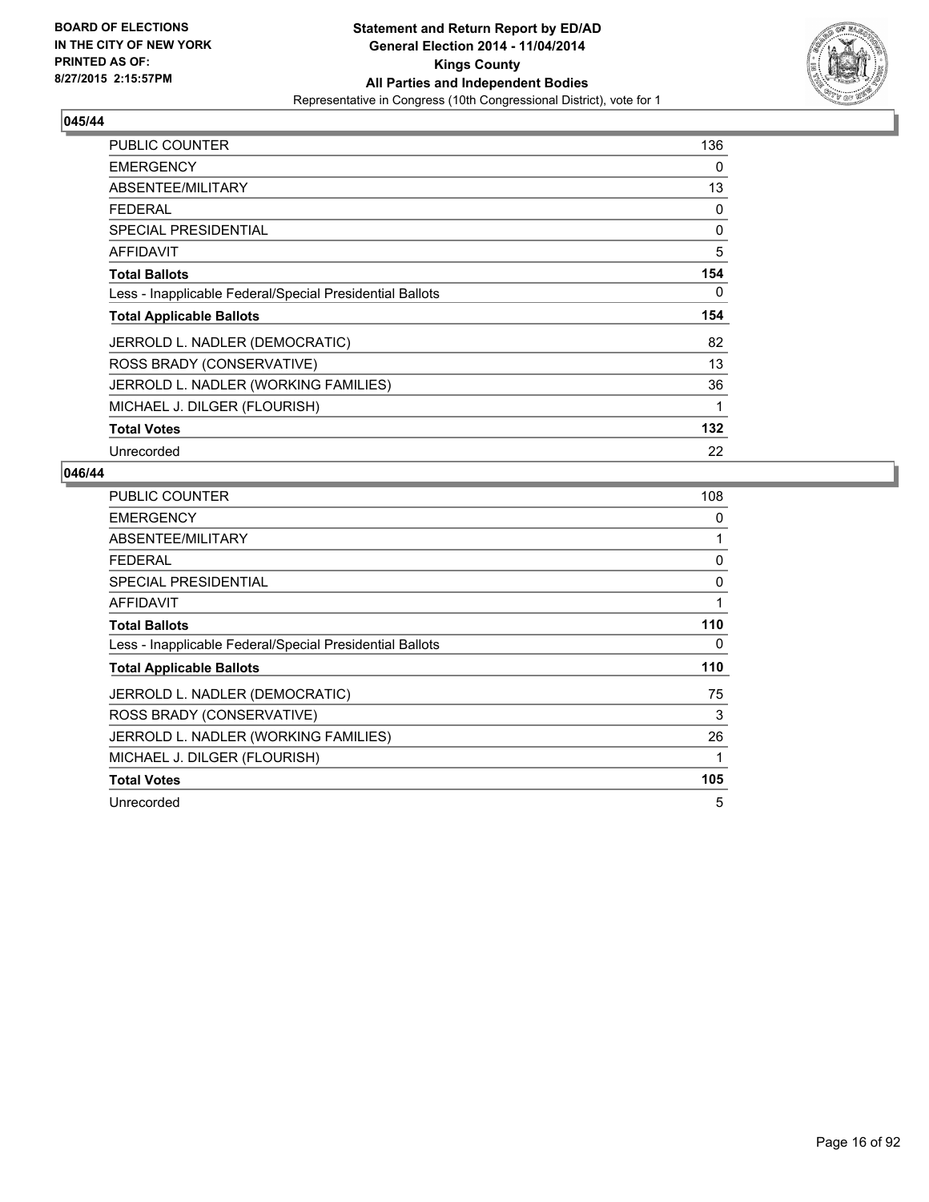**BOARD OF ELECTIONS IN THE CITY OF NEW YORK PRINTED AS OF: 8/27/2015 2:15:57PM**

**Statement and Return Report by ED/AD General Election 2014 - 11/04/2014 Kings County All Parties and Independent Bodies**
Representative in Congress (10th Congressional District), vote for 1

## 045/44

| | |
|---|---|
| PUBLIC COUNTER | 136 |
| EMERGENCY | 0 |
| ABSENTEE/MILITARY | 13 |
| FEDERAL | 0 |
| SPECIAL PRESIDENTIAL | 0 |
| AFFIDAVIT | 5 |
| **Total Ballots** | **154** |
| Less - Inapplicable Federal/Special Presidential Ballots | 0 |
| **Total Applicable Ballots** | **154** |
| JERROLD L. NADLER (DEMOCRATIC) | 82 |
| ROSS BRADY (CONSERVATIVE) | 13 |
| JERROLD L. NADLER (WORKING FAMILIES) | 36 |
| MICHAEL J. DILGER (FLOURISH) | 1 |
| **Total Votes** | **132** |
| Unrecorded | 22 |

## 046/44

| | |
|---|---|
| PUBLIC COUNTER | 108 |
| EMERGENCY | 0 |
| ABSENTEE/MILITARY | 1 |
| FEDERAL | 0 |
| SPECIAL PRESIDENTIAL | 0 |
| AFFIDAVIT | 1 |
| **Total Ballots** | **110** |
| Less - Inapplicable Federal/Special Presidential Ballots | 0 |
| **Total Applicable Ballots** | **110** |
| JERROLD L. NADLER (DEMOCRATIC) | 75 |
| ROSS BRADY (CONSERVATIVE) | 3 |
| JERROLD L. NADLER (WORKING FAMILIES) | 26 |
| MICHAEL J. DILGER (FLOURISH) | 1 |
| **Total Votes** | **105** |
| Unrecorded | 5 |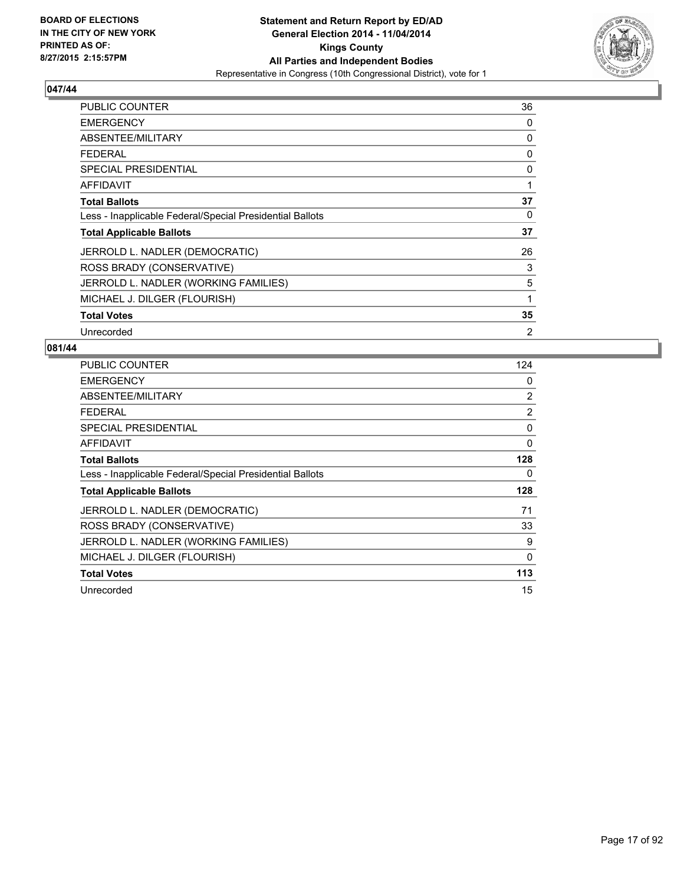BOARD OF ELECTIONS
IN THE CITY OF NEW YORK
PRINTED AS OF:
8/27/2015 2:15:57PM

**Statement and Return Report by ED/AD**
**General Election 2014 - 11/04/2014**
**Kings County**
**All Parties and Independent Bodies**
Representative in Congress (10th Congressional District), vote for 1

## 047/44

| | |
|---|---|
| PUBLIC COUNTER | 36 |
| EMERGENCY | 0 |
| ABSENTEE/MILITARY | 0 |
| FEDERAL | 0 |
| SPECIAL PRESIDENTIAL | 0 |
| AFFIDAVIT | 1 |
| **Total Ballots** | **37** |
| Less - Inapplicable Federal/Special Presidential Ballots | 0 |
| **Total Applicable Ballots** | **37** |
| JERROLD L. NADLER (DEMOCRATIC) | 26 |
| ROSS BRADY (CONSERVATIVE) | 3 |
| JERROLD L. NADLER (WORKING FAMILIES) | 5 |
| MICHAEL J. DILGER (FLOURISH) | 1 |
| **Total Votes** | **35** |
| Unrecorded | 2 |

## 081/44

| | |
|---|---|
| PUBLIC COUNTER | 124 |
| EMERGENCY | 0 |
| ABSENTEE/MILITARY | 2 |
| FEDERAL | 2 |
| SPECIAL PRESIDENTIAL | 0 |
| AFFIDAVIT | 0 |
| **Total Ballots** | **128** |
| Less - Inapplicable Federal/Special Presidential Ballots | 0 |
| **Total Applicable Ballots** | **128** |
| JERROLD L. NADLER (DEMOCRATIC) | 71 |
| ROSS BRADY (CONSERVATIVE) | 33 |
| JERROLD L. NADLER (WORKING FAMILIES) | 9 |
| MICHAEL J. DILGER (FLOURISH) | 0 |
| **Total Votes** | **113** |
| Unrecorded | 15 |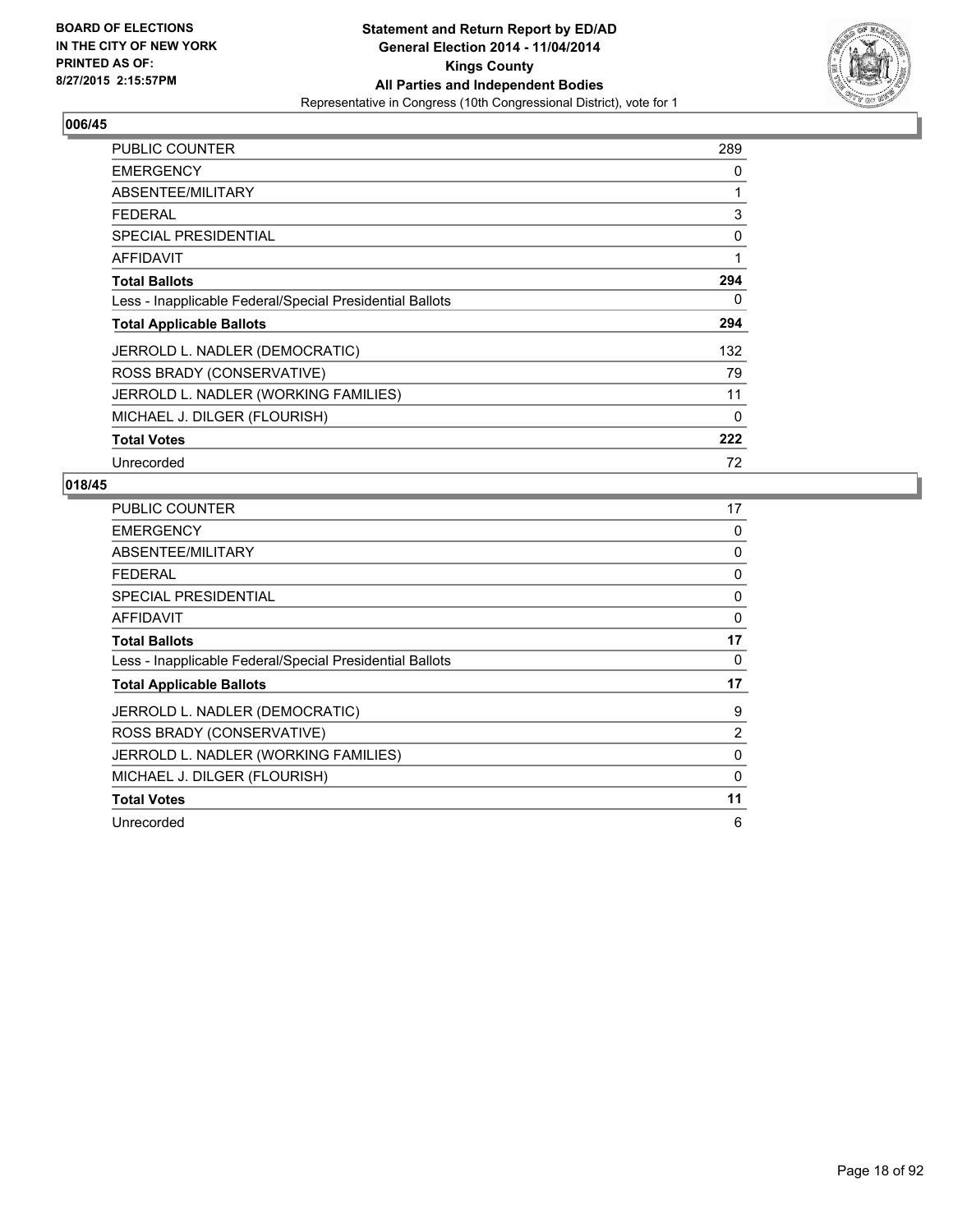**Statement and Return Report by ED/AD**
**General Election 2014 - 11/04/2014**
**Kings County**
**All Parties and Independent Bodies**
Representative in Congress (10th Congressional District), vote for 1

BOARD OF ELECTIONS
IN THE CITY OF NEW YORK
PRINTED AS OF:
8/27/2015 2:15:57PM

## 006/45

| | |
|---|---|
| PUBLIC COUNTER | 289 |
| EMERGENCY | 0 |
| ABSENTEE/MILITARY | 1 |
| FEDERAL | 3 |
| SPECIAL PRESIDENTIAL | 0 |
| AFFIDAVIT | 1 |
| **Total Ballots** | **294** |
| Less - Inapplicable Federal/Special Presidential Ballots | 0 |
| **Total Applicable Ballots** | **294** |
| JERROLD L. NADLER (DEMOCRATIC) | 132 |
| ROSS BRADY (CONSERVATIVE) | 79 |
| JERROLD L. NADLER (WORKING FAMILIES) | 11 |
| MICHAEL J. DILGER (FLOURISH) | 0 |
| **Total Votes** | **222** |
| Unrecorded | 72 |

## 018/45

| | |
|---|---|
| PUBLIC COUNTER | 17 |
| EMERGENCY | 0 |
| ABSENTEE/MILITARY | 0 |
| FEDERAL | 0 |
| SPECIAL PRESIDENTIAL | 0 |
| AFFIDAVIT | 0 |
| **Total Ballots** | **17** |
| Less - Inapplicable Federal/Special Presidential Ballots | 0 |
| **Total Applicable Ballots** | **17** |
| JERROLD L. NADLER (DEMOCRATIC) | 9 |
| ROSS BRADY (CONSERVATIVE) | 2 |
| JERROLD L. NADLER (WORKING FAMILIES) | 0 |
| MICHAEL J. DILGER (FLOURISH) | 0 |
| **Total Votes** | **11** |
| Unrecorded | 6 |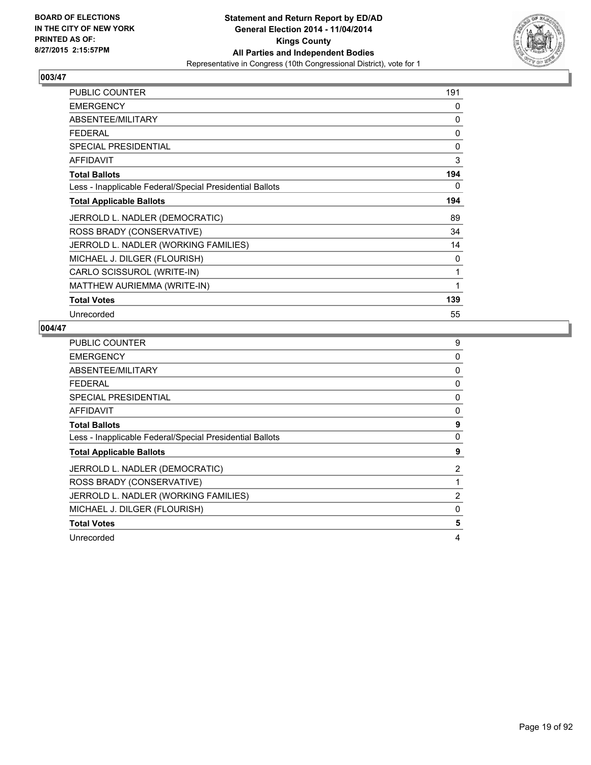BOARD OF ELECTIONS
IN THE CITY OF NEW YORK
PRINTED AS OF:
8/27/2015 2:15:57PM

**Statement and Return Report by ED/AD**
**General Election 2014 - 11/04/2014**
**Kings County**
**All Parties and Independent Bodies**
Representative in Congress (10th Congressional District), vote for 1

## 003/47

| | |
|---|---|
| PUBLIC COUNTER | 191 |
| EMERGENCY | 0 |
| ABSENTEE/MILITARY | 0 |
| FEDERAL | 0 |
| SPECIAL PRESIDENTIAL | 0 |
| AFFIDAVIT | 3 |
| **Total Ballots** | **194** |
| Less - Inapplicable Federal/Special Presidential Ballots | 0 |
| **Total Applicable Ballots** | **194** |
| JERROLD L. NADLER (DEMOCRATIC) | 89 |
| ROSS BRADY (CONSERVATIVE) | 34 |
| JERROLD L. NADLER (WORKING FAMILIES) | 14 |
| MICHAEL J. DILGER (FLOURISH) | 0 |
| CARLO SCISSUROL (WRITE-IN) | 1 |
| MATTHEW AURIEMMA (WRITE-IN) | 1 |
| **Total Votes** | **139** |
| Unrecorded | 55 |

## 004/47

| | |
|---|---|
| PUBLIC COUNTER | 9 |
| EMERGENCY | 0 |
| ABSENTEE/MILITARY | 0 |
| FEDERAL | 0 |
| SPECIAL PRESIDENTIAL | 0 |
| AFFIDAVIT | 0 |
| **Total Ballots** | **9** |
| Less - Inapplicable Federal/Special Presidential Ballots | 0 |
| **Total Applicable Ballots** | **9** |
| JERROLD L. NADLER (DEMOCRATIC) | 2 |
| ROSS BRADY (CONSERVATIVE) | 1 |
| JERROLD L. NADLER (WORKING FAMILIES) | 2 |
| MICHAEL J. DILGER (FLOURISH) | 0 |
| **Total Votes** | **5** |
| Unrecorded | 4 |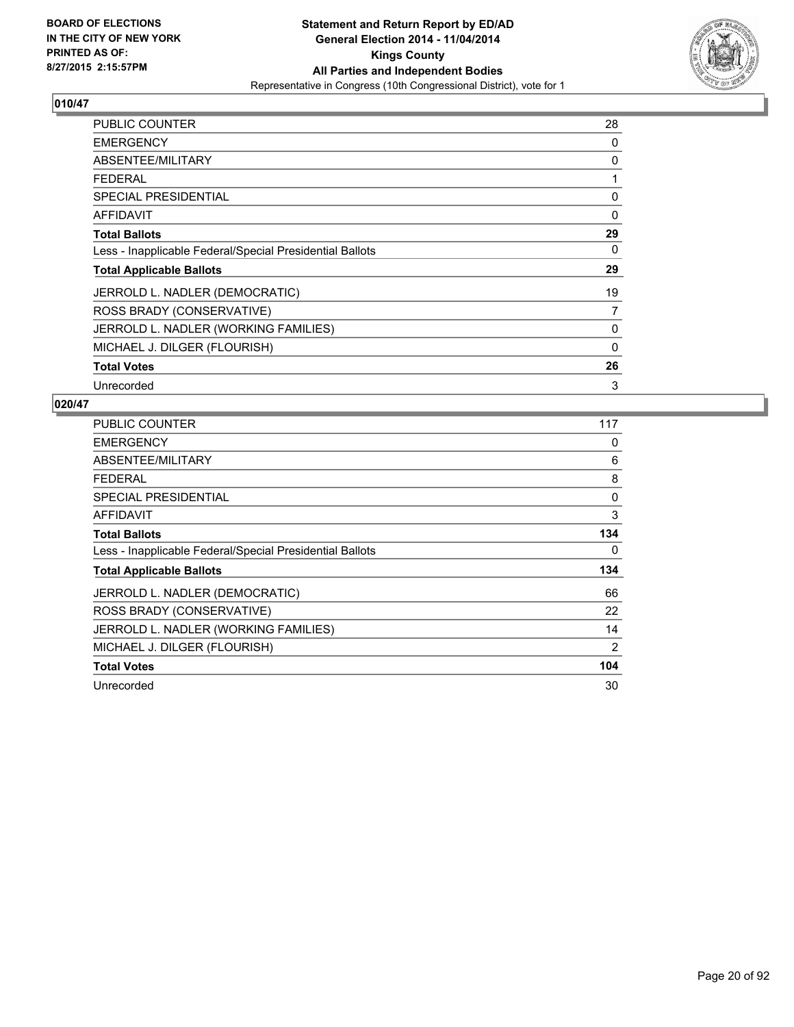BOARD OF ELECTIONS
IN THE CITY OF NEW YORK
PRINTED AS OF:
8/27/2015 2:15:57PM

**Statement and Return Report by ED/AD**
**General Election 2014 - 11/04/2014**
**Kings County**
**All Parties and Independent Bodies**
Representative in Congress (10th Congressional District), vote for 1

## 010/47

| | |
|---|---|
| PUBLIC COUNTER | 28 |
| EMERGENCY | 0 |
| ABSENTEE/MILITARY | 0 |
| FEDERAL | 1 |
| SPECIAL PRESIDENTIAL | 0 |
| AFFIDAVIT | 0 |
| **Total Ballots** | **29** |
| Less - Inapplicable Federal/Special Presidential Ballots | 0 |
| **Total Applicable Ballots** | **29** |
| JERROLD L. NADLER (DEMOCRATIC) | 19 |
| ROSS BRADY (CONSERVATIVE) | 7 |
| JERROLD L. NADLER (WORKING FAMILIES) | 0 |
| MICHAEL J. DILGER (FLOURISH) | 0 |
| **Total Votes** | **26** |
| Unrecorded | 3 |

## 020/47

| | |
|---|---|
| PUBLIC COUNTER | 117 |
| EMERGENCY | 0 |
| ABSENTEE/MILITARY | 6 |
| FEDERAL | 8 |
| SPECIAL PRESIDENTIAL | 0 |
| AFFIDAVIT | 3 |
| **Total Ballots** | **134** |
| Less - Inapplicable Federal/Special Presidential Ballots | 0 |
| **Total Applicable Ballots** | **134** |
| JERROLD L. NADLER (DEMOCRATIC) | 66 |
| ROSS BRADY (CONSERVATIVE) | 22 |
| JERROLD L. NADLER (WORKING FAMILIES) | 14 |
| MICHAEL J. DILGER (FLOURISH) | 2 |
| **Total Votes** | **104** |
| Unrecorded | 30 |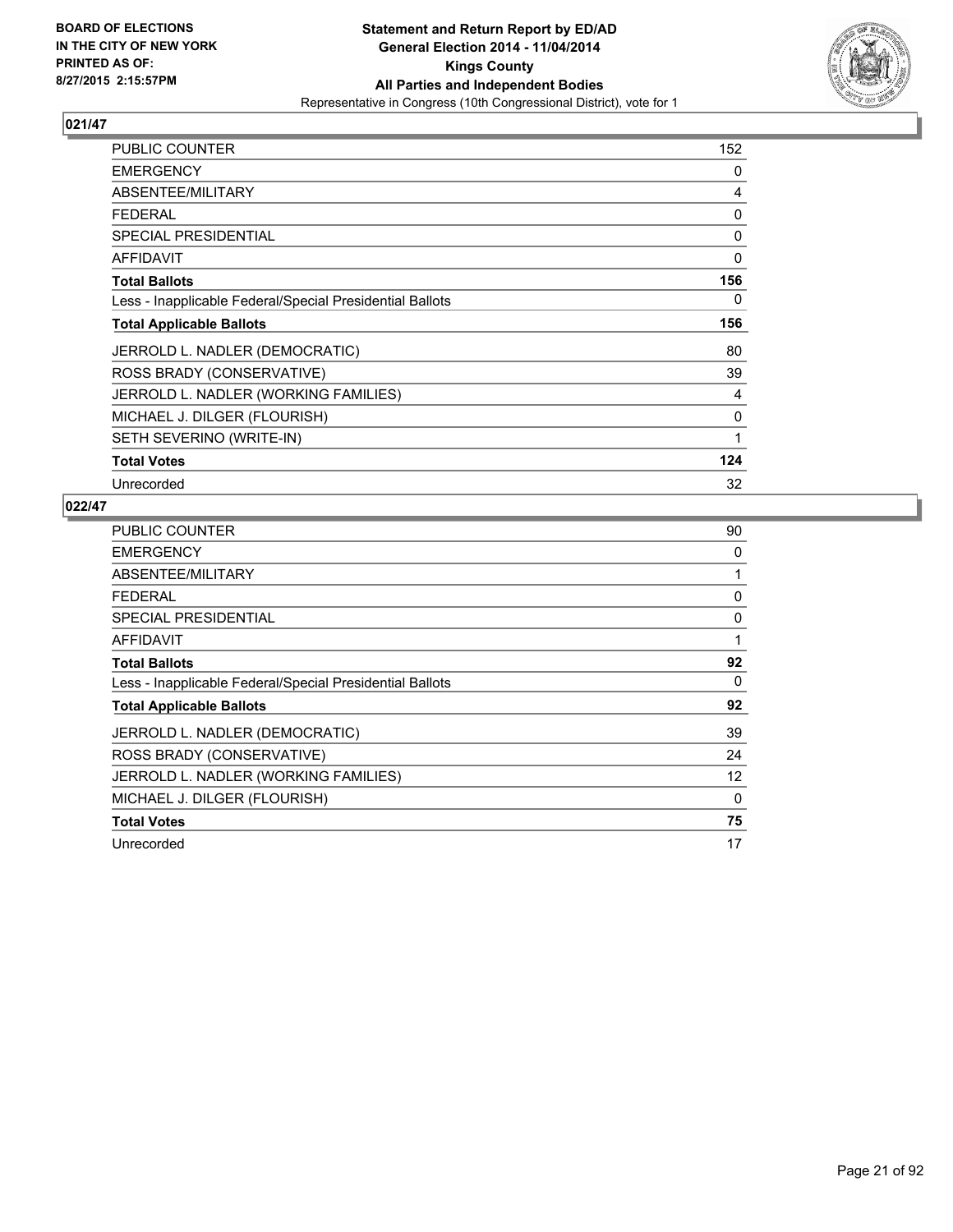**BOARD OF ELECTIONS IN THE CITY OF NEW YORK PRINTED AS OF: 8/27/2015 2:15:57PM**

# Statement and Return Report by ED/AD
## General Election 2014 - 11/04/2014
## Kings County
## All Parties and Independent Bodies
### Representative in Congress (10th Congressional District), vote for 1

### 021/47

| | |
|---|---|
| PUBLIC COUNTER | 152 |
| EMERGENCY | 0 |
| ABSENTEE/MILITARY | 4 |
| FEDERAL | 0 |
| SPECIAL PRESIDENTIAL | 0 |
| AFFIDAVIT | 0 |
| **Total Ballots** | **156** |
| Less - Inapplicable Federal/Special Presidential Ballots | 0 |
| **Total Applicable Ballots** | **156** |
| JERROLD L. NADLER (DEMOCRATIC) | 80 |
| ROSS BRADY (CONSERVATIVE) | 39 |
| JERROLD L. NADLER (WORKING FAMILIES) | 4 |
| MICHAEL J. DILGER (FLOURISH) | 0 |
| SETH SEVERINO (WRITE-IN) | 1 |
| **Total Votes** | **124** |
| Unrecorded | 32 |

### 022/47

| | |
|---|---|
| PUBLIC COUNTER | 90 |
| EMERGENCY | 0 |
| ABSENTEE/MILITARY | 1 |
| FEDERAL | 0 |
| SPECIAL PRESIDENTIAL | 0 |
| AFFIDAVIT | 1 |
| **Total Ballots** | **92** |
| Less - Inapplicable Federal/Special Presidential Ballots | 0 |
| **Total Applicable Ballots** | **92** |
| JERROLD L. NADLER (DEMOCRATIC) | 39 |
| ROSS BRADY (CONSERVATIVE) | 24 |
| JERROLD L. NADLER (WORKING FAMILIES) | 12 |
| MICHAEL J. DILGER (FLOURISH) | 0 |
| **Total Votes** | **75** |
| Unrecorded | 17 |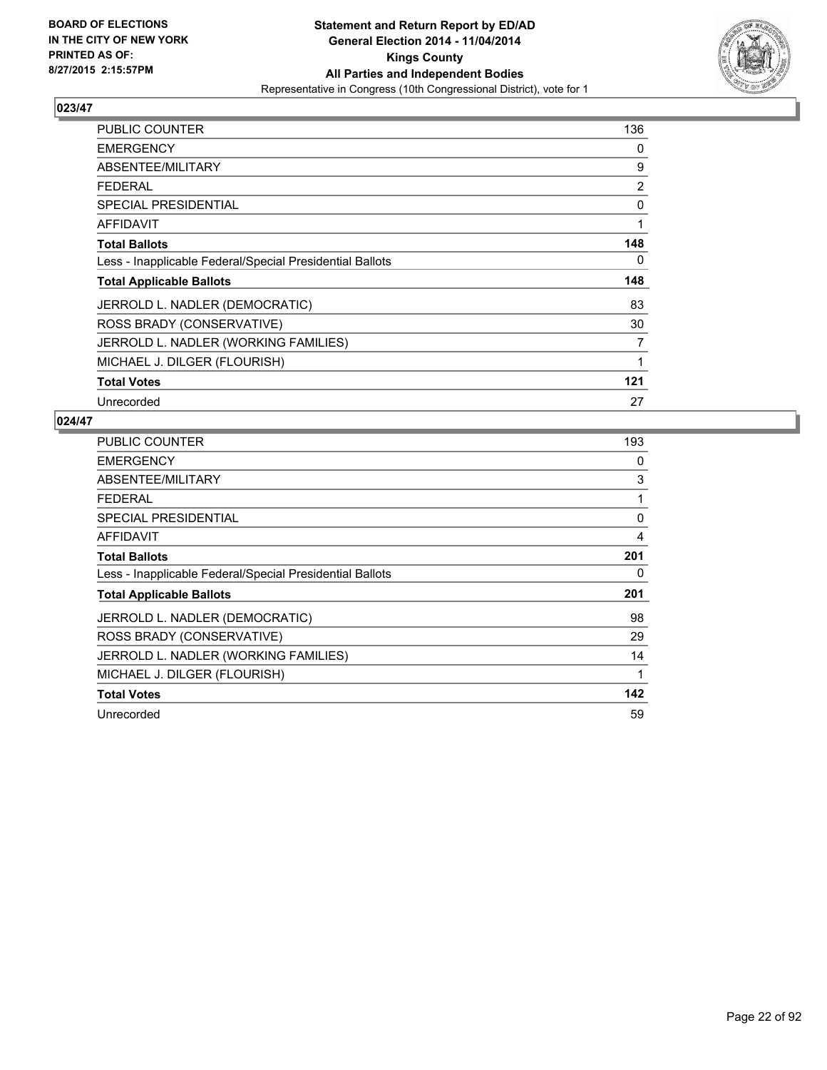**BOARD OF ELECTIONS IN THE CITY OF NEW YORK PRINTED AS OF: 8/27/2015 2:15:57PM**

**Statement and Return Report by ED/AD General Election 2014 - 11/04/2014 Kings County All Parties and Independent Bodies**
Representative in Congress (10th Congressional District), vote for 1

## 023/47

| | |
|---|---|
| PUBLIC COUNTER | 136 |
| EMERGENCY | 0 |
| ABSENTEE/MILITARY | 9 |
| FEDERAL | 2 |
| SPECIAL PRESIDENTIAL | 0 |
| AFFIDAVIT | 1 |
| **Total Ballots** | **148** |
| Less - Inapplicable Federal/Special Presidential Ballots | 0 |
| **Total Applicable Ballots** | **148** |
| JERROLD L. NADLER (DEMOCRATIC) | 83 |
| ROSS BRADY (CONSERVATIVE) | 30 |
| JERROLD L. NADLER (WORKING FAMILIES) | 7 |
| MICHAEL J. DILGER (FLOURISH) | 1 |
| **Total Votes** | **121** |
| Unrecorded | 27 |

## 024/47

| | |
|---|---|
| PUBLIC COUNTER | 193 |
| EMERGENCY | 0 |
| ABSENTEE/MILITARY | 3 |
| FEDERAL | 1 |
| SPECIAL PRESIDENTIAL | 0 |
| AFFIDAVIT | 4 |
| **Total Ballots** | **201** |
| Less - Inapplicable Federal/Special Presidential Ballots | 0 |
| **Total Applicable Ballots** | **201** |
| JERROLD L. NADLER (DEMOCRATIC) | 98 |
| ROSS BRADY (CONSERVATIVE) | 29 |
| JERROLD L. NADLER (WORKING FAMILIES) | 14 |
| MICHAEL J. DILGER (FLOURISH) | 1 |
| **Total Votes** | **142** |
| Unrecorded | 59 |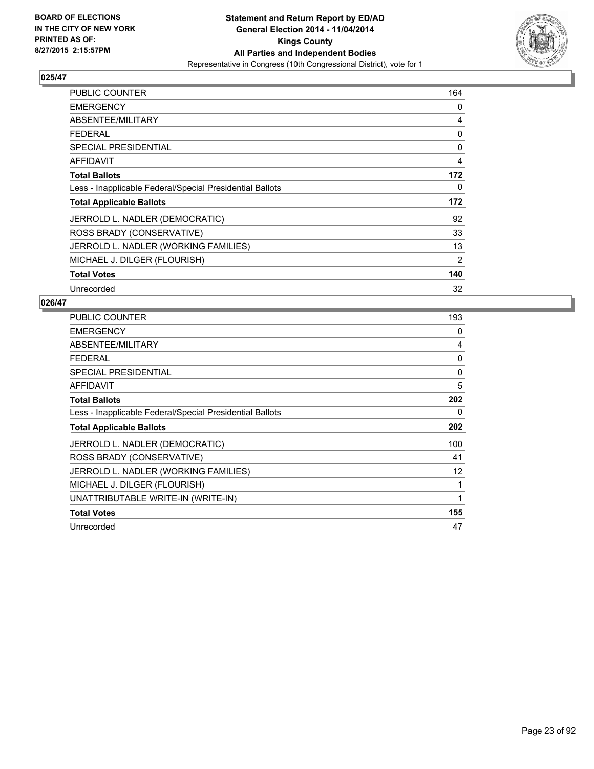BOARD OF ELECTIONS
IN THE CITY OF NEW YORK
PRINTED AS OF:
8/27/2015 2:15:57PM

**Statement and Return Report by ED/AD**
**General Election 2014 - 11/04/2014**
**Kings County**
**All Parties and Independent Bodies**
Representative in Congress (10th Congressional District), vote for 1

## 025/47

| | |
|---|---|
| PUBLIC COUNTER | 164 |
| EMERGENCY | 0 |
| ABSENTEE/MILITARY | 4 |
| FEDERAL | 0 |
| SPECIAL PRESIDENTIAL | 0 |
| AFFIDAVIT | 4 |
| **Total Ballots** | **172** |
| Less - Inapplicable Federal/Special Presidential Ballots | 0 |
| **Total Applicable Ballots** | **172** |
| JERROLD L. NADLER (DEMOCRATIC) | 92 |
| ROSS BRADY (CONSERVATIVE) | 33 |
| JERROLD L. NADLER (WORKING FAMILIES) | 13 |
| MICHAEL J. DILGER (FLOURISH) | 2 |
| **Total Votes** | **140** |
| Unrecorded | 32 |

## 026/47

| | |
|---|---|
| PUBLIC COUNTER | 193 |
| EMERGENCY | 0 |
| ABSENTEE/MILITARY | 4 |
| FEDERAL | 0 |
| SPECIAL PRESIDENTIAL | 0 |
| AFFIDAVIT | 5 |
| **Total Ballots** | **202** |
| Less - Inapplicable Federal/Special Presidential Ballots | 0 |
| **Total Applicable Ballots** | **202** |
| JERROLD L. NADLER (DEMOCRATIC) | 100 |
| ROSS BRADY (CONSERVATIVE) | 41 |
| JERROLD L. NADLER (WORKING FAMILIES) | 12 |
| MICHAEL J. DILGER (FLOURISH) | 1 |
| UNATTRIBUTABLE WRITE-IN (WRITE-IN) | 1 |
| **Total Votes** | **155** |
| Unrecorded | 47 |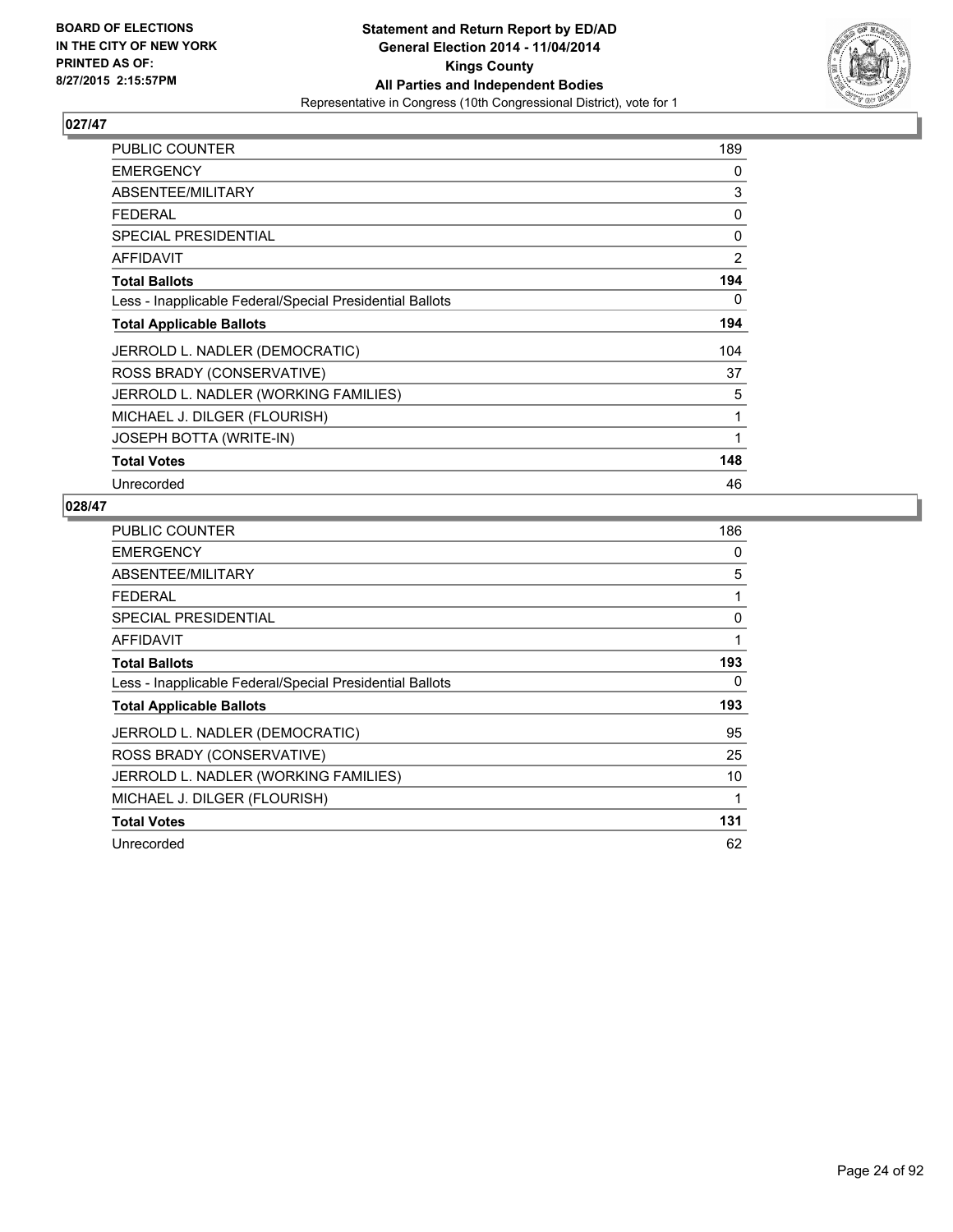## 027/47

| | |
|---|---|
| PUBLIC COUNTER | 189 |
| EMERGENCY | 0 |
| ABSENTEE/MILITARY | 3 |
| FEDERAL | 0 |
| SPECIAL PRESIDENTIAL | 0 |
| AFFIDAVIT | 2 |
| **Total Ballots** | **194** |
| Less - Inapplicable Federal/Special Presidential Ballots | 0 |
| **Total Applicable Ballots** | **194** |
| JERROLD L. NADLER (DEMOCRATIC) | 104 |
| ROSS BRADY (CONSERVATIVE) | 37 |
| JERROLD L. NADLER (WORKING FAMILIES) | 5 |
| MICHAEL J. DILGER (FLOURISH) | 1 |
| JOSEPH BOTTA (WRITE-IN) | 1 |
| **Total Votes** | **148** |
| Unrecorded | 46 |

## 028/47

| | |
|---|---|
| PUBLIC COUNTER | 186 |
| EMERGENCY | 0 |
| ABSENTEE/MILITARY | 5 |
| FEDERAL | 1 |
| SPECIAL PRESIDENTIAL | 0 |
| AFFIDAVIT | 1 |
| **Total Ballots** | **193** |
| Less - Inapplicable Federal/Special Presidential Ballots | 0 |
| **Total Applicable Ballots** | **193** |
| JERROLD L. NADLER (DEMOCRATIC) | 95 |
| ROSS BRADY (CONSERVATIVE) | 25 |
| JERROLD L. NADLER (WORKING FAMILIES) | 10 |
| MICHAEL J. DILGER (FLOURISH) | 1 |
| **Total Votes** | **131** |
| Unrecorded | 62 |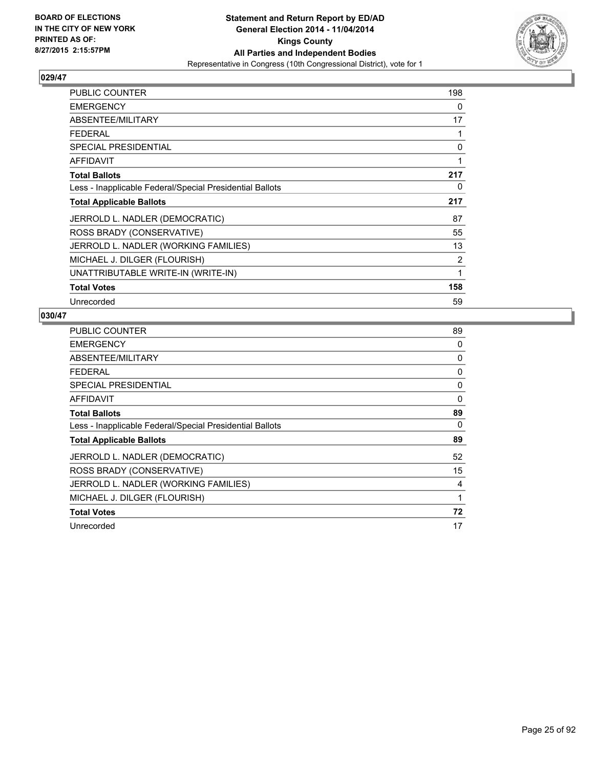## 029/47

| | |
|---|---|
| PUBLIC COUNTER | 198 |
| EMERGENCY | 0 |
| ABSENTEE/MILITARY | 17 |
| FEDERAL | 1 |
| SPECIAL PRESIDENTIAL | 0 |
| AFFIDAVIT | 1 |
| **Total Ballots** | **217** |
| Less - Inapplicable Federal/Special Presidential Ballots | 0 |
| **Total Applicable Ballots** | **217** |
| JERROLD L. NADLER (DEMOCRATIC) | 87 |
| ROSS BRADY (CONSERVATIVE) | 55 |
| JERROLD L. NADLER (WORKING FAMILIES) | 13 |
| MICHAEL J. DILGER (FLOURISH) | 2 |
| UNATTRIBUTABLE WRITE-IN (WRITE-IN) | 1 |
| **Total Votes** | **158** |
| Unrecorded | 59 |

## 030/47

| | |
|---|---|
| PUBLIC COUNTER | 89 |
| EMERGENCY | 0 |
| ABSENTEE/MILITARY | 0 |
| FEDERAL | 0 |
| SPECIAL PRESIDENTIAL | 0 |
| AFFIDAVIT | 0 |
| **Total Ballots** | **89** |
| Less - Inapplicable Federal/Special Presidential Ballots | 0 |
| **Total Applicable Ballots** | **89** |
| JERROLD L. NADLER (DEMOCRATIC) | 52 |
| ROSS BRADY (CONSERVATIVE) | 15 |
| JERROLD L. NADLER (WORKING FAMILIES) | 4 |
| MICHAEL J. DILGER (FLOURISH) | 1 |
| **Total Votes** | **72** |
| Unrecorded | 17 |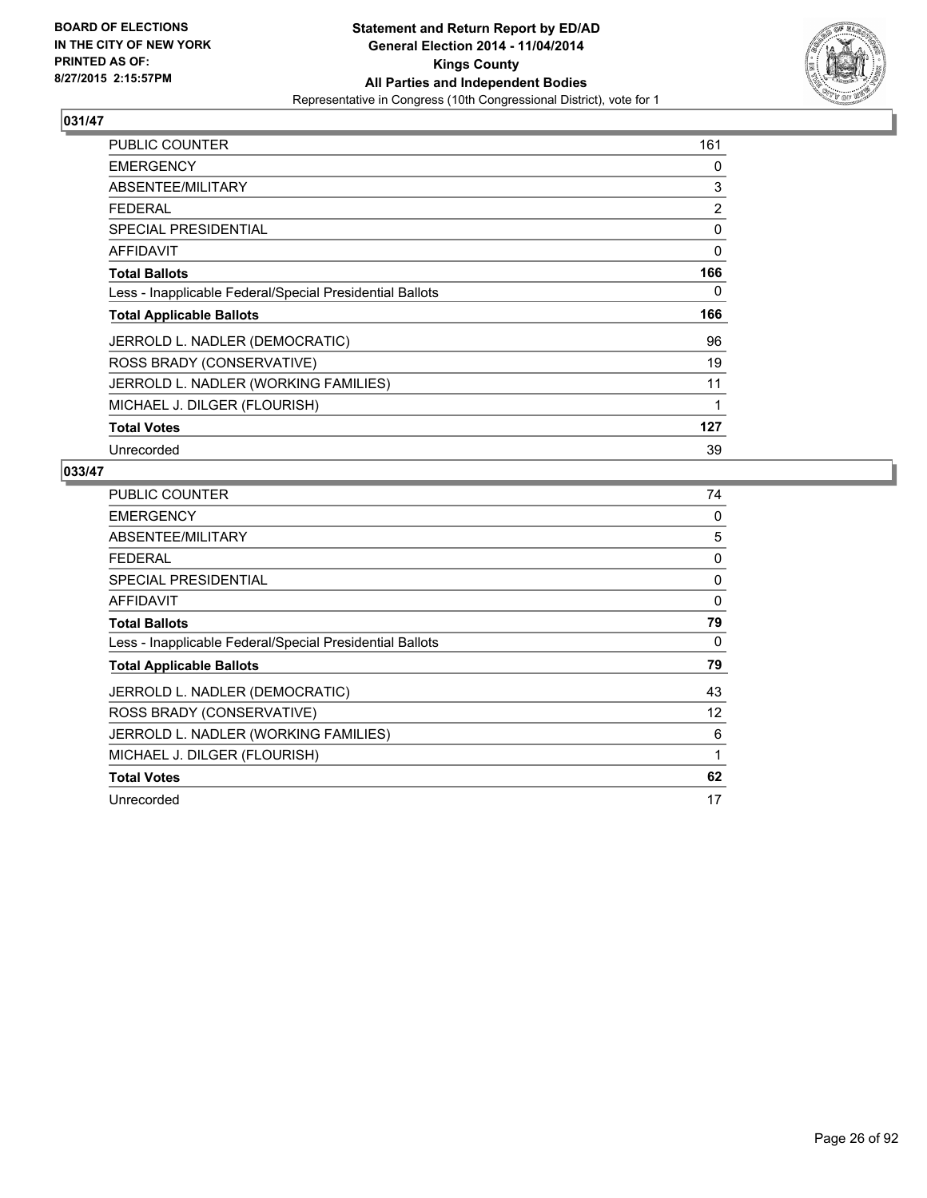BOARD OF ELECTIONS
IN THE CITY OF NEW YORK
PRINTED AS OF:
8/27/2015 2:15:57PM

**Statement and Return Report by ED/AD**
**General Election 2014 - 11/04/2014**
**Kings County**
**All Parties and Independent Bodies**
Representative in Congress (10th Congressional District), vote for 1

## 031/47

| | |
|---|---|
| PUBLIC COUNTER | 161 |
| EMERGENCY | 0 |
| ABSENTEE/MILITARY | 3 |
| FEDERAL | 2 |
| SPECIAL PRESIDENTIAL | 0 |
| AFFIDAVIT | 0 |
| **Total Ballots** | **166** |
| Less - Inapplicable Federal/Special Presidential Ballots | 0 |
| **Total Applicable Ballots** | **166** |
| JERROLD L. NADLER (DEMOCRATIC) | 96 |
| ROSS BRADY (CONSERVATIVE) | 19 |
| JERROLD L. NADLER (WORKING FAMILIES) | 11 |
| MICHAEL J. DILGER (FLOURISH) | 1 |
| **Total Votes** | **127** |
| Unrecorded | 39 |

## 033/47

| | |
|---|---|
| PUBLIC COUNTER | 74 |
| EMERGENCY | 0 |
| ABSENTEE/MILITARY | 5 |
| FEDERAL | 0 |
| SPECIAL PRESIDENTIAL | 0 |
| AFFIDAVIT | 0 |
| **Total Ballots** | **79** |
| Less - Inapplicable Federal/Special Presidential Ballots | 0 |
| **Total Applicable Ballots** | **79** |
| JERROLD L. NADLER (DEMOCRATIC) | 43 |
| ROSS BRADY (CONSERVATIVE) | 12 |
| JERROLD L. NADLER (WORKING FAMILIES) | 6 |
| MICHAEL J. DILGER (FLOURISH) | 1 |
| **Total Votes** | **62** |
| Unrecorded | 17 |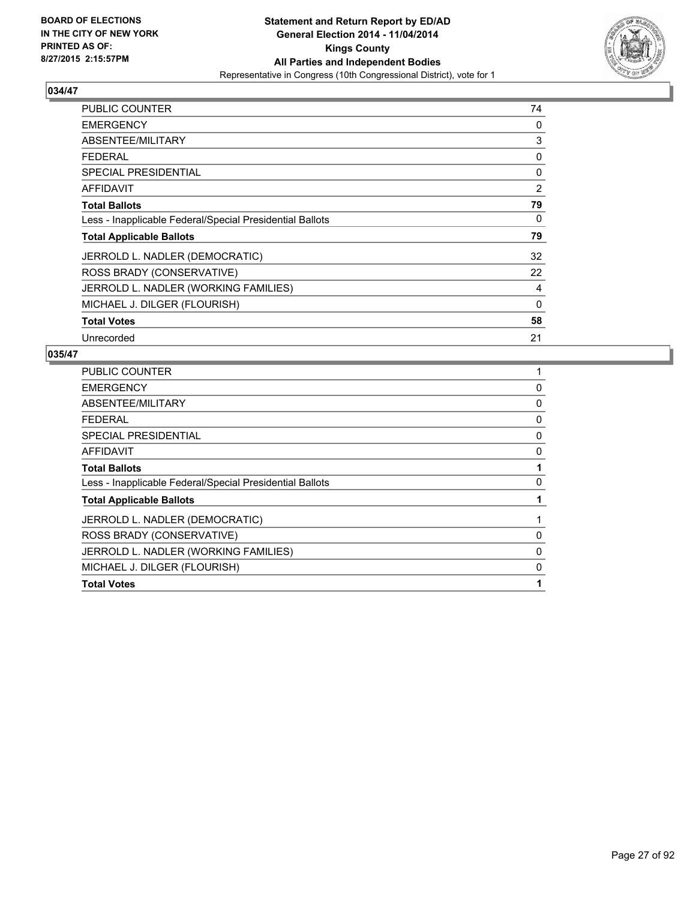BOARD OF ELECTIONS
IN THE CITY OF NEW YORK
PRINTED AS OF:
8/27/2015 2:15:57PM

**Statement and Return Report by ED/AD**
**General Election 2014 - 11/04/2014**
**Kings County**
**All Parties and Independent Bodies**
Representative in Congress (10th Congressional District), vote for 1

## 034/47

| | |
|---|---|
| PUBLIC COUNTER | 74 |
| EMERGENCY | 0 |
| ABSENTEE/MILITARY | 3 |
| FEDERAL | 0 |
| SPECIAL PRESIDENTIAL | 0 |
| AFFIDAVIT | 2 |
| **Total Ballots** | **79** |
| Less - Inapplicable Federal/Special Presidential Ballots | 0 |
| **Total Applicable Ballots** | **79** |
| JERROLD L. NADLER (DEMOCRATIC) | 32 |
| ROSS BRADY (CONSERVATIVE) | 22 |
| JERROLD L. NADLER (WORKING FAMILIES) | 4 |
| MICHAEL J. DILGER (FLOURISH) | 0 |
| **Total Votes** | **58** |
| Unrecorded | 21 |

## 035/47

| | |
|---|---|
| PUBLIC COUNTER | 1 |
| EMERGENCY | 0 |
| ABSENTEE/MILITARY | 0 |
| FEDERAL | 0 |
| SPECIAL PRESIDENTIAL | 0 |
| AFFIDAVIT | 0 |
| **Total Ballots** | **1** |
| Less - Inapplicable Federal/Special Presidential Ballots | 0 |
| **Total Applicable Ballots** | **1** |
| JERROLD L. NADLER (DEMOCRATIC) | 1 |
| ROSS BRADY (CONSERVATIVE) | 0 |
| JERROLD L. NADLER (WORKING FAMILIES) | 0 |
| MICHAEL J. DILGER (FLOURISH) | 0 |
| **Total Votes** | **1** |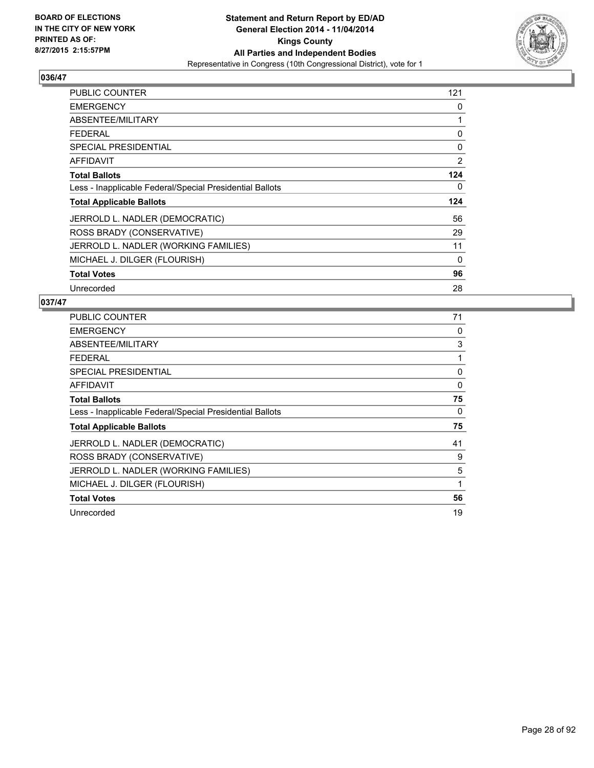**BOARD OF ELECTIONS IN THE CITY OF NEW YORK PRINTED AS OF: 8/27/2015 2:15:57PM**

**Statement and Return Report by ED/AD General Election 2014 - 11/04/2014 Kings County All Parties and Independent Bodies**
Representative in Congress (10th Congressional District), vote for 1

## 036/47

| | |
|---|---|
| PUBLIC COUNTER | 121 |
| EMERGENCY | 0 |
| ABSENTEE/MILITARY | 1 |
| FEDERAL | 0 |
| SPECIAL PRESIDENTIAL | 0 |
| AFFIDAVIT | 2 |
| **Total Ballots** | **124** |
| Less - Inapplicable Federal/Special Presidential Ballots | 0 |
| **Total Applicable Ballots** | **124** |
| JERROLD L. NADLER (DEMOCRATIC) | 56 |
| ROSS BRADY (CONSERVATIVE) | 29 |
| JERROLD L. NADLER (WORKING FAMILIES) | 11 |
| MICHAEL J. DILGER (FLOURISH) | 0 |
| **Total Votes** | **96** |
| Unrecorded | 28 |

## 037/47

| | |
|---|---|
| PUBLIC COUNTER | 71 |
| EMERGENCY | 0 |
| ABSENTEE/MILITARY | 3 |
| FEDERAL | 1 |
| SPECIAL PRESIDENTIAL | 0 |
| AFFIDAVIT | 0 |
| **Total Ballots** | **75** |
| Less - Inapplicable Federal/Special Presidential Ballots | 0 |
| **Total Applicable Ballots** | **75** |
| JERROLD L. NADLER (DEMOCRATIC) | 41 |
| ROSS BRADY (CONSERVATIVE) | 9 |
| JERROLD L. NADLER (WORKING FAMILIES) | 5 |
| MICHAEL J. DILGER (FLOURISH) | 1 |
| **Total Votes** | **56** |
| Unrecorded | 19 |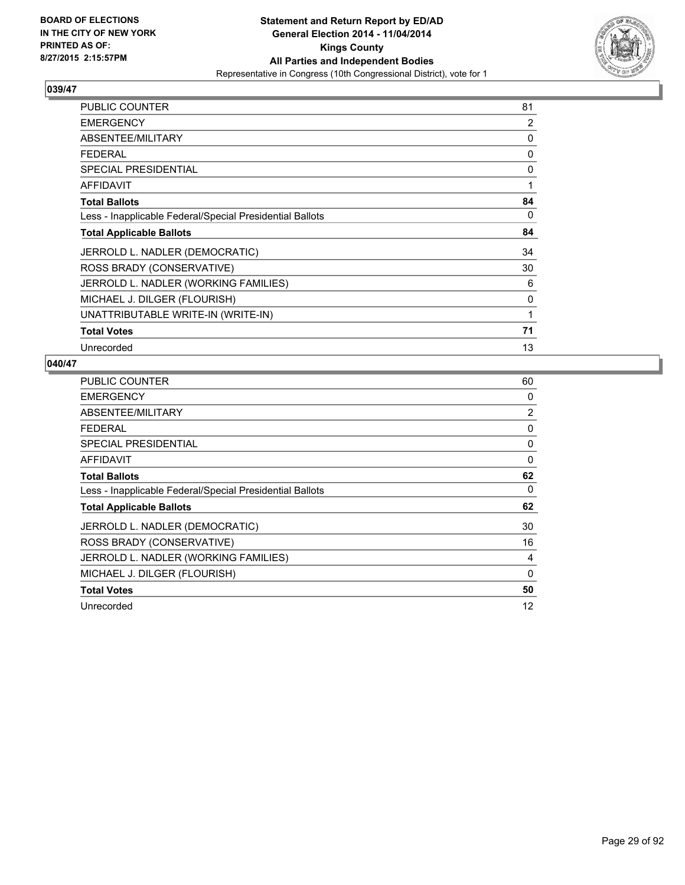**BOARD OF ELECTIONS IN THE CITY OF NEW YORK PRINTED AS OF: 8/27/2015 2:15:57PM**

**Statement and Return Report by ED/AD**
**General Election 2014 - 11/04/2014**
**Kings County**
**All Parties and Independent Bodies**
Representative in Congress (10th Congressional District), vote for 1

## 039/47

| | |
|---|---|
| PUBLIC COUNTER | 81 |
| EMERGENCY | 2 |
| ABSENTEE/MILITARY | 0 |
| FEDERAL | 0 |
| SPECIAL PRESIDENTIAL | 0 |
| AFFIDAVIT | 1 |
| **Total Ballots** | **84** |
| Less - Inapplicable Federal/Special Presidential Ballots | 0 |
| **Total Applicable Ballots** | **84** |
| JERROLD L. NADLER (DEMOCRATIC) | 34 |
| ROSS BRADY (CONSERVATIVE) | 30 |
| JERROLD L. NADLER (WORKING FAMILIES) | 6 |
| MICHAEL J. DILGER (FLOURISH) | 0 |
| UNATTRIBUTABLE WRITE-IN (WRITE-IN) | 1 |
| **Total Votes** | **71** |
| Unrecorded | 13 |

## 040/47

| | |
|---|---|
| PUBLIC COUNTER | 60 |
| EMERGENCY | 0 |
| ABSENTEE/MILITARY | 2 |
| FEDERAL | 0 |
| SPECIAL PRESIDENTIAL | 0 |
| AFFIDAVIT | 0 |
| **Total Ballots** | **62** |
| Less - Inapplicable Federal/Special Presidential Ballots | 0 |
| **Total Applicable Ballots** | **62** |
| JERROLD L. NADLER (DEMOCRATIC) | 30 |
| ROSS BRADY (CONSERVATIVE) | 16 |
| JERROLD L. NADLER (WORKING FAMILIES) | 4 |
| MICHAEL J. DILGER (FLOURISH) | 0 |
| **Total Votes** | **50** |
| Unrecorded | 12 |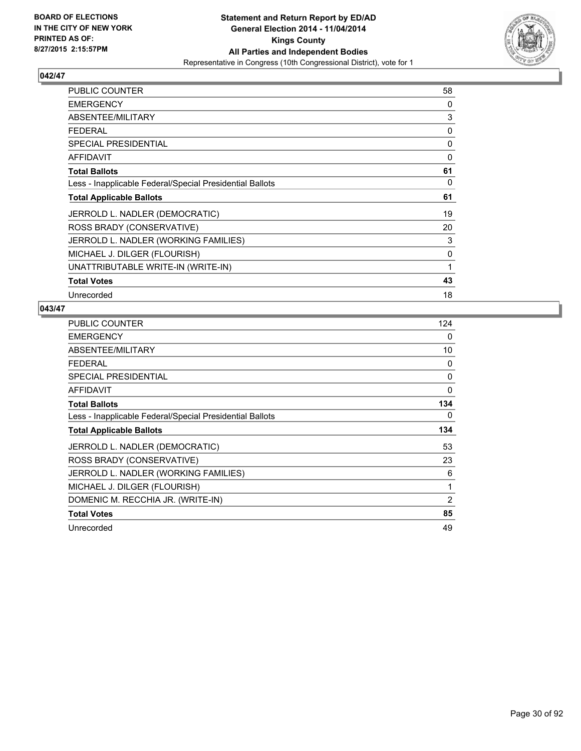**BOARD OF ELECTIONS IN THE CITY OF NEW YORK PRINTED AS OF: 8/27/2015 2:15:57PM**

# Statement and Return Report by ED/AD
## General Election 2014 - 11/04/2014
## Kings County
## All Parties and Independent Bodies
### Representative in Congress (10th Congressional District), vote for 1

**042/47**

| | |
|---|---|
| PUBLIC COUNTER | 58 |
| EMERGENCY | 0 |
| ABSENTEE/MILITARY | 3 |
| FEDERAL | 0 |
| SPECIAL PRESIDENTIAL | 0 |
| AFFIDAVIT | 0 |
| **Total Ballots** | **61** |
| Less - Inapplicable Federal/Special Presidential Ballots | 0 |
| **Total Applicable Ballots** | **61** |
| JERROLD L. NADLER (DEMOCRATIC) | 19 |
| ROSS BRADY (CONSERVATIVE) | 20 |
| JERROLD L. NADLER (WORKING FAMILIES) | 3 |
| MICHAEL J. DILGER (FLOURISH) | 0 |
| UNATTRIBUTABLE WRITE-IN (WRITE-IN) | 1 |
| **Total Votes** | **43** |
| Unrecorded | 18 |

**043/47**

| | |
|---|---|
| PUBLIC COUNTER | 124 |
| EMERGENCY | 0 |
| ABSENTEE/MILITARY | 10 |
| FEDERAL | 0 |
| SPECIAL PRESIDENTIAL | 0 |
| AFFIDAVIT | 0 |
| **Total Ballots** | **134** |
| Less - Inapplicable Federal/Special Presidential Ballots | 0 |
| **Total Applicable Ballots** | **134** |
| JERROLD L. NADLER (DEMOCRATIC) | 53 |
| ROSS BRADY (CONSERVATIVE) | 23 |
| JERROLD L. NADLER (WORKING FAMILIES) | 6 |
| MICHAEL J. DILGER (FLOURISH) | 1 |
| DOMENIC M. RECCHIA JR. (WRITE-IN) | 2 |
| **Total Votes** | **85** |
| Unrecorded | 49 |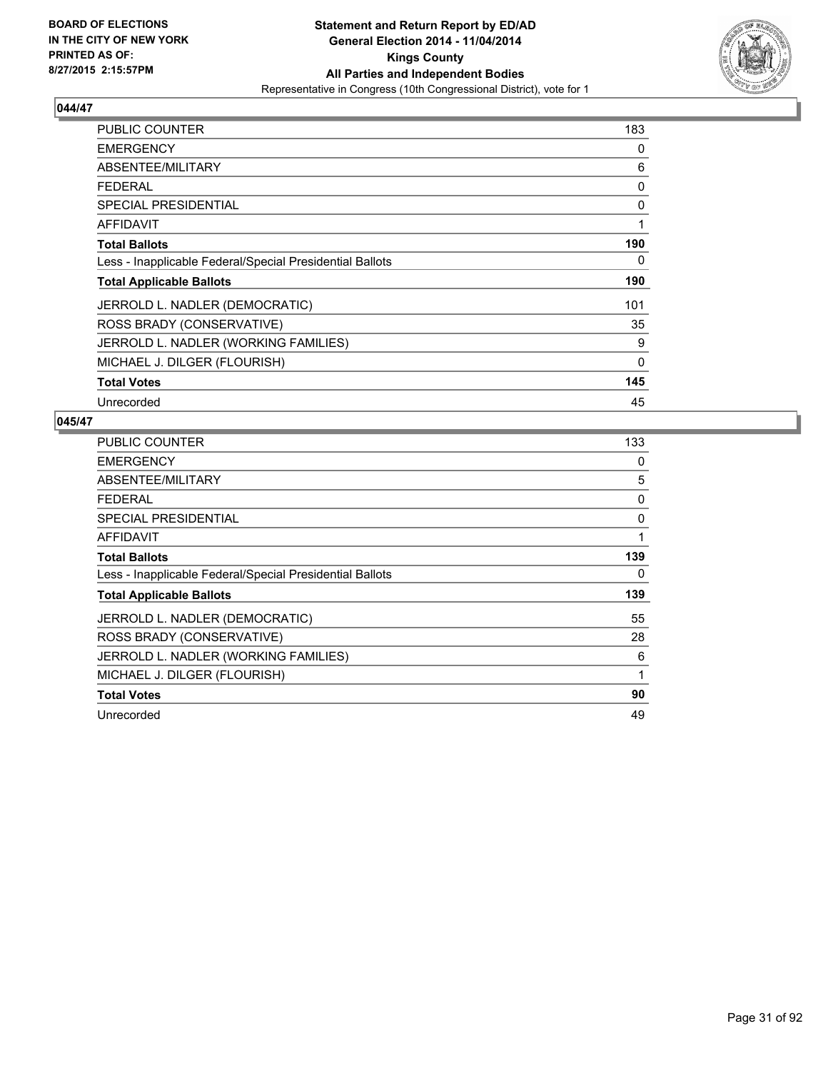**BOARD OF ELECTIONS IN THE CITY OF NEW YORK PRINTED AS OF: 8/27/2015 2:15:57PM**

**Statement and Return Report by ED/AD General Election 2014 - 11/04/2014 Kings County All Parties and Independent Bodies**

Representative in Congress (10th Congressional District), vote for 1

## 044/47

| | |
|---|---|
| PUBLIC COUNTER | 183 |
| EMERGENCY | 0 |
| ABSENTEE/MILITARY | 6 |
| FEDERAL | 0 |
| SPECIAL PRESIDENTIAL | 0 |
| AFFIDAVIT | 1 |
| **Total Ballots** | **190** |
| Less - Inapplicable Federal/Special Presidential Ballots | 0 |
| **Total Applicable Ballots** | **190** |
| JERROLD L. NADLER (DEMOCRATIC) | 101 |
| ROSS BRADY (CONSERVATIVE) | 35 |
| JERROLD L. NADLER (WORKING FAMILIES) | 9 |
| MICHAEL J. DILGER (FLOURISH) | 0 |
| **Total Votes** | **145** |
| Unrecorded | 45 |

## 045/47

| | |
|---|---|
| PUBLIC COUNTER | 133 |
| EMERGENCY | 0 |
| ABSENTEE/MILITARY | 5 |
| FEDERAL | 0 |
| SPECIAL PRESIDENTIAL | 0 |
| AFFIDAVIT | 1 |
| **Total Ballots** | **139** |
| Less - Inapplicable Federal/Special Presidential Ballots | 0 |
| **Total Applicable Ballots** | **139** |
| JERROLD L. NADLER (DEMOCRATIC) | 55 |
| ROSS BRADY (CONSERVATIVE) | 28 |
| JERROLD L. NADLER (WORKING FAMILIES) | 6 |
| MICHAEL J. DILGER (FLOURISH) | 1 |
| **Total Votes** | **90** |
| Unrecorded | 49 |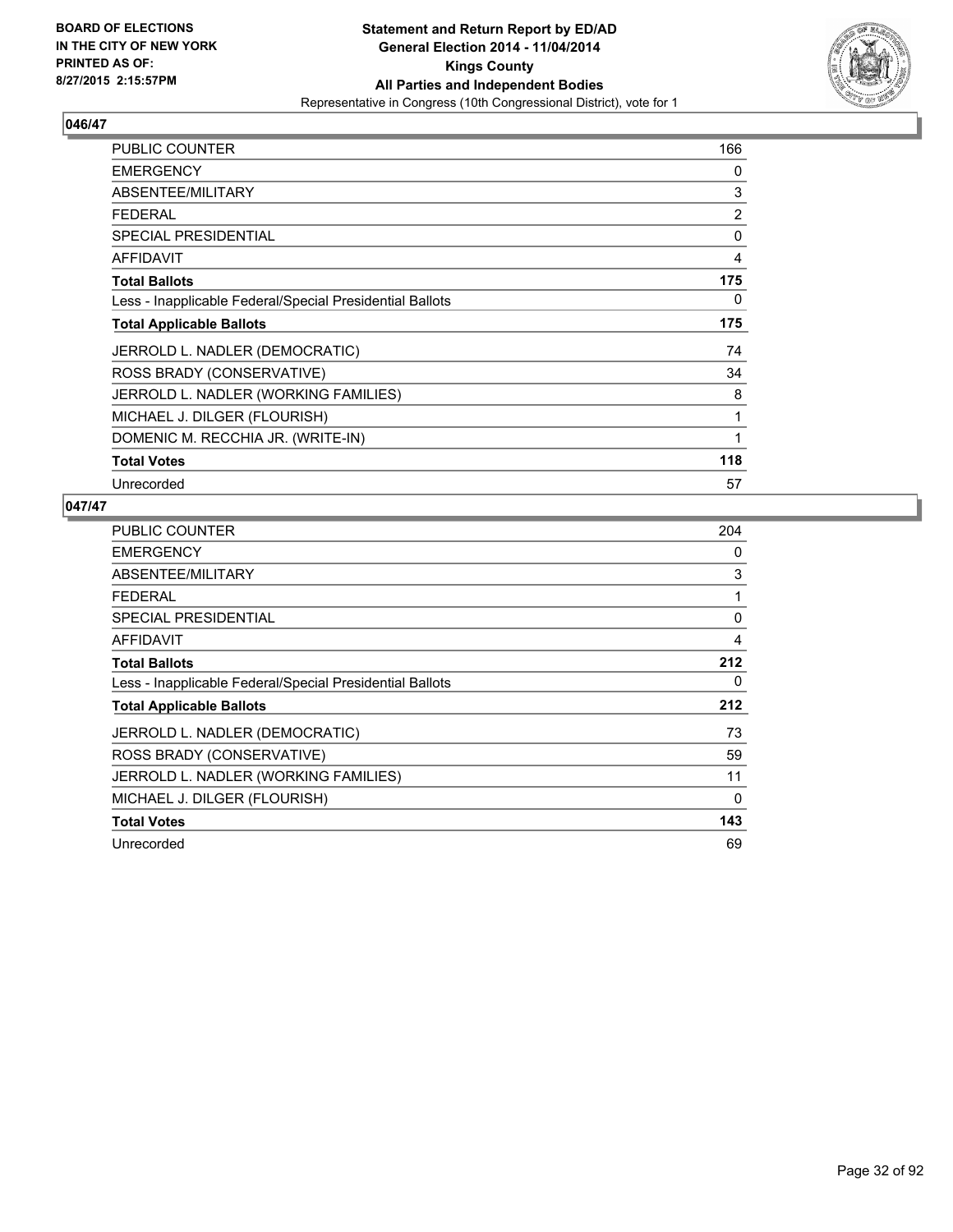## 046/47

| | |
|---|---|
| PUBLIC COUNTER | 166 |
| EMERGENCY | 0 |
| ABSENTEE/MILITARY | 3 |
| FEDERAL | 2 |
| SPECIAL PRESIDENTIAL | 0 |
| AFFIDAVIT | 4 |
| **Total Ballots** | **175** |
| Less - Inapplicable Federal/Special Presidential Ballots | 0 |
| **Total Applicable Ballots** | **175** |
| JERROLD L. NADLER (DEMOCRATIC) | 74 |
| ROSS BRADY (CONSERVATIVE) | 34 |
| JERROLD L. NADLER (WORKING FAMILIES) | 8 |
| MICHAEL J. DILGER (FLOURISH) | 1 |
| DOMENIC M. RECCHIA JR. (WRITE-IN) | 1 |
| **Total Votes** | **118** |
| Unrecorded | 57 |

## 047/47

| | |
|---|---|
| PUBLIC COUNTER | 204 |
| EMERGENCY | 0 |
| ABSENTEE/MILITARY | 3 |
| FEDERAL | 1 |
| SPECIAL PRESIDENTIAL | 0 |
| AFFIDAVIT | 4 |
| **Total Ballots** | **212** |
| Less - Inapplicable Federal/Special Presidential Ballots | 0 |
| **Total Applicable Ballots** | **212** |
| JERROLD L. NADLER (DEMOCRATIC) | 73 |
| ROSS BRADY (CONSERVATIVE) | 59 |
| JERROLD L. NADLER (WORKING FAMILIES) | 11 |
| MICHAEL J. DILGER (FLOURISH) | 0 |
| **Total Votes** | **143** |
| Unrecorded | 69 |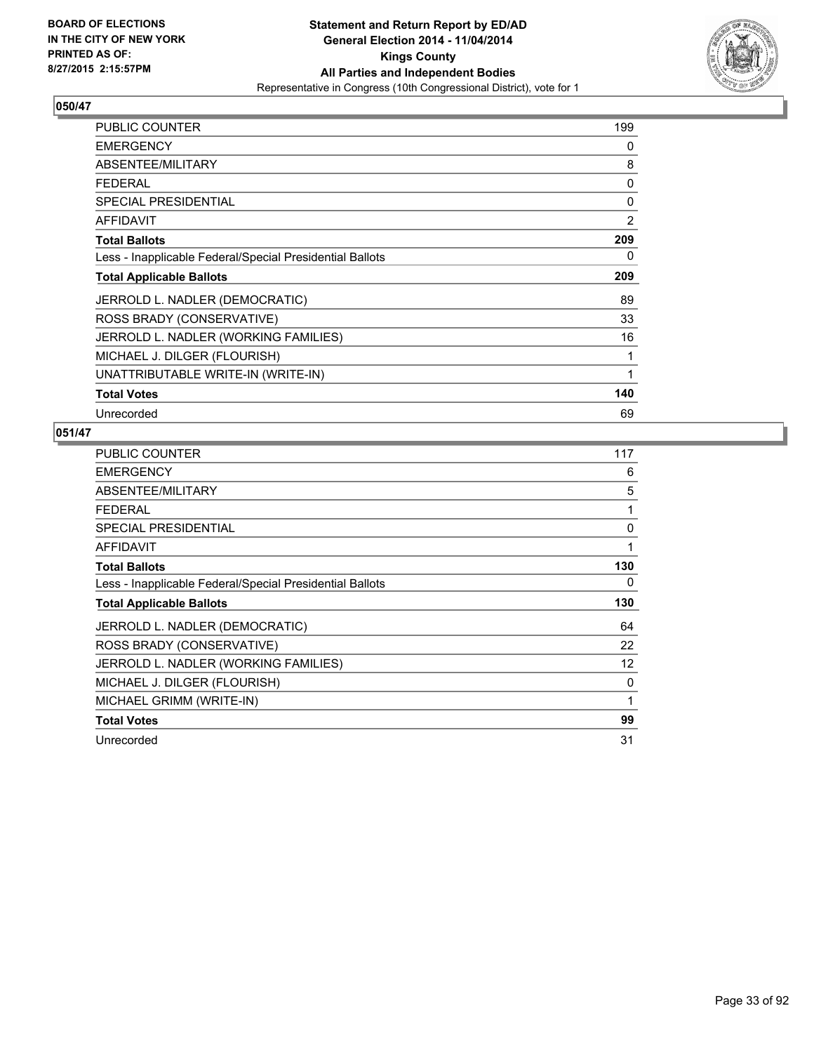**BOARD OF ELECTIONS IN THE CITY OF NEW YORK PRINTED AS OF: 8/27/2015 2:15:57PM**

**Statement and Return Report by ED/AD General Election 2014 - 11/04/2014 Kings County All Parties and Independent Bodies**
Representative in Congress (10th Congressional District), vote for 1

## 050/47

| | |
|---|---|
| PUBLIC COUNTER | 199 |
| EMERGENCY | 0 |
| ABSENTEE/MILITARY | 8 |
| FEDERAL | 0 |
| SPECIAL PRESIDENTIAL | 0 |
| AFFIDAVIT | 2 |
| **Total Ballots** | **209** |
| Less - Inapplicable Federal/Special Presidential Ballots | 0 |
| **Total Applicable Ballots** | **209** |
| JERROLD L. NADLER (DEMOCRATIC) | 89 |
| ROSS BRADY (CONSERVATIVE) | 33 |
| JERROLD L. NADLER (WORKING FAMILIES) | 16 |
| MICHAEL J. DILGER (FLOURISH) | 1 |
| UNATTRIBUTABLE WRITE-IN (WRITE-IN) | 1 |
| **Total Votes** | **140** |
| Unrecorded | 69 |

## 051/47

| | |
|---|---|
| PUBLIC COUNTER | 117 |
| EMERGENCY | 6 |
| ABSENTEE/MILITARY | 5 |
| FEDERAL | 1 |
| SPECIAL PRESIDENTIAL | 0 |
| AFFIDAVIT | 1 |
| **Total Ballots** | **130** |
| Less - Inapplicable Federal/Special Presidential Ballots | 0 |
| **Total Applicable Ballots** | **130** |
| JERROLD L. NADLER (DEMOCRATIC) | 64 |
| ROSS BRADY (CONSERVATIVE) | 22 |
| JERROLD L. NADLER (WORKING FAMILIES) | 12 |
| MICHAEL J. DILGER (FLOURISH) | 0 |
| MICHAEL GRIMM (WRITE-IN) | 1 |
| **Total Votes** | **99** |
| Unrecorded | 31 |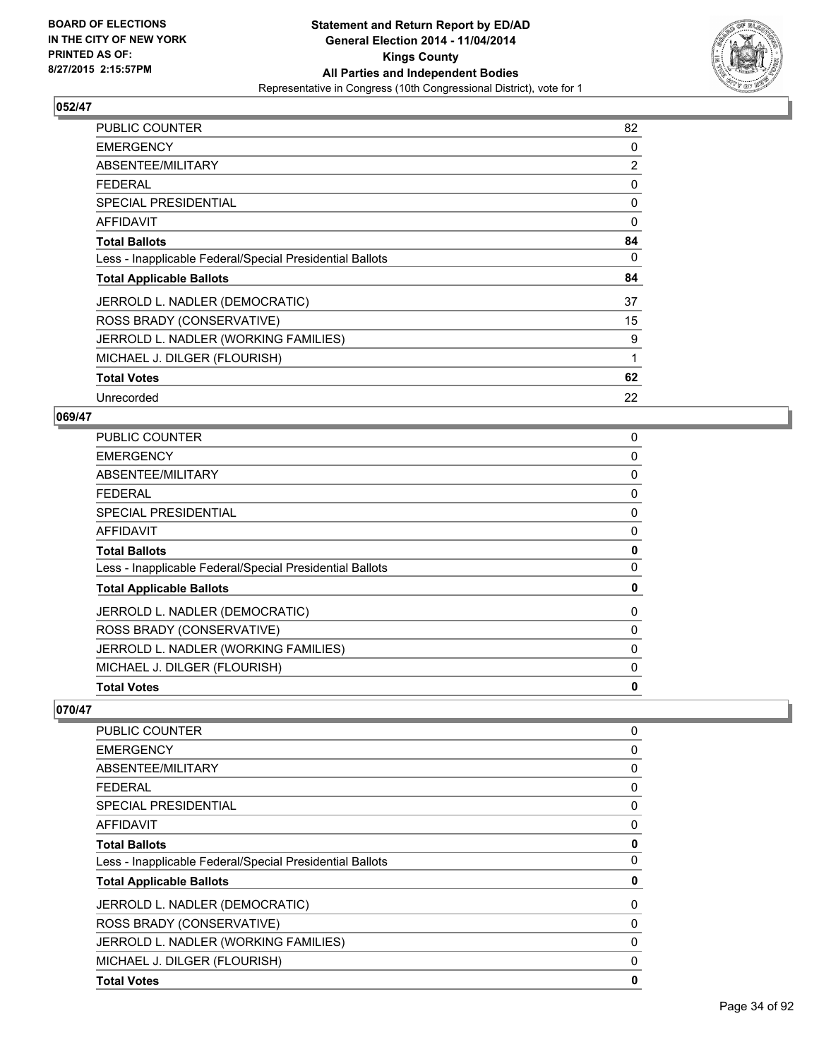**BOARD OF ELECTIONS IN THE CITY OF NEW YORK PRINTED AS OF: 8/27/2015 2:15:57PM**

**Statement and Return Report by ED/AD General Election 2014 - 11/04/2014 Kings County All Parties and Independent Bodies**
Representative in Congress (10th Congressional District), vote for 1

## 052/47

| | |
|---|---|
| PUBLIC COUNTER | 82 |
| EMERGENCY | 0 |
| ABSENTEE/MILITARY | 2 |
| FEDERAL | 0 |
| SPECIAL PRESIDENTIAL | 0 |
| AFFIDAVIT | 0 |
| **Total Ballots** | **84** |
| Less - Inapplicable Federal/Special Presidential Ballots | 0 |
| **Total Applicable Ballots** | **84** |
| JERROLD L. NADLER (DEMOCRATIC) | 37 |
| ROSS BRADY (CONSERVATIVE) | 15 |
| JERROLD L. NADLER (WORKING FAMILIES) | 9 |
| MICHAEL J. DILGER (FLOURISH) | 1 |
| **Total Votes** | **62** |
| Unrecorded | 22 |

## 069/47

| | |
|---|---|
| PUBLIC COUNTER | 0 |
| EMERGENCY | 0 |
| ABSENTEE/MILITARY | 0 |
| FEDERAL | 0 |
| SPECIAL PRESIDENTIAL | 0 |
| AFFIDAVIT | 0 |
| **Total Ballots** | **0** |
| Less - Inapplicable Federal/Special Presidential Ballots | 0 |
| **Total Applicable Ballots** | **0** |
| JERROLD L. NADLER (DEMOCRATIC) | 0 |
| ROSS BRADY (CONSERVATIVE) | 0 |
| JERROLD L. NADLER (WORKING FAMILIES) | 0 |
| MICHAEL J. DILGER (FLOURISH) | 0 |
| **Total Votes** | **0** |

## 070/47

| | |
|---|---|
| PUBLIC COUNTER | 0 |
| EMERGENCY | 0 |
| ABSENTEE/MILITARY | 0 |
| FEDERAL | 0 |
| SPECIAL PRESIDENTIAL | 0 |
| AFFIDAVIT | 0 |
| **Total Ballots** | **0** |
| Less - Inapplicable Federal/Special Presidential Ballots | 0 |
| **Total Applicable Ballots** | **0** |
| JERROLD L. NADLER (DEMOCRATIC) | 0 |
| ROSS BRADY (CONSERVATIVE) | 0 |
| JERROLD L. NADLER (WORKING FAMILIES) | 0 |
| MICHAEL J. DILGER (FLOURISH) | 0 |
| **Total Votes** | **0** |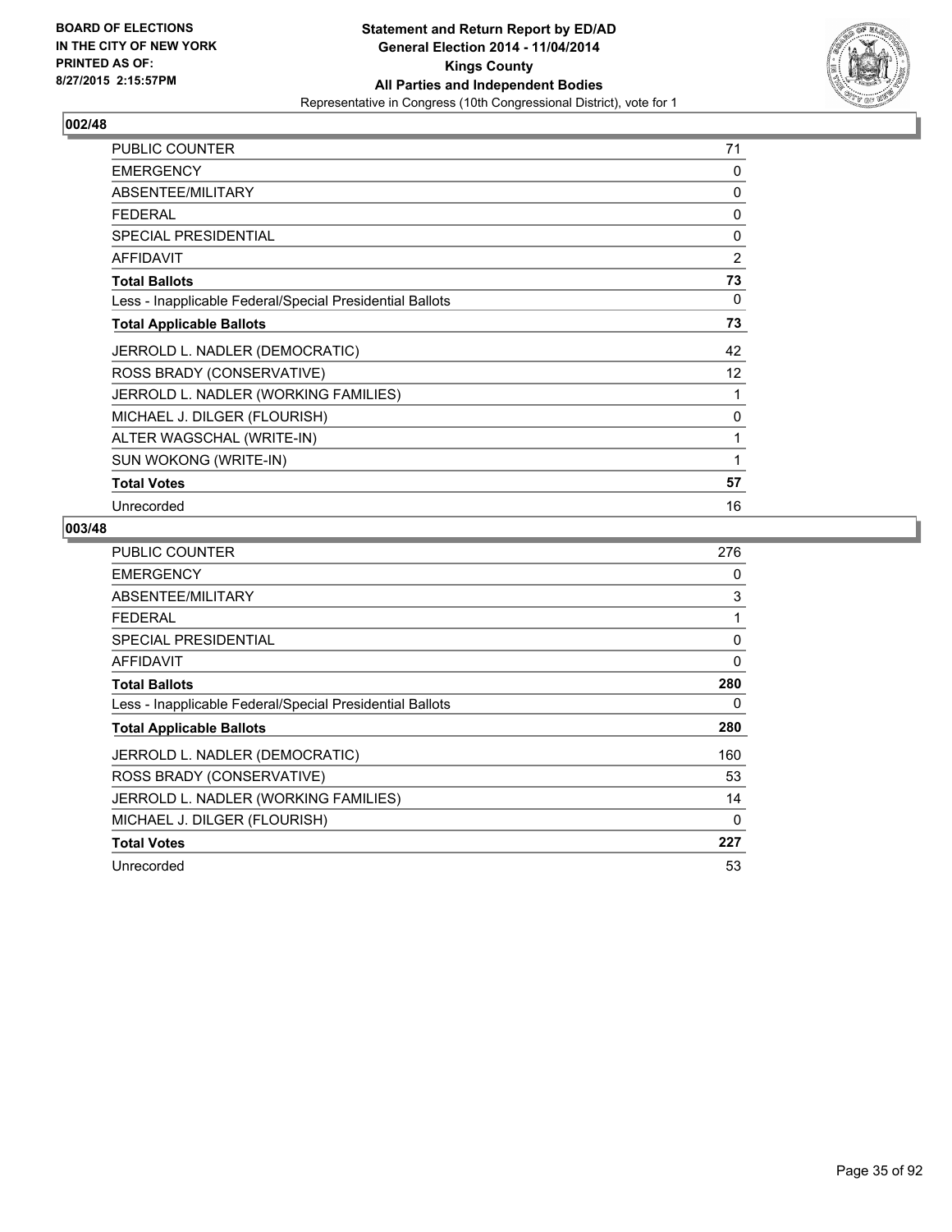**BOARD OF ELECTIONS IN THE CITY OF NEW YORK PRINTED AS OF: 8/27/2015 2:15:57PM**

**Statement and Return Report by ED/AD General Election 2014 - 11/04/2014 Kings County All Parties and Independent Bodies**

Representative in Congress (10th Congressional District), vote for 1

## 002/48

| | |
|---|---|
| PUBLIC COUNTER | 71 |
| EMERGENCY | 0 |
| ABSENTEE/MILITARY | 0 |
| FEDERAL | 0 |
| SPECIAL PRESIDENTIAL | 0 |
| AFFIDAVIT | 2 |
| **Total Ballots** | **73** |
| Less - Inapplicable Federal/Special Presidential Ballots | 0 |
| **Total Applicable Ballots** | **73** |
| JERROLD L. NADLER (DEMOCRATIC) | 42 |
| ROSS BRADY (CONSERVATIVE) | 12 |
| JERROLD L. NADLER (WORKING FAMILIES) | 1 |
| MICHAEL J. DILGER (FLOURISH) | 0 |
| ALTER WAGSCHAL (WRITE-IN) | 1 |
| SUN WOKONG (WRITE-IN) | 1 |
| **Total Votes** | **57** |
| Unrecorded | 16 |

## 003/48

| | |
|---|---|
| PUBLIC COUNTER | 276 |
| EMERGENCY | 0 |
| ABSENTEE/MILITARY | 3 |
| FEDERAL | 1 |
| SPECIAL PRESIDENTIAL | 0 |
| AFFIDAVIT | 0 |
| **Total Ballots** | **280** |
| Less - Inapplicable Federal/Special Presidential Ballots | 0 |
| **Total Applicable Ballots** | **280** |
| JERROLD L. NADLER (DEMOCRATIC) | 160 |
| ROSS BRADY (CONSERVATIVE) | 53 |
| JERROLD L. NADLER (WORKING FAMILIES) | 14 |
| MICHAEL J. DILGER (FLOURISH) | 0 |
| **Total Votes** | **227** |
| Unrecorded | 53 |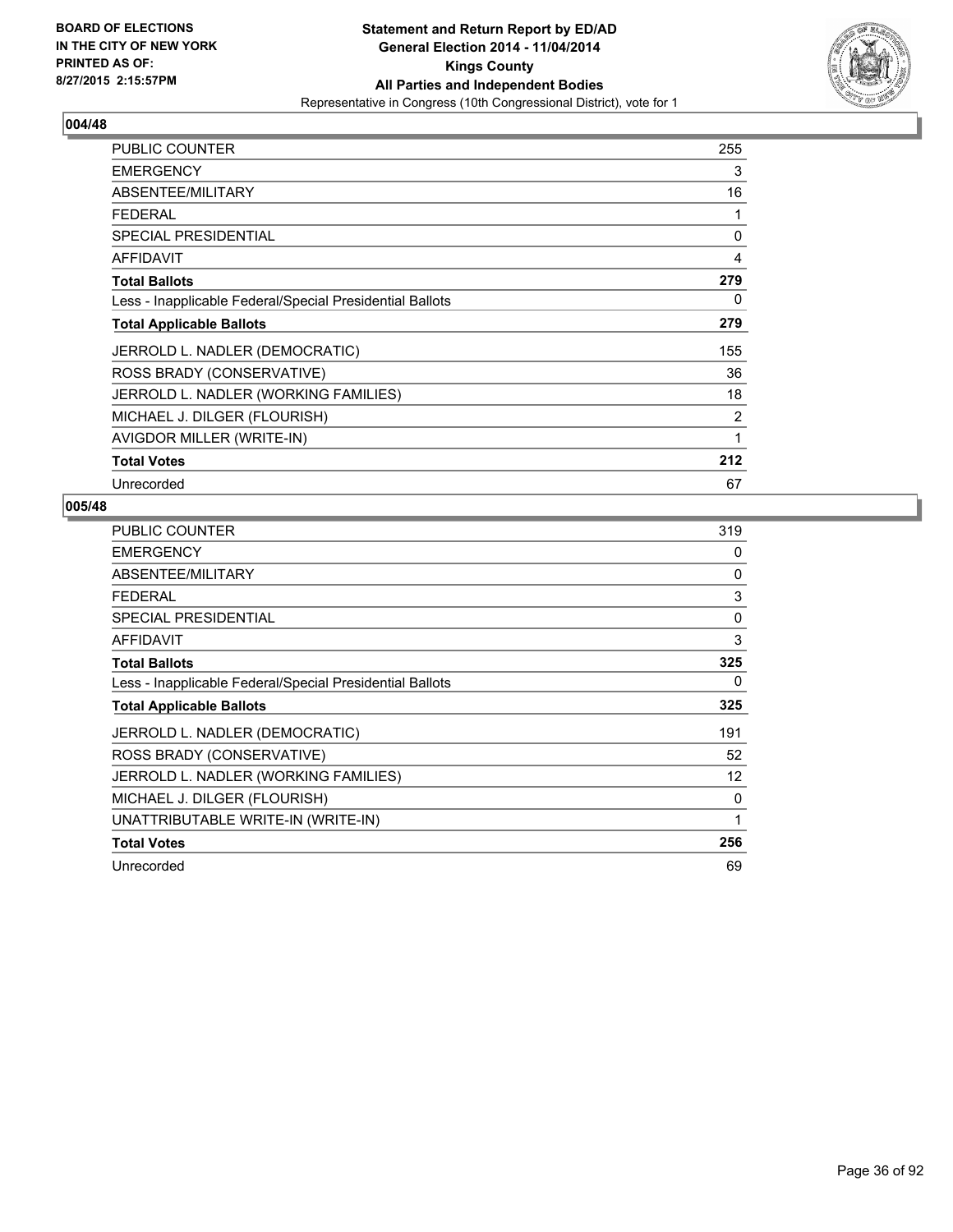BOARD OF ELECTIONS
IN THE CITY OF NEW YORK
PRINTED AS OF:
8/27/2015 2:15:57PM

**Statement and Return Report by ED/AD**
**General Election 2014 - 11/04/2014**
**Kings County**
**All Parties and Independent Bodies**
Representative in Congress (10th Congressional District), vote for 1

### 004/48

| | |
|---|---|
| PUBLIC COUNTER | 255 |
| EMERGENCY | 3 |
| ABSENTEE/MILITARY | 16 |
| FEDERAL | 1 |
| SPECIAL PRESIDENTIAL | 0 |
| AFFIDAVIT | 4 |
| **Total Ballots** | **279** |
| Less - Inapplicable Federal/Special Presidential Ballots | 0 |
| **Total Applicable Ballots** | **279** |
| JERROLD L. NADLER (DEMOCRATIC) | 155 |
| ROSS BRADY (CONSERVATIVE) | 36 |
| JERROLD L. NADLER (WORKING FAMILIES) | 18 |
| MICHAEL J. DILGER (FLOURISH) | 2 |
| AVIGDOR MILLER (WRITE-IN) | 1 |
| **Total Votes** | **212** |
| Unrecorded | 67 |

### 005/48

| | |
|---|---|
| PUBLIC COUNTER | 319 |
| EMERGENCY | 0 |
| ABSENTEE/MILITARY | 0 |
| FEDERAL | 3 |
| SPECIAL PRESIDENTIAL | 0 |
| AFFIDAVIT | 3 |
| **Total Ballots** | **325** |
| Less - Inapplicable Federal/Special Presidential Ballots | 0 |
| **Total Applicable Ballots** | **325** |
| JERROLD L. NADLER (DEMOCRATIC) | 191 |
| ROSS BRADY (CONSERVATIVE) | 52 |
| JERROLD L. NADLER (WORKING FAMILIES) | 12 |
| MICHAEL J. DILGER (FLOURISH) | 0 |
| UNATTRIBUTABLE WRITE-IN (WRITE-IN) | 1 |
| **Total Votes** | **256** |
| Unrecorded | 69 |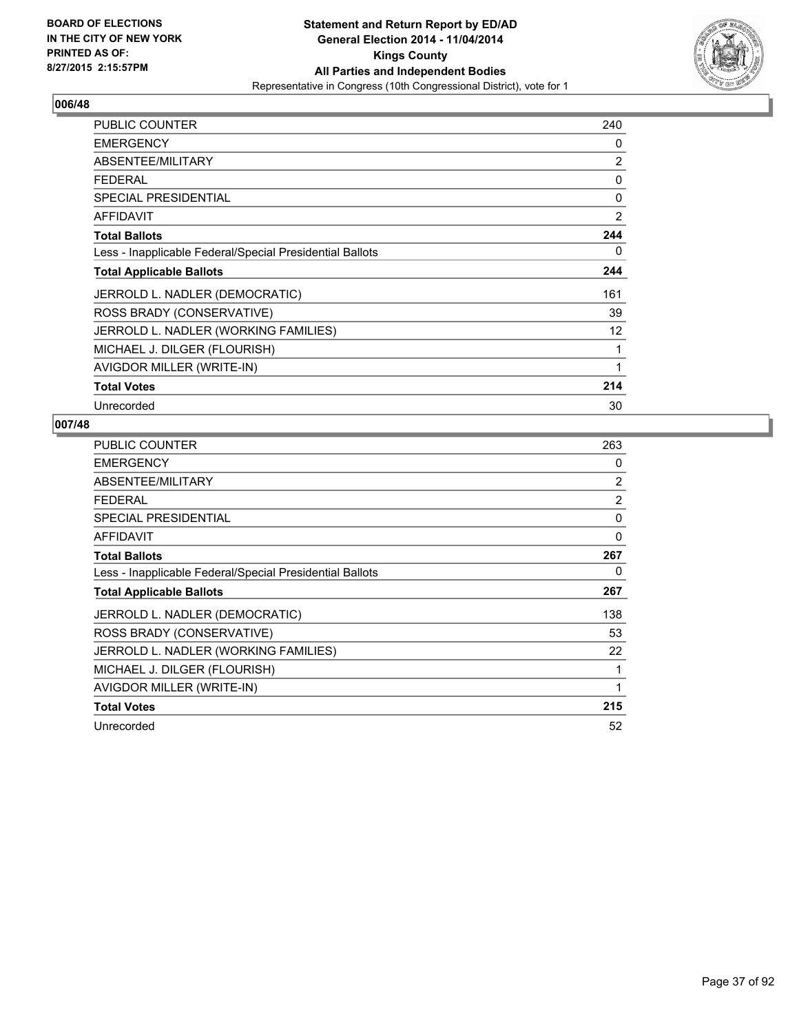**BOARD OF ELECTIONS IN THE CITY OF NEW YORK PRINTED AS OF: 8/27/2015 2:15:57PM**

**Statement and Return Report by ED/AD General Election 2014 - 11/04/2014 Kings County All Parties and Independent Bodies**

Representative in Congress (10th Congressional District), vote for 1

## 006/48

| | |
|---|---|
| PUBLIC COUNTER | 240 |
| EMERGENCY | 0 |
| ABSENTEE/MILITARY | 2 |
| FEDERAL | 0 |
| SPECIAL PRESIDENTIAL | 0 |
| AFFIDAVIT | 2 |
| **Total Ballots** | **244** |
| Less - Inapplicable Federal/Special Presidential Ballots | 0 |
| **Total Applicable Ballots** | **244** |
| JERROLD L. NADLER (DEMOCRATIC) | 161 |
| ROSS BRADY (CONSERVATIVE) | 39 |
| JERROLD L. NADLER (WORKING FAMILIES) | 12 |
| MICHAEL J. DILGER (FLOURISH) | 1 |
| AVIGDOR MILLER (WRITE-IN) | 1 |
| **Total Votes** | **214** |
| Unrecorded | 30 |

## 007/48

| | |
|---|---|
| PUBLIC COUNTER | 263 |
| EMERGENCY | 0 |
| ABSENTEE/MILITARY | 2 |
| FEDERAL | 2 |
| SPECIAL PRESIDENTIAL | 0 |
| AFFIDAVIT | 0 |
| **Total Ballots** | **267** |
| Less - Inapplicable Federal/Special Presidential Ballots | 0 |
| **Total Applicable Ballots** | **267** |
| JERROLD L. NADLER (DEMOCRATIC) | 138 |
| ROSS BRADY (CONSERVATIVE) | 53 |
| JERROLD L. NADLER (WORKING FAMILIES) | 22 |
| MICHAEL J. DILGER (FLOURISH) | 1 |
| AVIGDOR MILLER (WRITE-IN) | 1 |
| **Total Votes** | **215** |
| Unrecorded | 52 |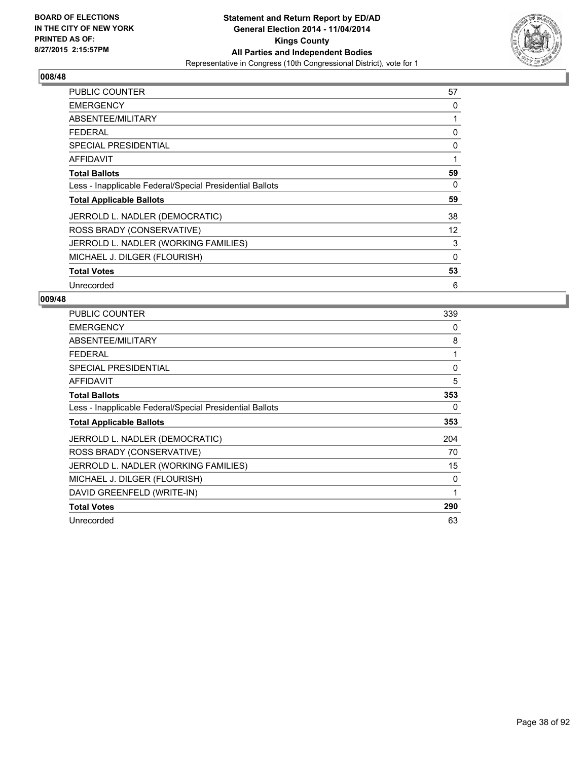BOARD OF ELECTIONS
IN THE CITY OF NEW YORK
PRINTED AS OF:
8/27/2015 2:15:57PM

**Statement and Return Report by ED/AD**
**General Election 2014 - 11/04/2014**
**Kings County**
**All Parties and Independent Bodies**
Representative in Congress (10th Congressional District), vote for 1

## 008/48

| | |
|---|---|
| PUBLIC COUNTER | 57 |
| EMERGENCY | 0 |
| ABSENTEE/MILITARY | 1 |
| FEDERAL | 0 |
| SPECIAL PRESIDENTIAL | 0 |
| AFFIDAVIT | 1 |
| **Total Ballots** | **59** |
| Less - Inapplicable Federal/Special Presidential Ballots | 0 |
| **Total Applicable Ballots** | **59** |
| JERROLD L. NADLER (DEMOCRATIC) | 38 |
| ROSS BRADY (CONSERVATIVE) | 12 |
| JERROLD L. NADLER (WORKING FAMILIES) | 3 |
| MICHAEL J. DILGER (FLOURISH) | 0 |
| **Total Votes** | **53** |
| Unrecorded | 6 |

## 009/48

| | |
|---|---|
| PUBLIC COUNTER | 339 |
| EMERGENCY | 0 |
| ABSENTEE/MILITARY | 8 |
| FEDERAL | 1 |
| SPECIAL PRESIDENTIAL | 0 |
| AFFIDAVIT | 5 |
| **Total Ballots** | **353** |
| Less - Inapplicable Federal/Special Presidential Ballots | 0 |
| **Total Applicable Ballots** | **353** |
| JERROLD L. NADLER (DEMOCRATIC) | 204 |
| ROSS BRADY (CONSERVATIVE) | 70 |
| JERROLD L. NADLER (WORKING FAMILIES) | 15 |
| MICHAEL J. DILGER (FLOURISH) | 0 |
| DAVID GREENFELD (WRITE-IN) | 1 |
| **Total Votes** | **290** |
| Unrecorded | 63 |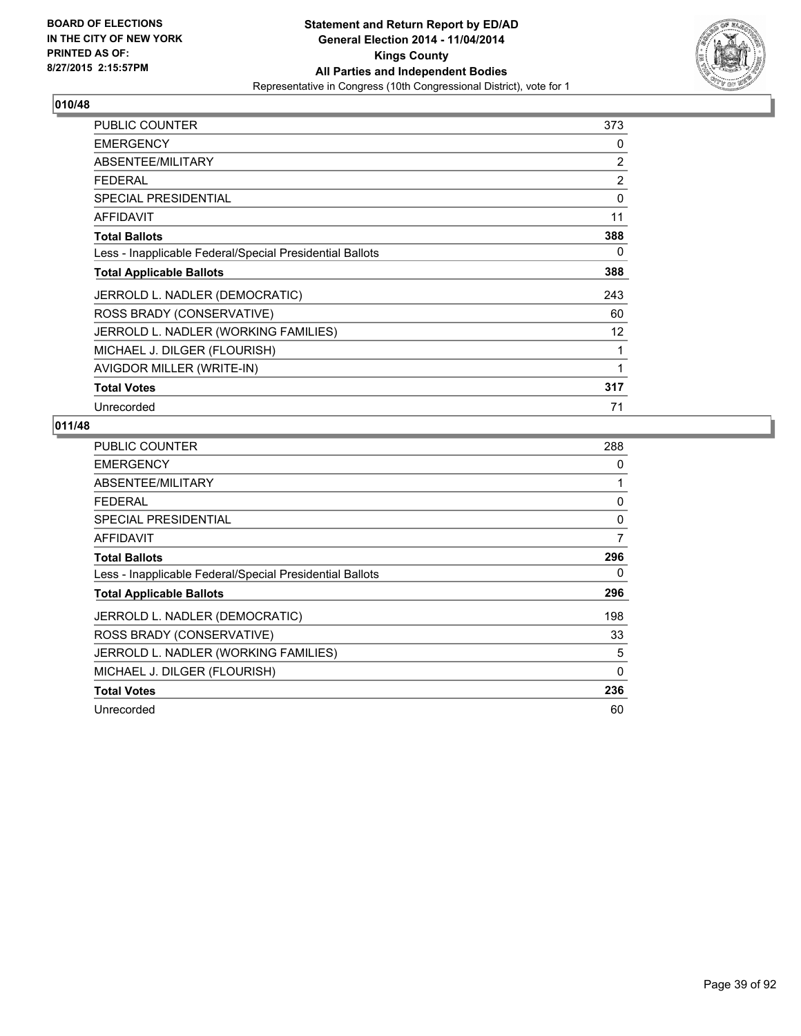**BOARD OF ELECTIONS IN THE CITY OF NEW YORK PRINTED AS OF: 8/27/2015 2:15:57PM**

**Statement and Return Report by ED/AD General Election 2014 - 11/04/2014 Kings County All Parties and Independent Bodies**

Representative in Congress (10th Congressional District), vote for 1

## 010/48

| | |
|---|---|
| PUBLIC COUNTER | 373 |
| EMERGENCY | 0 |
| ABSENTEE/MILITARY | 2 |
| FEDERAL | 2 |
| SPECIAL PRESIDENTIAL | 0 |
| AFFIDAVIT | 11 |
| **Total Ballots** | **388** |
| Less - Inapplicable Federal/Special Presidential Ballots | 0 |
| **Total Applicable Ballots** | **388** |
| JERROLD L. NADLER (DEMOCRATIC) | 243 |
| ROSS BRADY (CONSERVATIVE) | 60 |
| JERROLD L. NADLER (WORKING FAMILIES) | 12 |
| MICHAEL J. DILGER (FLOURISH) | 1 |
| AVIGDOR MILLER (WRITE-IN) | 1 |
| **Total Votes** | **317** |
| Unrecorded | 71 |

## 011/48

| | |
|---|---|
| PUBLIC COUNTER | 288 |
| EMERGENCY | 0 |
| ABSENTEE/MILITARY | 1 |
| FEDERAL | 0 |
| SPECIAL PRESIDENTIAL | 0 |
| AFFIDAVIT | 7 |
| **Total Ballots** | **296** |
| Less - Inapplicable Federal/Special Presidential Ballots | 0 |
| **Total Applicable Ballots** | **296** |
| JERROLD L. NADLER (DEMOCRATIC) | 198 |
| ROSS BRADY (CONSERVATIVE) | 33 |
| JERROLD L. NADLER (WORKING FAMILIES) | 5 |
| MICHAEL J. DILGER (FLOURISH) | 0 |
| **Total Votes** | **236** |
| Unrecorded | 60 |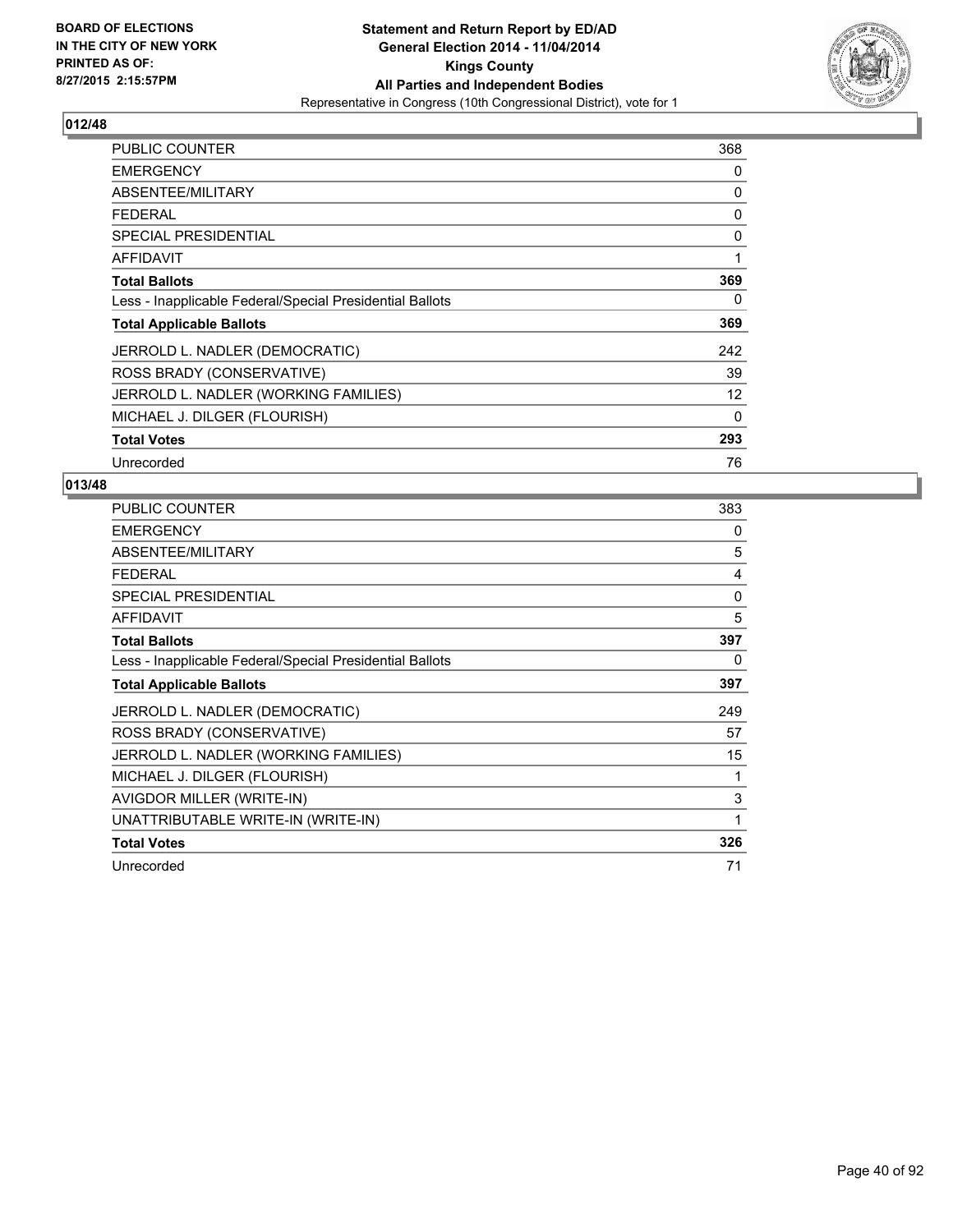**BOARD OF ELECTIONS IN THE CITY OF NEW YORK PRINTED AS OF: 8/27/2015 2:15:57PM**

**Statement and Return Report by ED/AD**
**General Election 2014 - 11/04/2014**
**Kings County**
**All Parties and Independent Bodies**
Representative in Congress (10th Congressional District), vote for 1

## 012/48

| | |
|---|---|
| PUBLIC COUNTER | 368 |
| EMERGENCY | 0 |
| ABSENTEE/MILITARY | 0 |
| FEDERAL | 0 |
| SPECIAL PRESIDENTIAL | 0 |
| AFFIDAVIT | 1 |
| **Total Ballots** | **369** |
| Less - Inapplicable Federal/Special Presidential Ballots | 0 |
| **Total Applicable Ballots** | **369** |
| JERROLD L. NADLER (DEMOCRATIC) | 242 |
| ROSS BRADY (CONSERVATIVE) | 39 |
| JERROLD L. NADLER (WORKING FAMILIES) | 12 |
| MICHAEL J. DILGER (FLOURISH) | 0 |
| **Total Votes** | **293** |
| Unrecorded | 76 |

## 013/48

| | |
|---|---|
| PUBLIC COUNTER | 383 |
| EMERGENCY | 0 |
| ABSENTEE/MILITARY | 5 |
| FEDERAL | 4 |
| SPECIAL PRESIDENTIAL | 0 |
| AFFIDAVIT | 5 |
| **Total Ballots** | **397** |
| Less - Inapplicable Federal/Special Presidential Ballots | 0 |
| **Total Applicable Ballots** | **397** |
| JERROLD L. NADLER (DEMOCRATIC) | 249 |
| ROSS BRADY (CONSERVATIVE) | 57 |
| JERROLD L. NADLER (WORKING FAMILIES) | 15 |
| MICHAEL J. DILGER (FLOURISH) | 1 |
| AVIGDOR MILLER (WRITE-IN) | 3 |
| UNATTRIBUTABLE WRITE-IN (WRITE-IN) | 1 |
| **Total Votes** | **326** |
| Unrecorded | 71 |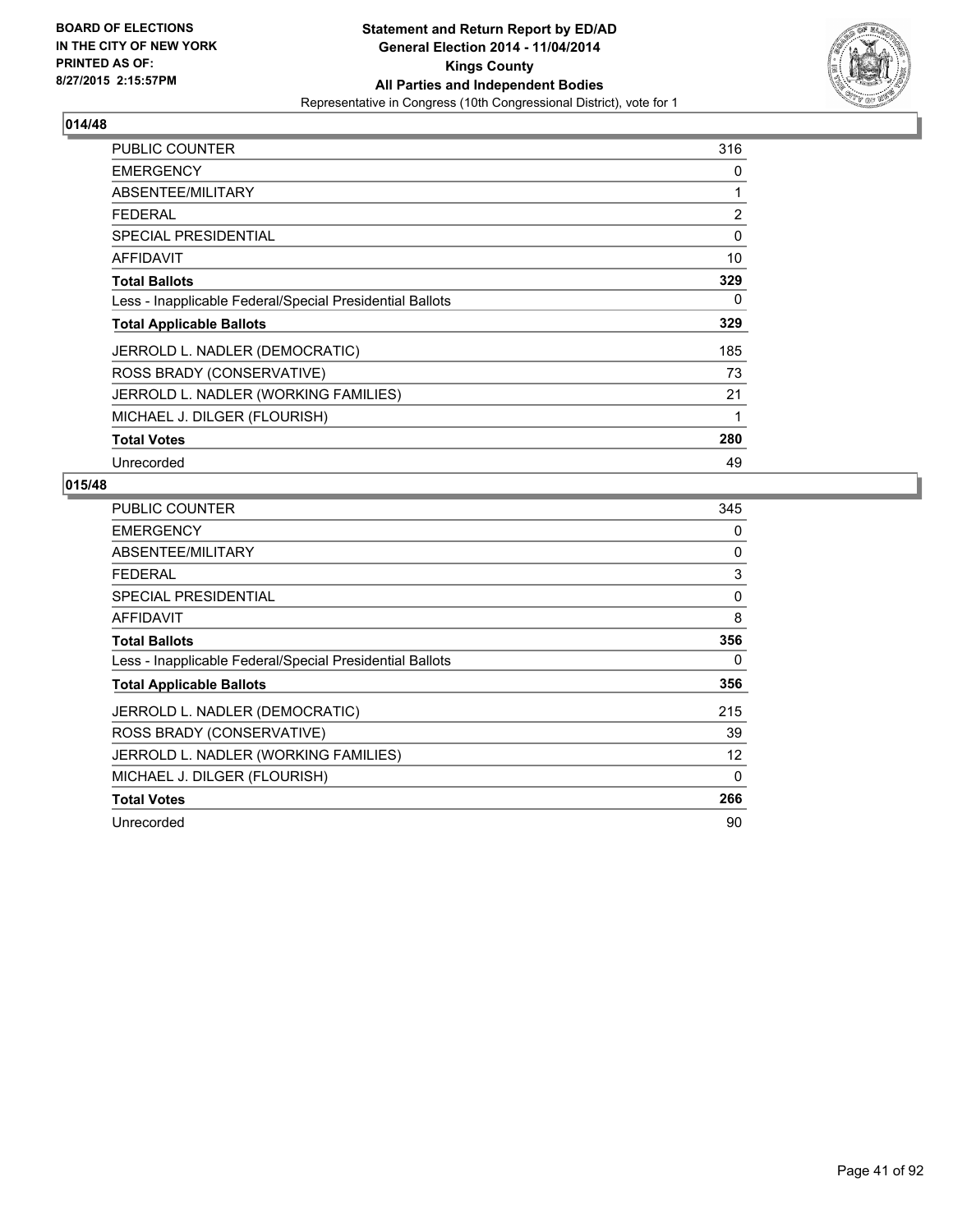**BOARD OF ELECTIONS IN THE CITY OF NEW YORK PRINTED AS OF: 8/27/2015 2:15:57PM**

**Statement and Return Report by ED/AD**
**General Election 2014 - 11/04/2014**
**Kings County**
**All Parties and Independent Bodies**
Representative in Congress (10th Congressional District), vote for 1

## 014/48

| | |
|---|---|
| PUBLIC COUNTER | 316 |
| EMERGENCY | 0 |
| ABSENTEE/MILITARY | 1 |
| FEDERAL | 2 |
| SPECIAL PRESIDENTIAL | 0 |
| AFFIDAVIT | 10 |
| **Total Ballots** | **329** |
| Less - Inapplicable Federal/Special Presidential Ballots | 0 |
| **Total Applicable Ballots** | **329** |
| JERROLD L. NADLER (DEMOCRATIC) | 185 |
| ROSS BRADY (CONSERVATIVE) | 73 |
| JERROLD L. NADLER (WORKING FAMILIES) | 21 |
| MICHAEL J. DILGER (FLOURISH) | 1 |
| **Total Votes** | **280** |
| Unrecorded | 49 |

## 015/48

| | |
|---|---|
| PUBLIC COUNTER | 345 |
| EMERGENCY | 0 |
| ABSENTEE/MILITARY | 0 |
| FEDERAL | 3 |
| SPECIAL PRESIDENTIAL | 0 |
| AFFIDAVIT | 8 |
| **Total Ballots** | **356** |
| Less - Inapplicable Federal/Special Presidential Ballots | 0 |
| **Total Applicable Ballots** | **356** |
| JERROLD L. NADLER (DEMOCRATIC) | 215 |
| ROSS BRADY (CONSERVATIVE) | 39 |
| JERROLD L. NADLER (WORKING FAMILIES) | 12 |
| MICHAEL J. DILGER (FLOURISH) | 0 |
| **Total Votes** | **266** |
| Unrecorded | 90 |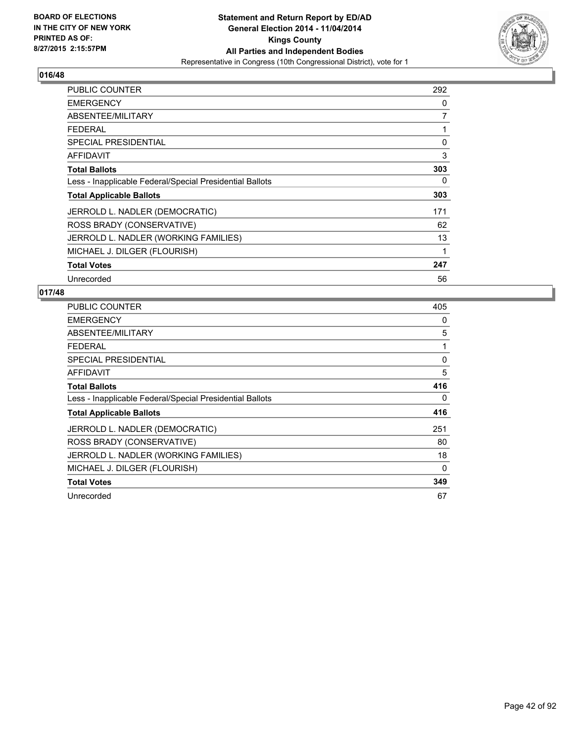**BOARD OF ELECTIONS IN THE CITY OF NEW YORK PRINTED AS OF: 8/27/2015 2:15:57PM**

**Statement and Return Report by ED/AD General Election 2014 - 11/04/2014 Kings County All Parties and Independent Bodies**
Representative in Congress (10th Congressional District), vote for 1

**016/48**

| | |
|---|---|
| PUBLIC COUNTER | 292 |
| EMERGENCY | 0 |
| ABSENTEE/MILITARY | 7 |
| FEDERAL | 1 |
| SPECIAL PRESIDENTIAL | 0 |
| AFFIDAVIT | 3 |
| **Total Ballots** | **303** |
| Less - Inapplicable Federal/Special Presidential Ballots | 0 |
| **Total Applicable Ballots** | **303** |
| JERROLD L. NADLER (DEMOCRATIC) | 171 |
| ROSS BRADY (CONSERVATIVE) | 62 |
| JERROLD L. NADLER (WORKING FAMILIES) | 13 |
| MICHAEL J. DILGER (FLOURISH) | 1 |
| **Total Votes** | **247** |
| Unrecorded | 56 |

**017/48**

| | |
|---|---|
| PUBLIC COUNTER | 405 |
| EMERGENCY | 0 |
| ABSENTEE/MILITARY | 5 |
| FEDERAL | 1 |
| SPECIAL PRESIDENTIAL | 0 |
| AFFIDAVIT | 5 |
| **Total Ballots** | **416** |
| Less - Inapplicable Federal/Special Presidential Ballots | 0 |
| **Total Applicable Ballots** | **416** |
| JERROLD L. NADLER (DEMOCRATIC) | 251 |
| ROSS BRADY (CONSERVATIVE) | 80 |
| JERROLD L. NADLER (WORKING FAMILIES) | 18 |
| MICHAEL J. DILGER (FLOURISH) | 0 |
| **Total Votes** | **349** |
| Unrecorded | 67 |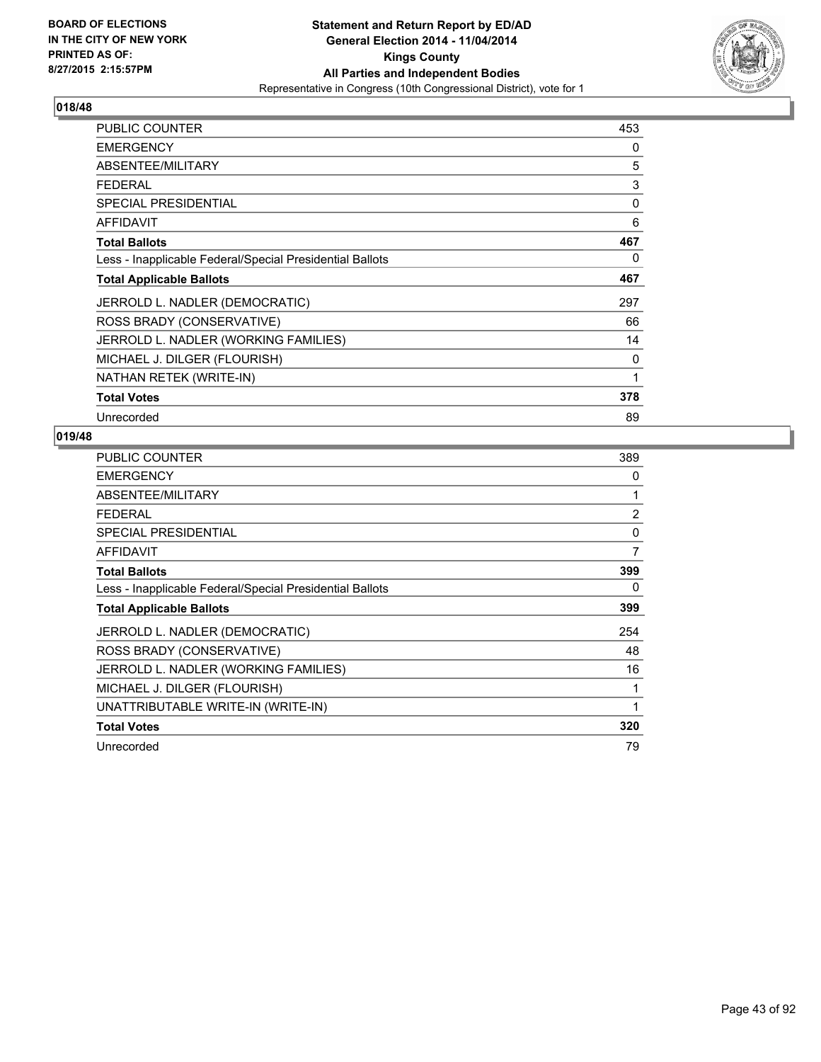BOARD OF ELECTIONS
IN THE CITY OF NEW YORK
PRINTED AS OF:
8/27/2015 2:15:57PM

**Statement and Return Report by ED/AD**
**General Election 2014 - 11/04/2014**
**Kings County**
**All Parties and Independent Bodies**
Representative in Congress (10th Congressional District), vote for 1

## 018/48

| | |
|---|---|
| PUBLIC COUNTER | 453 |
| EMERGENCY | 0 |
| ABSENTEE/MILITARY | 5 |
| FEDERAL | 3 |
| SPECIAL PRESIDENTIAL | 0 |
| AFFIDAVIT | 6 |
| **Total Ballots** | **467** |
| Less - Inapplicable Federal/Special Presidential Ballots | 0 |
| **Total Applicable Ballots** | **467** |
| JERROLD L. NADLER (DEMOCRATIC) | 297 |
| ROSS BRADY (CONSERVATIVE) | 66 |
| JERROLD L. NADLER (WORKING FAMILIES) | 14 |
| MICHAEL J. DILGER (FLOURISH) | 0 |
| NATHAN RETEK (WRITE-IN) | 1 |
| **Total Votes** | **378** |
| Unrecorded | 89 |

## 019/48

| | |
|---|---|
| PUBLIC COUNTER | 389 |
| EMERGENCY | 0 |
| ABSENTEE/MILITARY | 1 |
| FEDERAL | 2 |
| SPECIAL PRESIDENTIAL | 0 |
| AFFIDAVIT | 7 |
| **Total Ballots** | **399** |
| Less - Inapplicable Federal/Special Presidential Ballots | 0 |
| **Total Applicable Ballots** | **399** |
| JERROLD L. NADLER (DEMOCRATIC) | 254 |
| ROSS BRADY (CONSERVATIVE) | 48 |
| JERROLD L. NADLER (WORKING FAMILIES) | 16 |
| MICHAEL J. DILGER (FLOURISH) | 1 |
| UNATTRIBUTABLE WRITE-IN (WRITE-IN) | 1 |
| **Total Votes** | **320** |
| Unrecorded | 79 |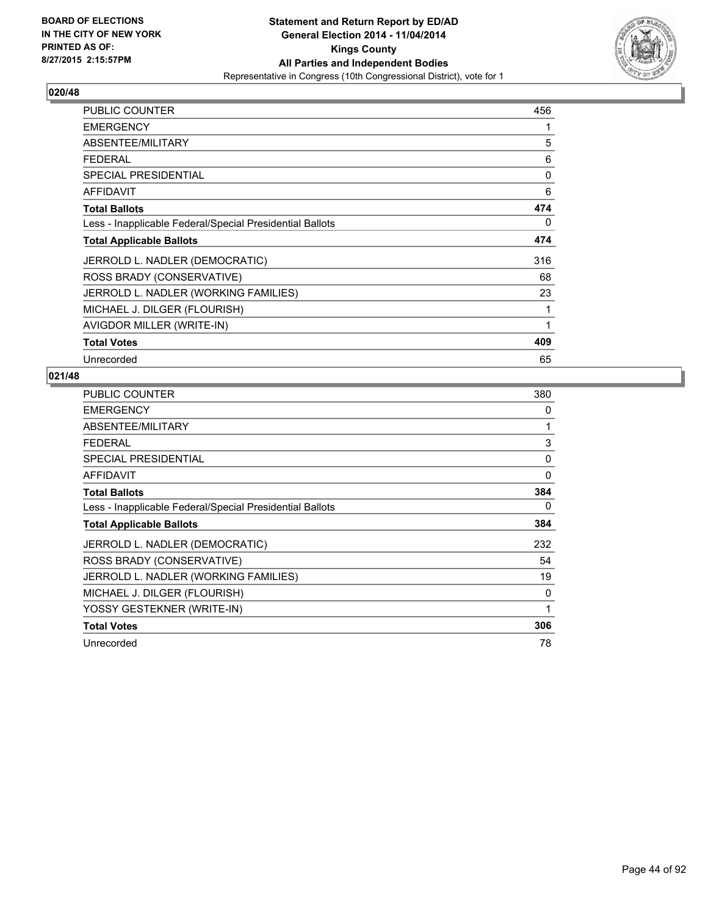**BOARD OF ELECTIONS IN THE CITY OF NEW YORK PRINTED AS OF: 8/27/2015 2:15:57PM**

**Statement and Return Report by ED/AD**
**General Election 2014 - 11/04/2014**
**Kings County**
**All Parties and Independent Bodies**
Representative in Congress (10th Congressional District), vote for 1

## 020/48

| | |
|---|---|
| PUBLIC COUNTER | 456 |
| EMERGENCY | 1 |
| ABSENTEE/MILITARY | 5 |
| FEDERAL | 6 |
| SPECIAL PRESIDENTIAL | 0 |
| AFFIDAVIT | 6 |
| **Total Ballots** | **474** |
| Less - Inapplicable Federal/Special Presidential Ballots | 0 |
| **Total Applicable Ballots** | **474** |
| JERROLD L. NADLER (DEMOCRATIC) | 316 |
| ROSS BRADY (CONSERVATIVE) | 68 |
| JERROLD L. NADLER (WORKING FAMILIES) | 23 |
| MICHAEL J. DILGER (FLOURISH) | 1 |
| AVIGDOR MILLER (WRITE-IN) | 1 |
| **Total Votes** | **409** |
| Unrecorded | 65 |

## 021/48

| | |
|---|---|
| PUBLIC COUNTER | 380 |
| EMERGENCY | 0 |
| ABSENTEE/MILITARY | 1 |
| FEDERAL | 3 |
| SPECIAL PRESIDENTIAL | 0 |
| AFFIDAVIT | 0 |
| **Total Ballots** | **384** |
| Less - Inapplicable Federal/Special Presidential Ballots | 0 |
| **Total Applicable Ballots** | **384** |
| JERROLD L. NADLER (DEMOCRATIC) | 232 |
| ROSS BRADY (CONSERVATIVE) | 54 |
| JERROLD L. NADLER (WORKING FAMILIES) | 19 |
| MICHAEL J. DILGER (FLOURISH) | 0 |
| YOSSY GESTEKNER (WRITE-IN) | 1 |
| **Total Votes** | **306** |
| Unrecorded | 78 |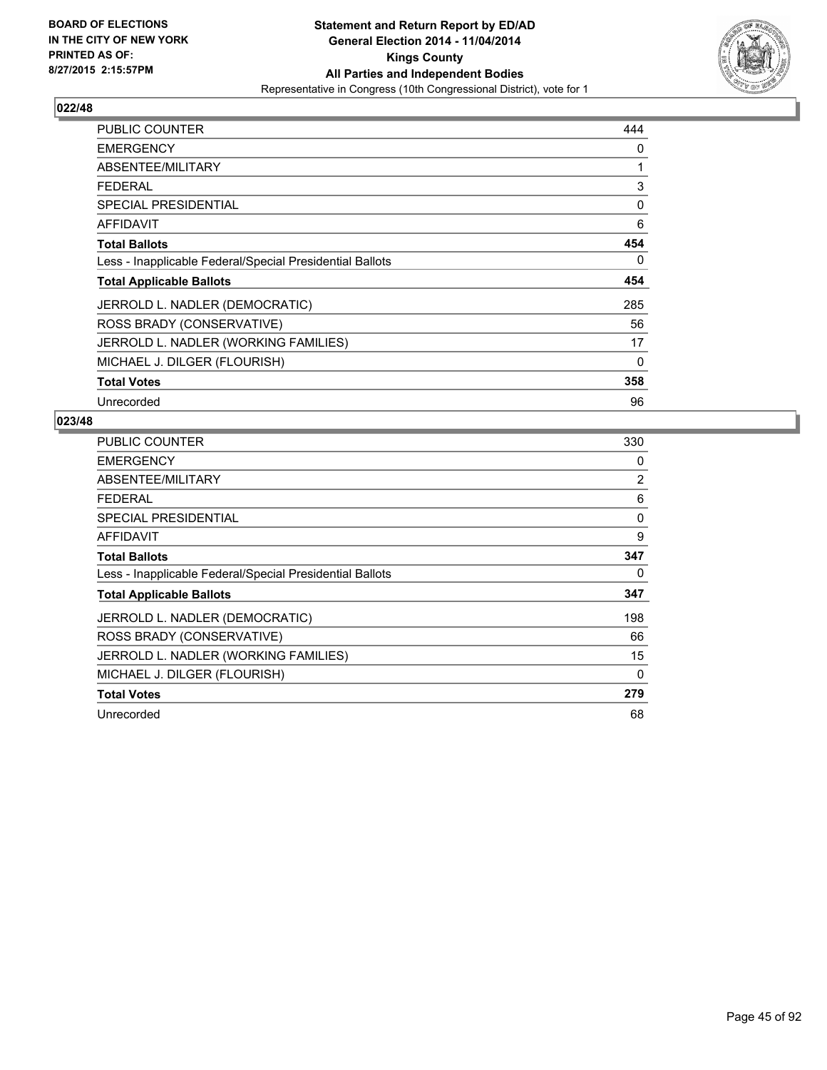**BOARD OF ELECTIONS IN THE CITY OF NEW YORK PRINTED AS OF: 8/27/2015 2:15:57PM**

**Statement and Return Report by ED/AD General Election 2014 - 11/04/2014 Kings County All Parties and Independent Bodies**
Representative in Congress (10th Congressional District), vote for 1

## 022/48

| | |
|---|---|
| PUBLIC COUNTER | 444 |
| EMERGENCY | 0 |
| ABSENTEE/MILITARY | 1 |
| FEDERAL | 3 |
| SPECIAL PRESIDENTIAL | 0 |
| AFFIDAVIT | 6 |
| **Total Ballots** | **454** |
| Less - Inapplicable Federal/Special Presidential Ballots | 0 |
| **Total Applicable Ballots** | **454** |
| JERROLD L. NADLER (DEMOCRATIC) | 285 |
| ROSS BRADY (CONSERVATIVE) | 56 |
| JERROLD L. NADLER (WORKING FAMILIES) | 17 |
| MICHAEL J. DILGER (FLOURISH) | 0 |
| **Total Votes** | **358** |
| Unrecorded | 96 |

## 023/48

| | |
|---|---|
| PUBLIC COUNTER | 330 |
| EMERGENCY | 0 |
| ABSENTEE/MILITARY | 2 |
| FEDERAL | 6 |
| SPECIAL PRESIDENTIAL | 0 |
| AFFIDAVIT | 9 |
| **Total Ballots** | **347** |
| Less - Inapplicable Federal/Special Presidential Ballots | 0 |
| **Total Applicable Ballots** | **347** |
| JERROLD L. NADLER (DEMOCRATIC) | 198 |
| ROSS BRADY (CONSERVATIVE) | 66 |
| JERROLD L. NADLER (WORKING FAMILIES) | 15 |
| MICHAEL J. DILGER (FLOURISH) | 0 |
| **Total Votes** | **279** |
| Unrecorded | 68 |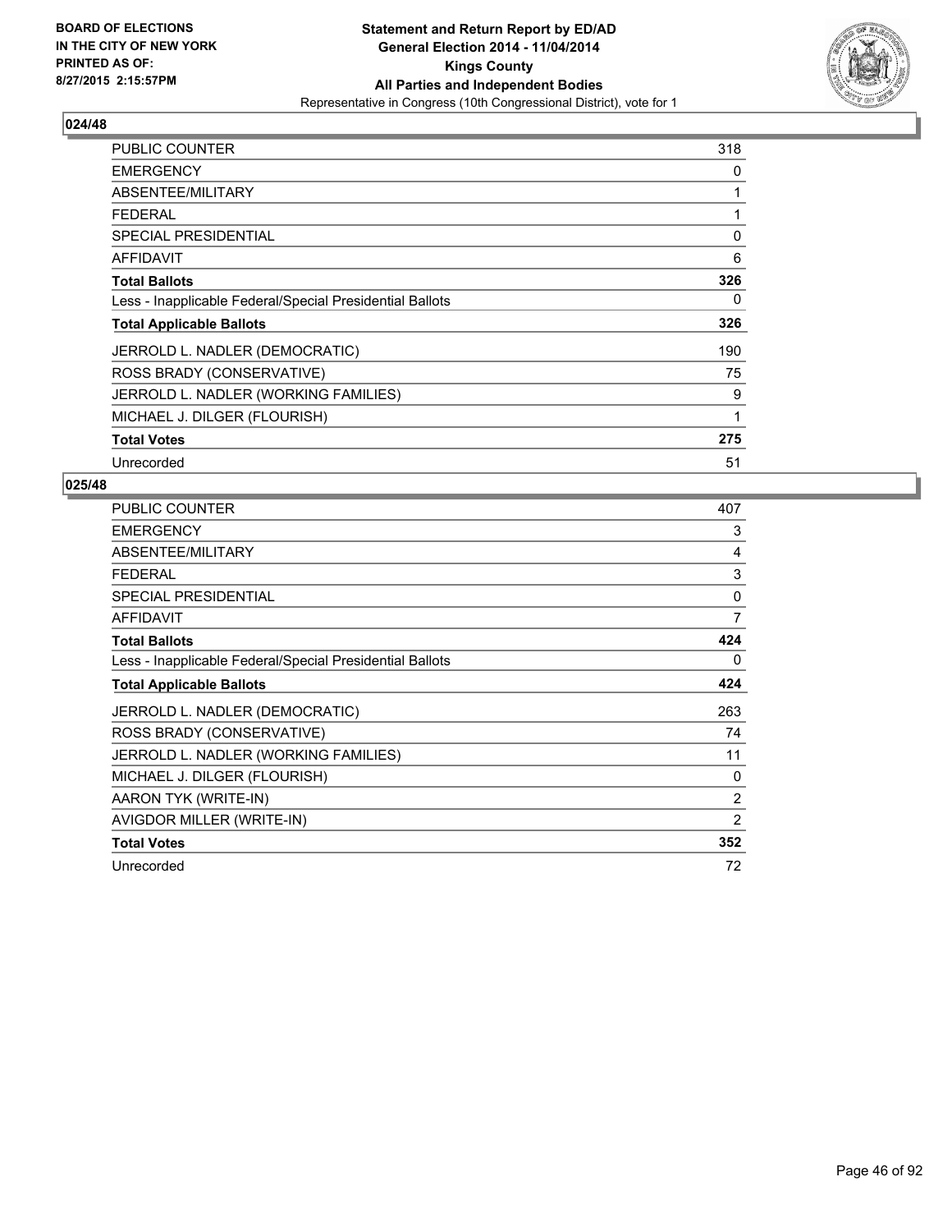**BOARD OF ELECTIONS IN THE CITY OF NEW YORK PRINTED AS OF: 8/27/2015 2:15:57PM**

**Statement and Return Report by ED/AD General Election 2014 - 11/04/2014 Kings County All Parties and Independent Bodies**
Representative in Congress (10th Congressional District), vote for 1

## 024/48

| | |
|---|---|
| PUBLIC COUNTER | 318 |
| EMERGENCY | 0 |
| ABSENTEE/MILITARY | 1 |
| FEDERAL | 1 |
| SPECIAL PRESIDENTIAL | 0 |
| AFFIDAVIT | 6 |
| **Total Ballots** | **326** |
| Less - Inapplicable Federal/Special Presidential Ballots | 0 |
| **Total Applicable Ballots** | **326** |
| JERROLD L. NADLER (DEMOCRATIC) | 190 |
| ROSS BRADY (CONSERVATIVE) | 75 |
| JERROLD L. NADLER (WORKING FAMILIES) | 9 |
| MICHAEL J. DILGER (FLOURISH) | 1 |
| **Total Votes** | **275** |
| Unrecorded | 51 |

## 025/48

| | |
|---|---|
| PUBLIC COUNTER | 407 |
| EMERGENCY | 3 |
| ABSENTEE/MILITARY | 4 |
| FEDERAL | 3 |
| SPECIAL PRESIDENTIAL | 0 |
| AFFIDAVIT | 7 |
| **Total Ballots** | **424** |
| Less - Inapplicable Federal/Special Presidential Ballots | 0 |
| **Total Applicable Ballots** | **424** |
| JERROLD L. NADLER (DEMOCRATIC) | 263 |
| ROSS BRADY (CONSERVATIVE) | 74 |
| JERROLD L. NADLER (WORKING FAMILIES) | 11 |
| MICHAEL J. DILGER (FLOURISH) | 0 |
| AARON TYK (WRITE-IN) | 2 |
| AVIGDOR MILLER (WRITE-IN) | 2 |
| **Total Votes** | **352** |
| Unrecorded | 72 |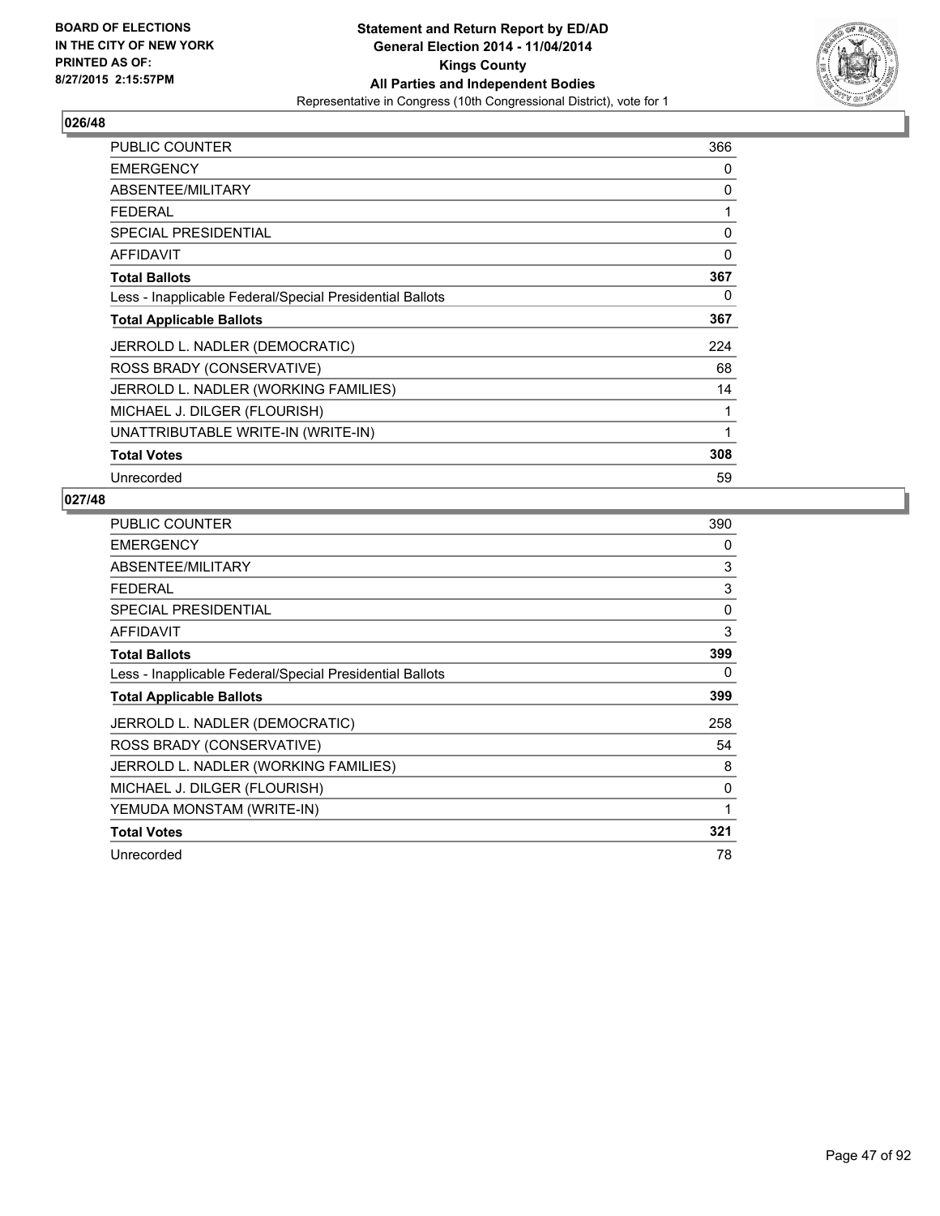BOARD OF ELECTIONS
IN THE CITY OF NEW YORK
PRINTED AS OF:
8/27/2015 2:15:57PM

**Statement and Return Report by ED/AD**
**General Election 2014 - 11/04/2014**
**Kings County**
**All Parties and Independent Bodies**
Representative in Congress (10th Congressional District), vote for 1

## 026/48

| | |
|---|---|
| PUBLIC COUNTER | 366 |
| EMERGENCY | 0 |
| ABSENTEE/MILITARY | 0 |
| FEDERAL | 1 |
| SPECIAL PRESIDENTIAL | 0 |
| AFFIDAVIT | 0 |
| **Total Ballots** | **367** |
| Less - Inapplicable Federal/Special Presidential Ballots | 0 |
| **Total Applicable Ballots** | **367** |
| JERROLD L. NADLER (DEMOCRATIC) | 224 |
| ROSS BRADY (CONSERVATIVE) | 68 |
| JERROLD L. NADLER (WORKING FAMILIES) | 14 |
| MICHAEL J. DILGER (FLOURISH) | 1 |
| UNATTRIBUTABLE WRITE-IN (WRITE-IN) | 1 |
| **Total Votes** | **308** |
| Unrecorded | 59 |

## 027/48

| | |
|---|---|
| PUBLIC COUNTER | 390 |
| EMERGENCY | 0 |
| ABSENTEE/MILITARY | 3 |
| FEDERAL | 3 |
| SPECIAL PRESIDENTIAL | 0 |
| AFFIDAVIT | 3 |
| **Total Ballots** | **399** |
| Less - Inapplicable Federal/Special Presidential Ballots | 0 |
| **Total Applicable Ballots** | **399** |
| JERROLD L. NADLER (DEMOCRATIC) | 258 |
| ROSS BRADY (CONSERVATIVE) | 54 |
| JERROLD L. NADLER (WORKING FAMILIES) | 8 |
| MICHAEL J. DILGER (FLOURISH) | 0 |
| YEMUDA MONSTAM (WRITE-IN) | 1 |
| **Total Votes** | **321** |
| Unrecorded | 78 |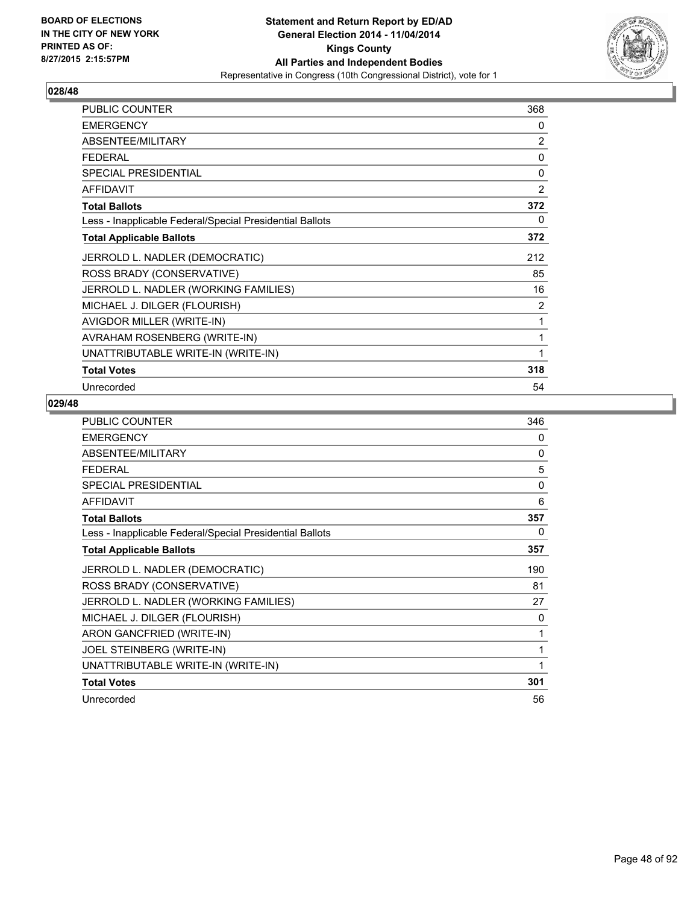BOARD OF ELECTIONS
IN THE CITY OF NEW YORK
PRINTED AS OF:
8/27/2015 2:15:57PM

**Statement and Return Report by ED/AD**
**General Election 2014 - 11/04/2014**
**Kings County**
**All Parties and Independent Bodies**
Representative in Congress (10th Congressional District), vote for 1

## 028/48

| | |
|---|---|
| PUBLIC COUNTER | 368 |
| EMERGENCY | 0 |
| ABSENTEE/MILITARY | 2 |
| FEDERAL | 0 |
| SPECIAL PRESIDENTIAL | 0 |
| AFFIDAVIT | 2 |
| **Total Ballots** | **372** |
| Less - Inapplicable Federal/Special Presidential Ballots | 0 |
| **Total Applicable Ballots** | **372** |
| JERROLD L. NADLER (DEMOCRATIC) | 212 |
| ROSS BRADY (CONSERVATIVE) | 85 |
| JERROLD L. NADLER (WORKING FAMILIES) | 16 |
| MICHAEL J. DILGER (FLOURISH) | 2 |
| AVIGDOR MILLER (WRITE-IN) | 1 |
| AVRAHAM ROSENBERG (WRITE-IN) | 1 |
| UNATTRIBUTABLE WRITE-IN (WRITE-IN) | 1 |
| **Total Votes** | **318** |
| Unrecorded | 54 |

## 029/48

| | |
|---|---|
| PUBLIC COUNTER | 346 |
| EMERGENCY | 0 |
| ABSENTEE/MILITARY | 0 |
| FEDERAL | 5 |
| SPECIAL PRESIDENTIAL | 0 |
| AFFIDAVIT | 6 |
| **Total Ballots** | **357** |
| Less - Inapplicable Federal/Special Presidential Ballots | 0 |
| **Total Applicable Ballots** | **357** |
| JERROLD L. NADLER (DEMOCRATIC) | 190 |
| ROSS BRADY (CONSERVATIVE) | 81 |
| JERROLD L. NADLER (WORKING FAMILIES) | 27 |
| MICHAEL J. DILGER (FLOURISH) | 0 |
| ARON GANCFRIED (WRITE-IN) | 1 |
| JOEL STEINBERG (WRITE-IN) | 1 |
| UNATTRIBUTABLE WRITE-IN (WRITE-IN) | 1 |
| **Total Votes** | **301** |
| Unrecorded | 56 |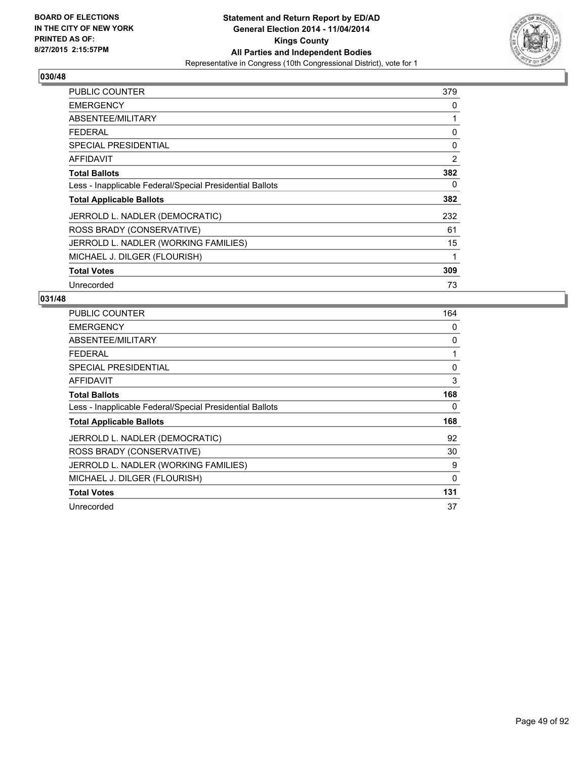BOARD OF ELECTIONS
IN THE CITY OF NEW YORK
PRINTED AS OF:
8/27/2015 2:15:57PM

**Statement and Return Report by ED/AD**
**General Election 2014 - 11/04/2014**
**Kings County**
**All Parties and Independent Bodies**
Representative in Congress (10th Congressional District), vote for 1

## 030/48

| | |
|---|---|
| PUBLIC COUNTER | 379 |
| EMERGENCY | 0 |
| ABSENTEE/MILITARY | 1 |
| FEDERAL | 0 |
| SPECIAL PRESIDENTIAL | 0 |
| AFFIDAVIT | 2 |
| **Total Ballots** | **382** |
| Less - Inapplicable Federal/Special Presidential Ballots | 0 |
| **Total Applicable Ballots** | **382** |
| JERROLD L. NADLER (DEMOCRATIC) | 232 |
| ROSS BRADY (CONSERVATIVE) | 61 |
| JERROLD L. NADLER (WORKING FAMILIES) | 15 |
| MICHAEL J. DILGER (FLOURISH) | 1 |
| **Total Votes** | **309** |
| Unrecorded | 73 |

## 031/48

| | |
|---|---|
| PUBLIC COUNTER | 164 |
| EMERGENCY | 0 |
| ABSENTEE/MILITARY | 0 |
| FEDERAL | 1 |
| SPECIAL PRESIDENTIAL | 0 |
| AFFIDAVIT | 3 |
| **Total Ballots** | **168** |
| Less - Inapplicable Federal/Special Presidential Ballots | 0 |
| **Total Applicable Ballots** | **168** |
| JERROLD L. NADLER (DEMOCRATIC) | 92 |
| ROSS BRADY (CONSERVATIVE) | 30 |
| JERROLD L. NADLER (WORKING FAMILIES) | 9 |
| MICHAEL J. DILGER (FLOURISH) | 0 |
| **Total Votes** | **131** |
| Unrecorded | 37 |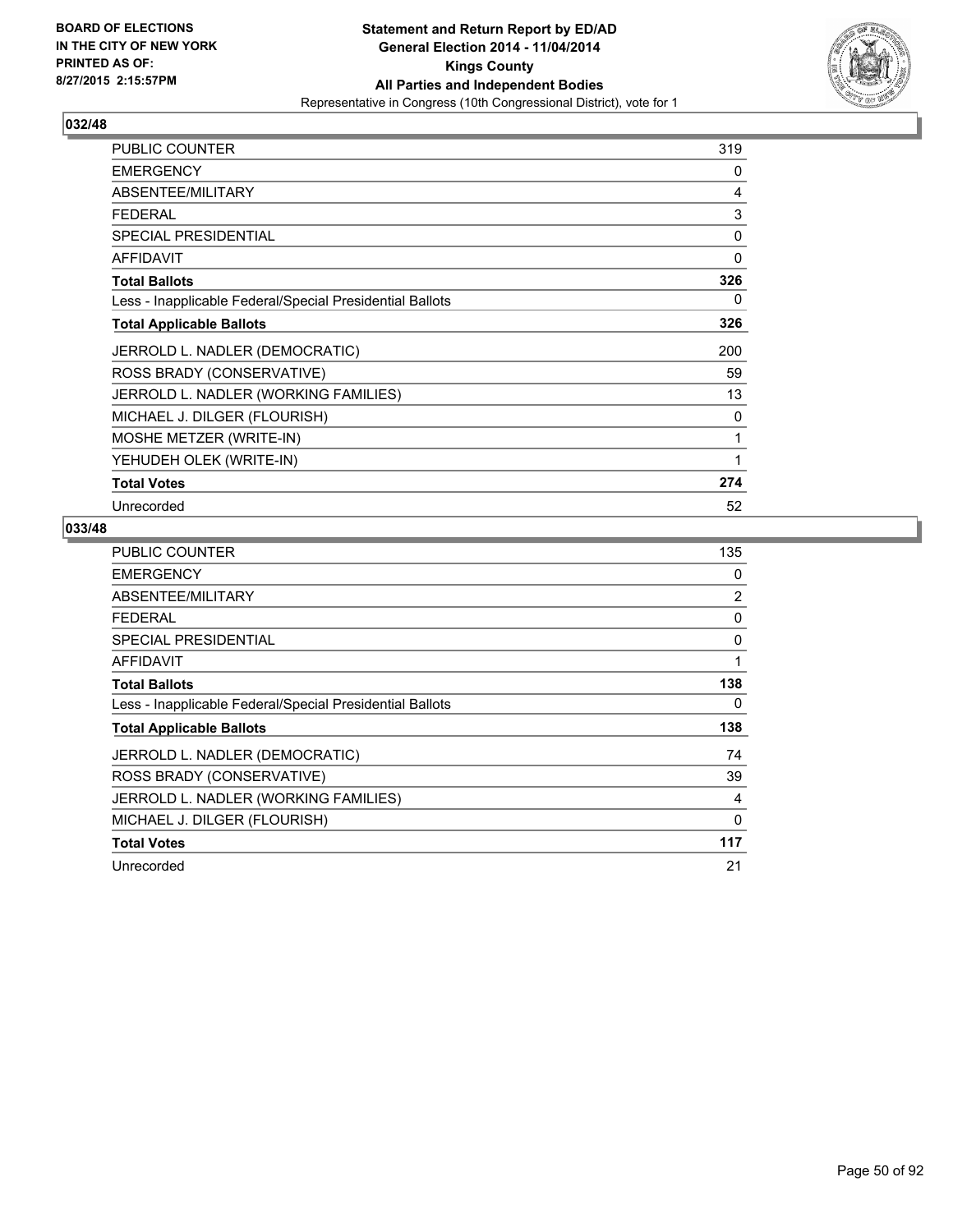**BOARD OF ELECTIONS IN THE CITY OF NEW YORK PRINTED AS OF: 8/27/2015 2:15:57PM**

**Statement and Return Report by ED/AD General Election 2014 - 11/04/2014 Kings County All Parties and Independent Bodies**
Representative in Congress (10th Congressional District), vote for 1

## 032/48

| | |
|---|---|
| PUBLIC COUNTER | 319 |
| EMERGENCY | 0 |
| ABSENTEE/MILITARY | 4 |
| FEDERAL | 3 |
| SPECIAL PRESIDENTIAL | 0 |
| AFFIDAVIT | 0 |
| **Total Ballots** | **326** |
| Less - Inapplicable Federal/Special Presidential Ballots | 0 |
| **Total Applicable Ballots** | **326** |
| JERROLD L. NADLER (DEMOCRATIC) | 200 |
| ROSS BRADY (CONSERVATIVE) | 59 |
| JERROLD L. NADLER (WORKING FAMILIES) | 13 |
| MICHAEL J. DILGER (FLOURISH) | 0 |
| MOSHE METZER (WRITE-IN) | 1 |
| YEHUDEH OLEK (WRITE-IN) | 1 |
| **Total Votes** | **274** |
| Unrecorded | 52 |

## 033/48

| | |
|---|---|
| PUBLIC COUNTER | 135 |
| EMERGENCY | 0 |
| ABSENTEE/MILITARY | 2 |
| FEDERAL | 0 |
| SPECIAL PRESIDENTIAL | 0 |
| AFFIDAVIT | 1 |
| **Total Ballots** | **138** |
| Less - Inapplicable Federal/Special Presidential Ballots | 0 |
| **Total Applicable Ballots** | **138** |
| JERROLD L. NADLER (DEMOCRATIC) | 74 |
| ROSS BRADY (CONSERVATIVE) | 39 |
| JERROLD L. NADLER (WORKING FAMILIES) | 4 |
| MICHAEL J. DILGER (FLOURISH) | 0 |
| **Total Votes** | **117** |
| Unrecorded | 21 |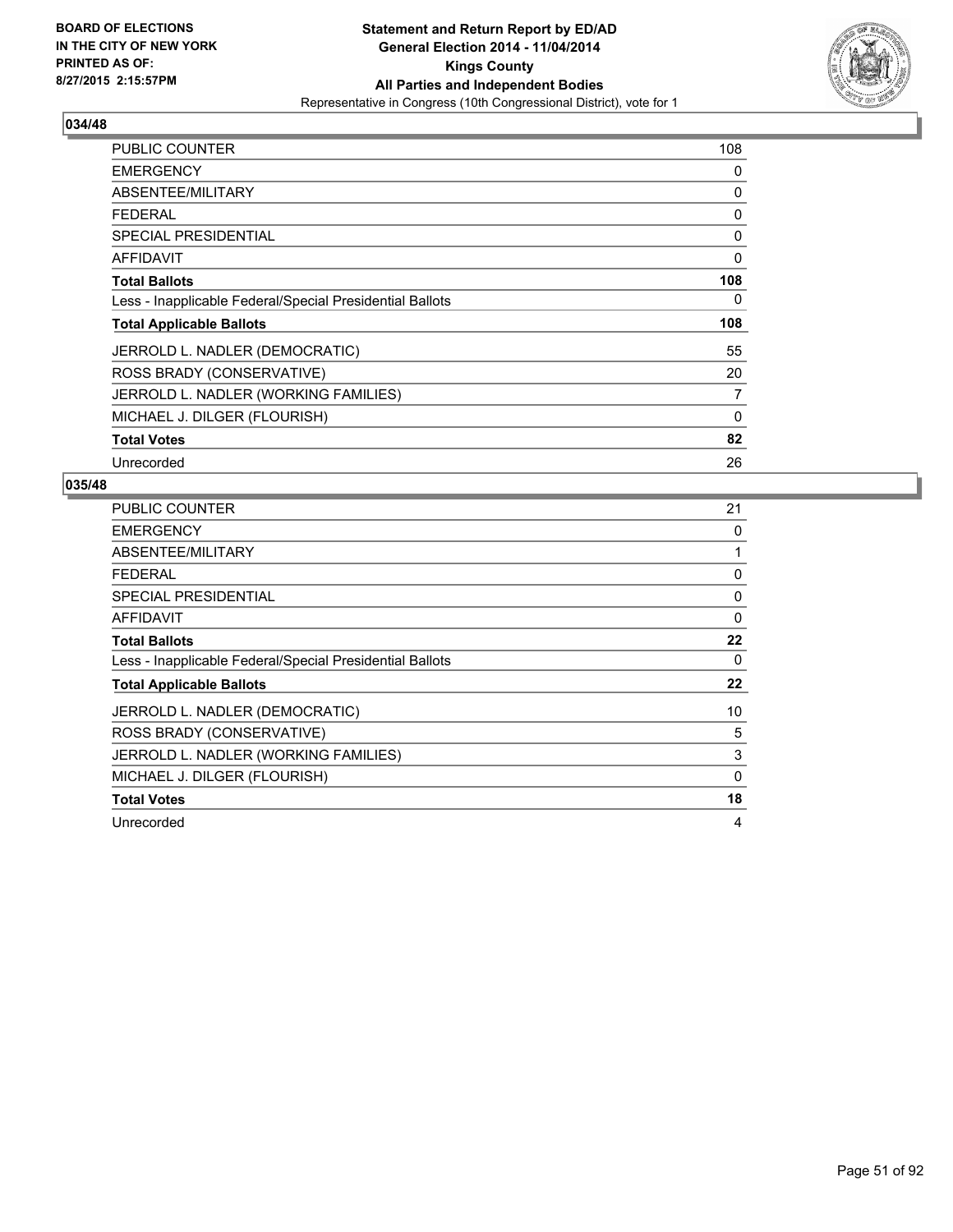**BOARD OF ELECTIONS IN THE CITY OF NEW YORK PRINTED AS OF: 8/27/2015 2:15:57PM**

**Statement and Return Report by ED/AD General Election 2014 - 11/04/2014 Kings County All Parties and Independent Bodies**

Representative in Congress (10th Congressional District), vote for 1

## 034/48

| | |
|---|---|
| PUBLIC COUNTER | 108 |
| EMERGENCY | 0 |
| ABSENTEE/MILITARY | 0 |
| FEDERAL | 0 |
| SPECIAL PRESIDENTIAL | 0 |
| AFFIDAVIT | 0 |
| **Total Ballots** | **108** |
| Less - Inapplicable Federal/Special Presidential Ballots | 0 |
| **Total Applicable Ballots** | **108** |
| JERROLD L. NADLER (DEMOCRATIC) | 55 |
| ROSS BRADY (CONSERVATIVE) | 20 |
| JERROLD L. NADLER (WORKING FAMILIES) | 7 |
| MICHAEL J. DILGER (FLOURISH) | 0 |
| **Total Votes** | **82** |
| Unrecorded | 26 |

## 035/48

| | |
|---|---|
| PUBLIC COUNTER | 21 |
| EMERGENCY | 0 |
| ABSENTEE/MILITARY | 1 |
| FEDERAL | 0 |
| SPECIAL PRESIDENTIAL | 0 |
| AFFIDAVIT | 0 |
| **Total Ballots** | **22** |
| Less - Inapplicable Federal/Special Presidential Ballots | 0 |
| **Total Applicable Ballots** | **22** |
| JERROLD L. NADLER (DEMOCRATIC) | 10 |
| ROSS BRADY (CONSERVATIVE) | 5 |
| JERROLD L. NADLER (WORKING FAMILIES) | 3 |
| MICHAEL J. DILGER (FLOURISH) | 0 |
| **Total Votes** | **18** |
| Unrecorded | 4 |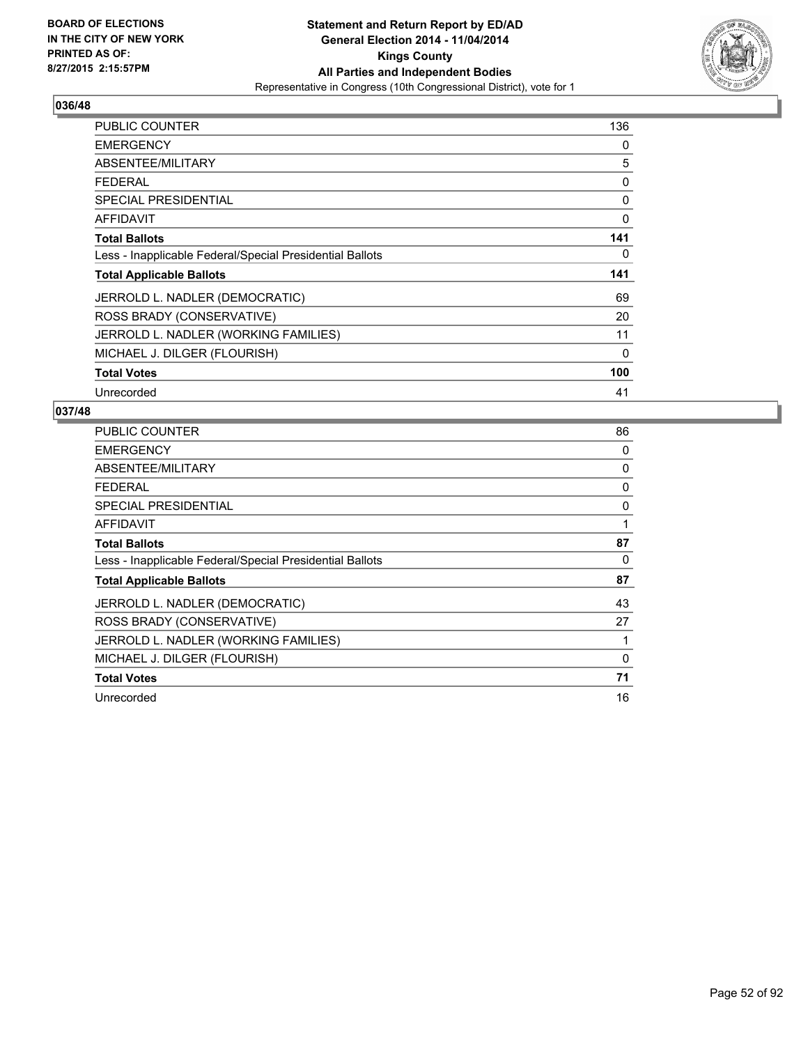BOARD OF ELECTIONS IN THE CITY OF NEW YORK PRINTED AS OF: 8/27/2015 2:15:57PM

**Statement and Return Report by ED/AD**
**General Election 2014 - 11/04/2014**
**Kings County**
**All Parties and Independent Bodies**
Representative in Congress (10th Congressional District), vote for 1

### 036/48

| | |
|---|---|
| PUBLIC COUNTER | 136 |
| EMERGENCY | 0 |
| ABSENTEE/MILITARY | 5 |
| FEDERAL | 0 |
| SPECIAL PRESIDENTIAL | 0 |
| AFFIDAVIT | 0 |
| **Total Ballots** | **141** |
| Less - Inapplicable Federal/Special Presidential Ballots | 0 |
| **Total Applicable Ballots** | **141** |
| JERROLD L. NADLER (DEMOCRATIC) | 69 |
| ROSS BRADY (CONSERVATIVE) | 20 |
| JERROLD L. NADLER (WORKING FAMILIES) | 11 |
| MICHAEL J. DILGER (FLOURISH) | 0 |
| **Total Votes** | **100** |
| Unrecorded | 41 |

### 037/48

| | |
|---|---|
| PUBLIC COUNTER | 86 |
| EMERGENCY | 0 |
| ABSENTEE/MILITARY | 0 |
| FEDERAL | 0 |
| SPECIAL PRESIDENTIAL | 0 |
| AFFIDAVIT | 1 |
| **Total Ballots** | **87** |
| Less - Inapplicable Federal/Special Presidential Ballots | 0 |
| **Total Applicable Ballots** | **87** |
| JERROLD L. NADLER (DEMOCRATIC) | 43 |
| ROSS BRADY (CONSERVATIVE) | 27 |
| JERROLD L. NADLER (WORKING FAMILIES) | 1 |
| MICHAEL J. DILGER (FLOURISH) | 0 |
| **Total Votes** | **71** |
| Unrecorded | 16 |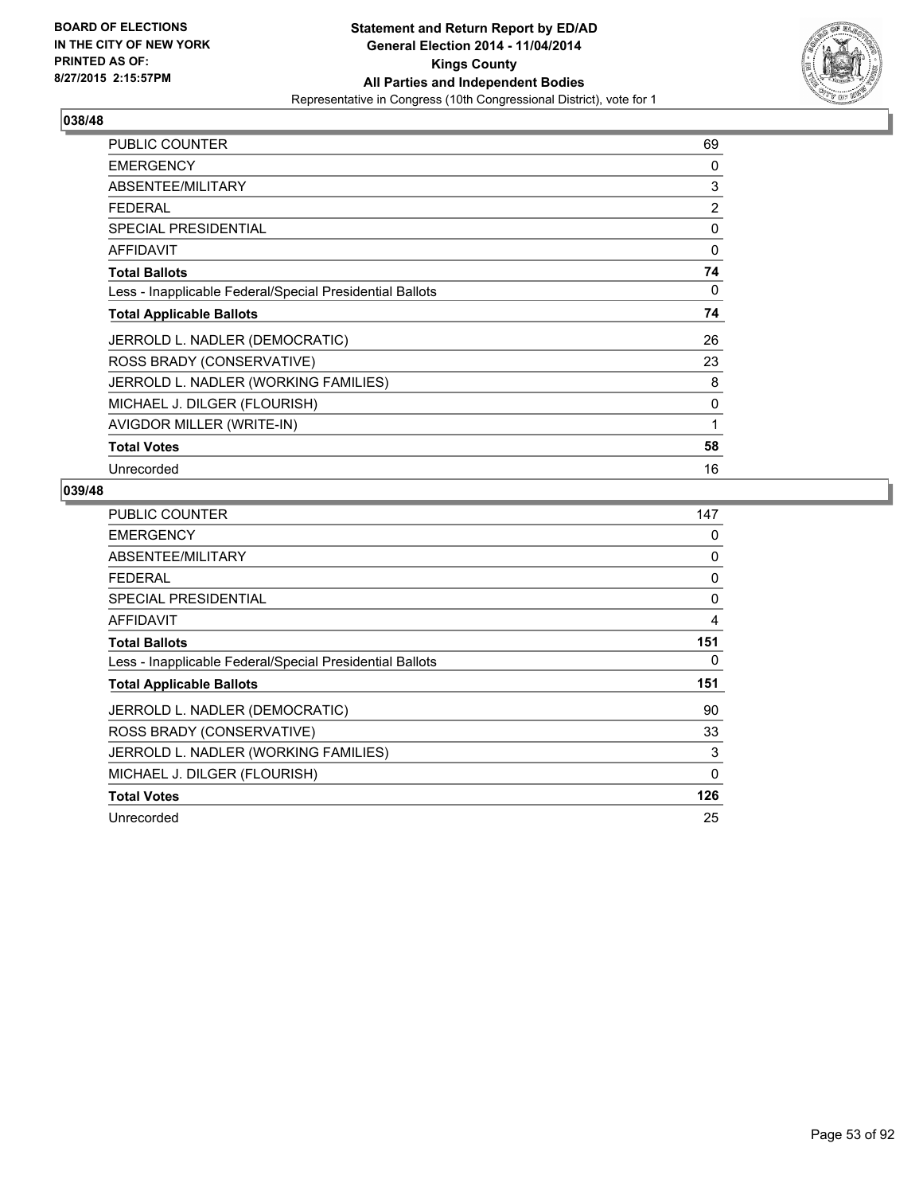## 038/48

| | |
|---|---|
| PUBLIC COUNTER | 69 |
| EMERGENCY | 0 |
| ABSENTEE/MILITARY | 3 |
| FEDERAL | 2 |
| SPECIAL PRESIDENTIAL | 0 |
| AFFIDAVIT | 0 |
| **Total Ballots** | **74** |
| Less - Inapplicable Federal/Special Presidential Ballots | 0 |
| **Total Applicable Ballots** | **74** |
| JERROLD L. NADLER (DEMOCRATIC) | 26 |
| ROSS BRADY (CONSERVATIVE) | 23 |
| JERROLD L. NADLER (WORKING FAMILIES) | 8 |
| MICHAEL J. DILGER (FLOURISH) | 0 |
| AVIGDOR MILLER (WRITE-IN) | 1 |
| **Total Votes** | **58** |
| Unrecorded | 16 |

## 039/48

| | |
|---|---|
| PUBLIC COUNTER | 147 |
| EMERGENCY | 0 |
| ABSENTEE/MILITARY | 0 |
| FEDERAL | 0 |
| SPECIAL PRESIDENTIAL | 0 |
| AFFIDAVIT | 4 |
| **Total Ballots** | **151** |
| Less - Inapplicable Federal/Special Presidential Ballots | 0 |
| **Total Applicable Ballots** | **151** |
| JERROLD L. NADLER (DEMOCRATIC) | 90 |
| ROSS BRADY (CONSERVATIVE) | 33 |
| JERROLD L. NADLER (WORKING FAMILIES) | 3 |
| MICHAEL J. DILGER (FLOURISH) | 0 |
| **Total Votes** | **126** |
| Unrecorded | 25 |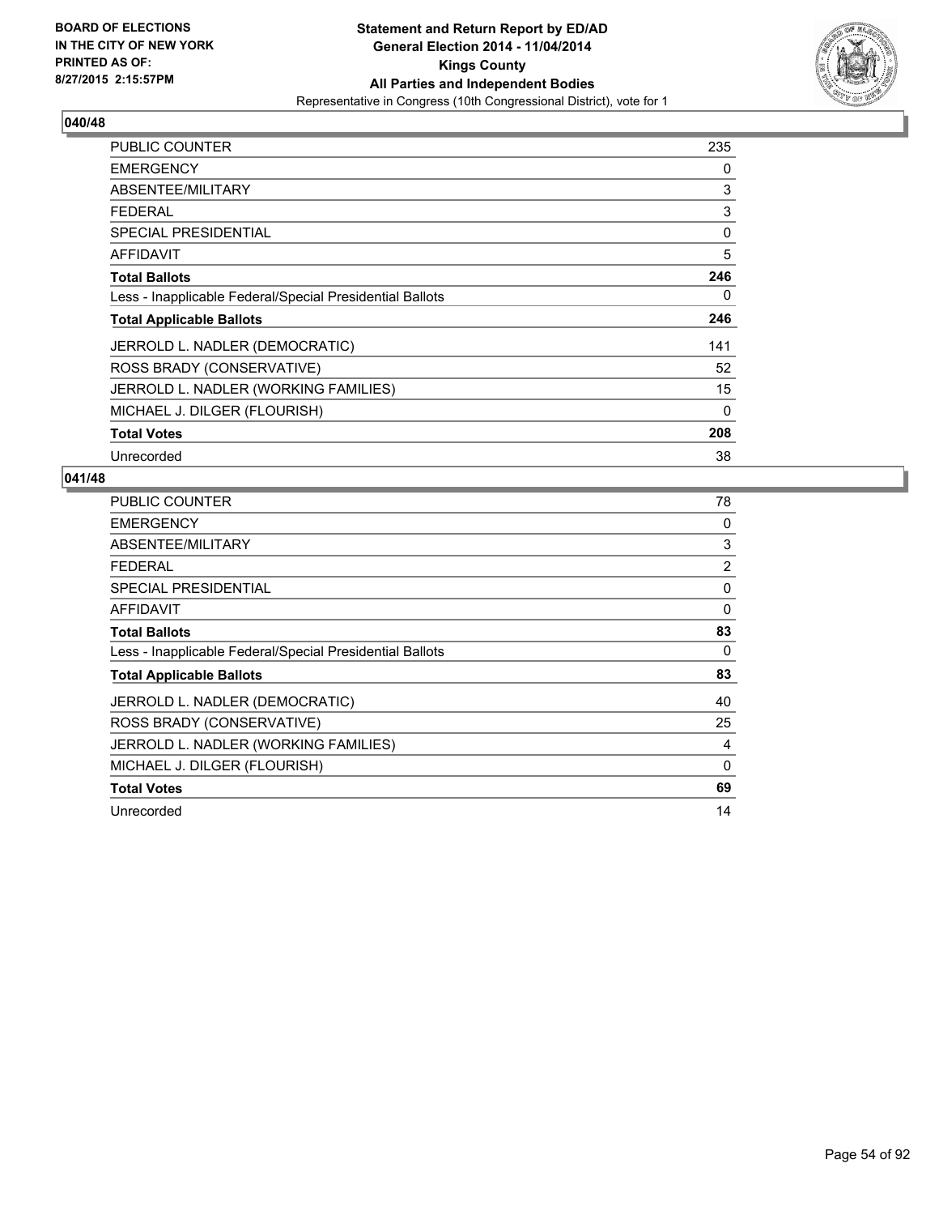BOARD OF ELECTIONS
IN THE CITY OF NEW YORK
PRINTED AS OF:
8/27/2015 2:15:57PM

**Statement and Return Report by ED/AD**
**General Election 2014 - 11/04/2014**
**Kings County**
**All Parties and Independent Bodies**
Representative in Congress (10th Congressional District), vote for 1

### 040/48

| | |
|---|---|
| PUBLIC COUNTER | 235 |
| EMERGENCY | 0 |
| ABSENTEE/MILITARY | 3 |
| FEDERAL | 3 |
| SPECIAL PRESIDENTIAL | 0 |
| AFFIDAVIT | 5 |
| **Total Ballots** | **246** |
| Less - Inapplicable Federal/Special Presidential Ballots | 0 |
| **Total Applicable Ballots** | **246** |
| JERROLD L. NADLER (DEMOCRATIC) | 141 |
| ROSS BRADY (CONSERVATIVE) | 52 |
| JERROLD L. NADLER (WORKING FAMILIES) | 15 |
| MICHAEL J. DILGER (FLOURISH) | 0 |
| **Total Votes** | **208** |
| Unrecorded | 38 |

### 041/48

| | |
|---|---|
| PUBLIC COUNTER | 78 |
| EMERGENCY | 0 |
| ABSENTEE/MILITARY | 3 |
| FEDERAL | 2 |
| SPECIAL PRESIDENTIAL | 0 |
| AFFIDAVIT | 0 |
| **Total Ballots** | **83** |
| Less - Inapplicable Federal/Special Presidential Ballots | 0 |
| **Total Applicable Ballots** | **83** |
| JERROLD L. NADLER (DEMOCRATIC) | 40 |
| ROSS BRADY (CONSERVATIVE) | 25 |
| JERROLD L. NADLER (WORKING FAMILIES) | 4 |
| MICHAEL J. DILGER (FLOURISH) | 0 |
| **Total Votes** | **69** |
| Unrecorded | 14 |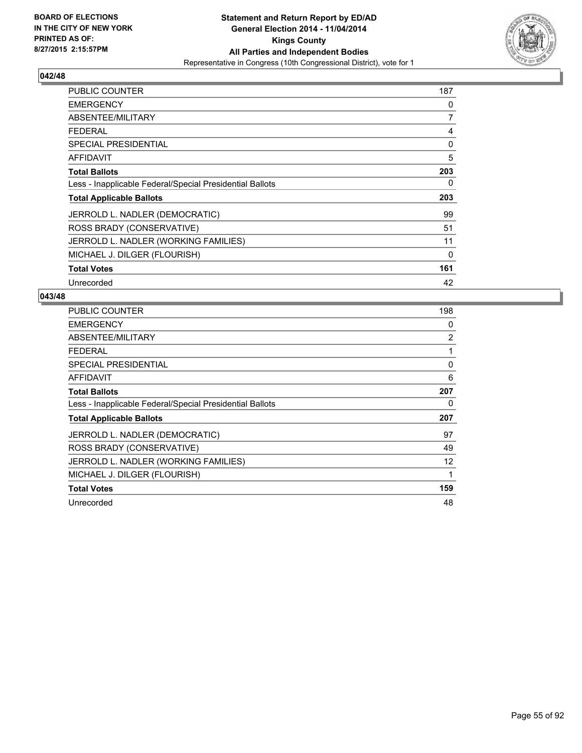**BOARD OF ELECTIONS IN THE CITY OF NEW YORK PRINTED AS OF: 8/27/2015 2:15:57PM**

**Statement and Return Report by ED/AD General Election 2014 - 11/04/2014 Kings County All Parties and Independent Bodies**

Representative in Congress (10th Congressional District), vote for 1

### 042/48

| | |
|---|---|
| PUBLIC COUNTER | 187 |
| EMERGENCY | 0 |
| ABSENTEE/MILITARY | 7 |
| FEDERAL | 4 |
| SPECIAL PRESIDENTIAL | 0 |
| AFFIDAVIT | 5 |
| **Total Ballots** | **203** |
| Less - Inapplicable Federal/Special Presidential Ballots | 0 |
| **Total Applicable Ballots** | **203** |
| JERROLD L. NADLER (DEMOCRATIC) | 99 |
| ROSS BRADY (CONSERVATIVE) | 51 |
| JERROLD L. NADLER (WORKING FAMILIES) | 11 |
| MICHAEL J. DILGER (FLOURISH) | 0 |
| **Total Votes** | **161** |
| Unrecorded | 42 |

### 043/48

| | |
|---|---|
| PUBLIC COUNTER | 198 |
| EMERGENCY | 0 |
| ABSENTEE/MILITARY | 2 |
| FEDERAL | 1 |
| SPECIAL PRESIDENTIAL | 0 |
| AFFIDAVIT | 6 |
| **Total Ballots** | **207** |
| Less - Inapplicable Federal/Special Presidential Ballots | 0 |
| **Total Applicable Ballots** | **207** |
| JERROLD L. NADLER (DEMOCRATIC) | 97 |
| ROSS BRADY (CONSERVATIVE) | 49 |
| JERROLD L. NADLER (WORKING FAMILIES) | 12 |
| MICHAEL J. DILGER (FLOURISH) | 1 |
| **Total Votes** | **159** |
| Unrecorded | 48 |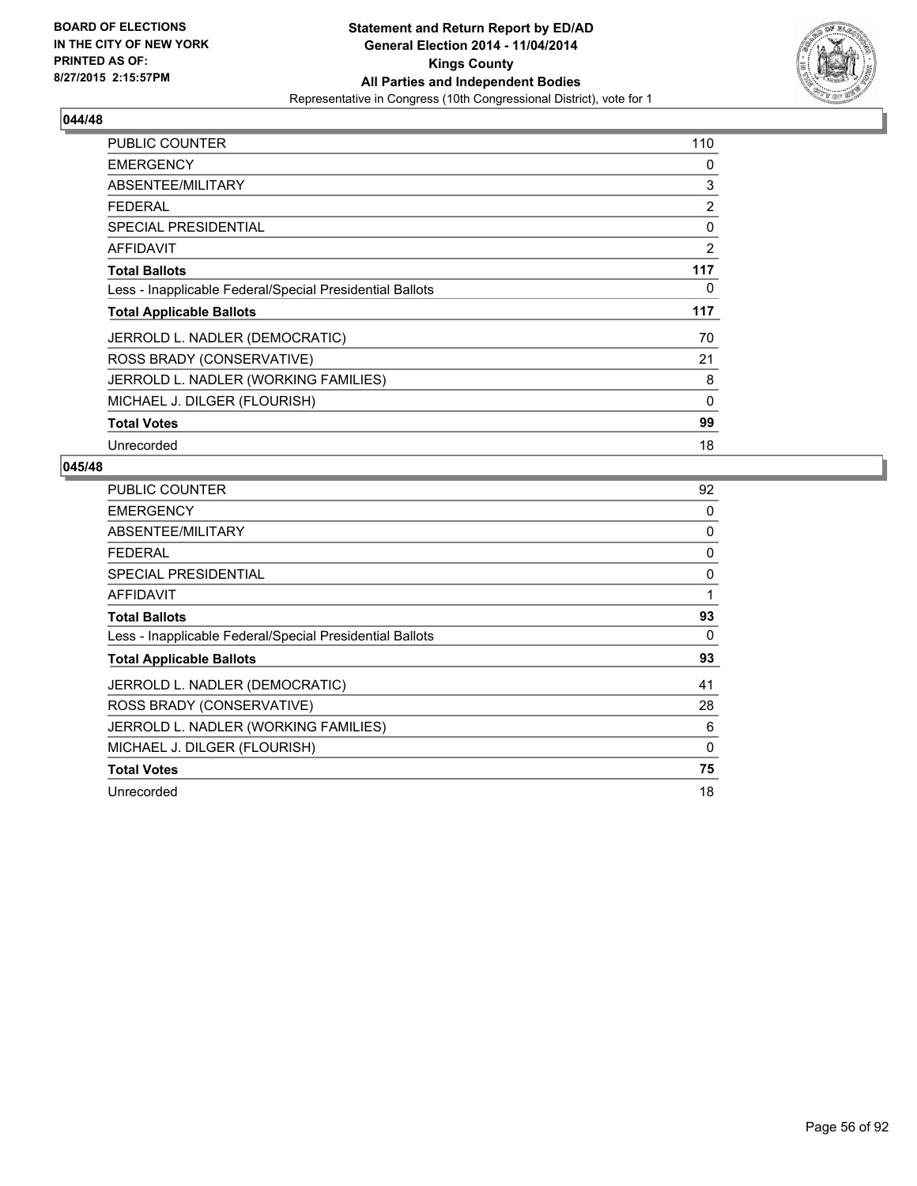**BOARD OF ELECTIONS IN THE CITY OF NEW YORK PRINTED AS OF: 8/27/2015 2:15:57PM**

**Statement and Return Report by ED/AD General Election 2014 - 11/04/2014 Kings County All Parties and Independent Bodies**
Representative in Congress (10th Congressional District), vote for 1

## 044/48

| | |
|---|---|
| PUBLIC COUNTER | 110 |
| EMERGENCY | 0 |
| ABSENTEE/MILITARY | 3 |
| FEDERAL | 2 |
| SPECIAL PRESIDENTIAL | 0 |
| AFFIDAVIT | 2 |
| **Total Ballots** | **117** |
| Less - Inapplicable Federal/Special Presidential Ballots | 0 |
| **Total Applicable Ballots** | **117** |
| JERROLD L. NADLER (DEMOCRATIC) | 70 |
| ROSS BRADY (CONSERVATIVE) | 21 |
| JERROLD L. NADLER (WORKING FAMILIES) | 8 |
| MICHAEL J. DILGER (FLOURISH) | 0 |
| **Total Votes** | **99** |
| Unrecorded | 18 |

## 045/48

| | |
|---|---|
| PUBLIC COUNTER | 92 |
| EMERGENCY | 0 |
| ABSENTEE/MILITARY | 0 |
| FEDERAL | 0 |
| SPECIAL PRESIDENTIAL | 0 |
| AFFIDAVIT | 1 |
| **Total Ballots** | **93** |
| Less - Inapplicable Federal/Special Presidential Ballots | 0 |
| **Total Applicable Ballots** | **93** |
| JERROLD L. NADLER (DEMOCRATIC) | 41 |
| ROSS BRADY (CONSERVATIVE) | 28 |
| JERROLD L. NADLER (WORKING FAMILIES) | 6 |
| MICHAEL J. DILGER (FLOURISH) | 0 |
| **Total Votes** | **75** |
| Unrecorded | 18 |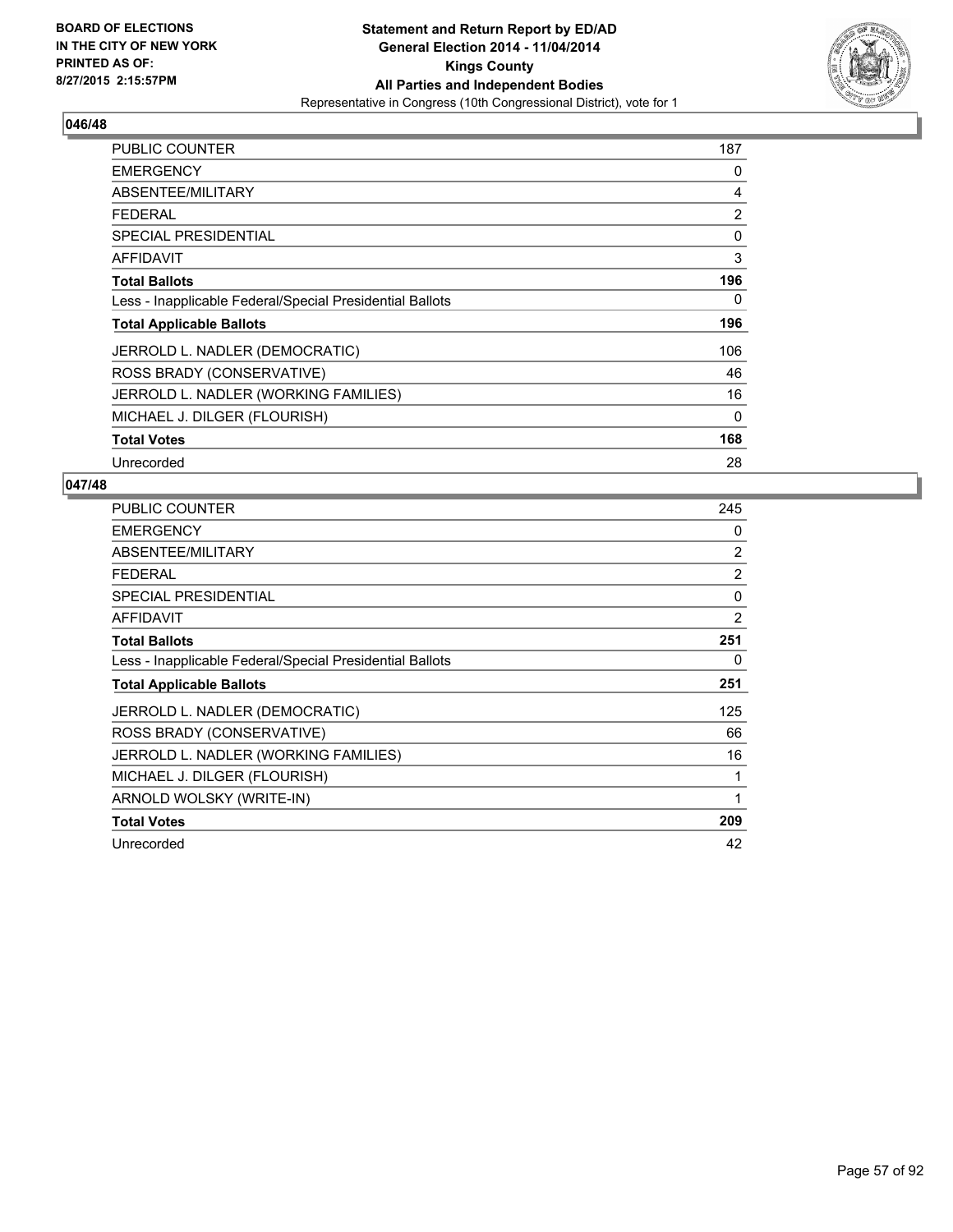BOARD OF ELECTIONS
IN THE CITY OF NEW YORK
PRINTED AS OF:
8/27/2015 2:15:57PM

**Statement and Return Report by ED/AD**
**General Election 2014 - 11/04/2014**
**Kings County**
**All Parties and Independent Bodies**
Representative in Congress (10th Congressional District), vote for 1

## 046/48

| | |
|---|---|
| PUBLIC COUNTER | 187 |
| EMERGENCY | 0 |
| ABSENTEE/MILITARY | 4 |
| FEDERAL | 2 |
| SPECIAL PRESIDENTIAL | 0 |
| AFFIDAVIT | 3 |
| **Total Ballots** | **196** |
| Less - Inapplicable Federal/Special Presidential Ballots | 0 |
| **Total Applicable Ballots** | **196** |
| JERROLD L. NADLER (DEMOCRATIC) | 106 |
| ROSS BRADY (CONSERVATIVE) | 46 |
| JERROLD L. NADLER (WORKING FAMILIES) | 16 |
| MICHAEL J. DILGER (FLOURISH) | 0 |
| **Total Votes** | **168** |
| Unrecorded | 28 |

## 047/48

| | |
|---|---|
| PUBLIC COUNTER | 245 |
| EMERGENCY | 0 |
| ABSENTEE/MILITARY | 2 |
| FEDERAL | 2 |
| SPECIAL PRESIDENTIAL | 0 |
| AFFIDAVIT | 2 |
| **Total Ballots** | **251** |
| Less - Inapplicable Federal/Special Presidential Ballots | 0 |
| **Total Applicable Ballots** | **251** |
| JERROLD L. NADLER (DEMOCRATIC) | 125 |
| ROSS BRADY (CONSERVATIVE) | 66 |
| JERROLD L. NADLER (WORKING FAMILIES) | 16 |
| MICHAEL J. DILGER (FLOURISH) | 1 |
| ARNOLD WOLSKY (WRITE-IN) | 1 |
| **Total Votes** | **209** |
| Unrecorded | 42 |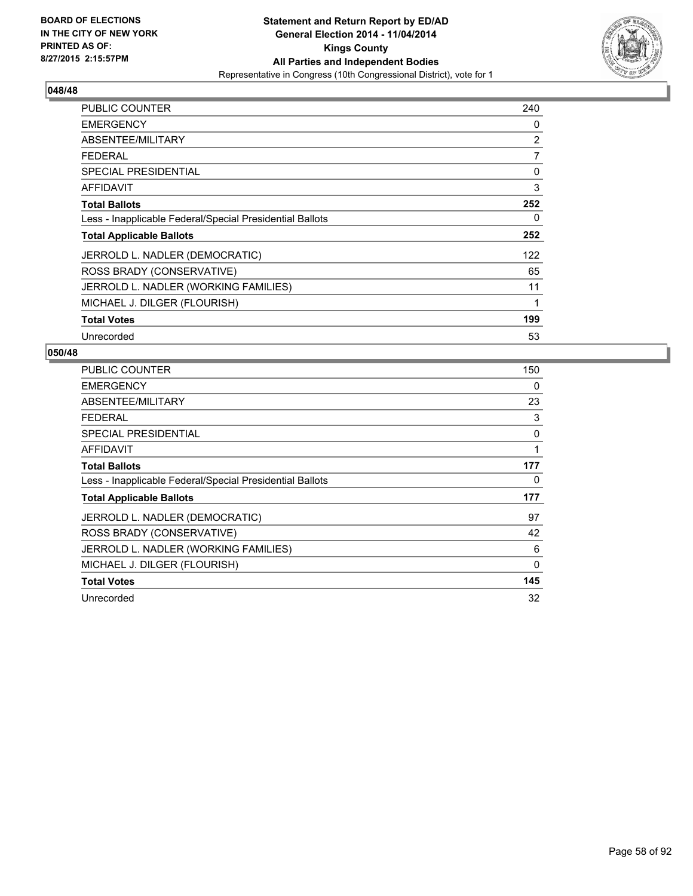BOARD OF ELECTIONS
IN THE CITY OF NEW YORK
PRINTED AS OF:
8/27/2015 2:15:57PM

**Statement and Return Report by ED/AD**
**General Election 2014 - 11/04/2014**
**Kings County**
**All Parties and Independent Bodies**
Representative in Congress (10th Congressional District), vote for 1

## 048/48

| | |
|---|---|
| PUBLIC COUNTER | 240 |
| EMERGENCY | 0 |
| ABSENTEE/MILITARY | 2 |
| FEDERAL | 7 |
| SPECIAL PRESIDENTIAL | 0 |
| AFFIDAVIT | 3 |
| **Total Ballots** | **252** |
| Less - Inapplicable Federal/Special Presidential Ballots | 0 |
| **Total Applicable Ballots** | **252** |
| JERROLD L. NADLER (DEMOCRATIC) | 122 |
| ROSS BRADY (CONSERVATIVE) | 65 |
| JERROLD L. NADLER (WORKING FAMILIES) | 11 |
| MICHAEL J. DILGER (FLOURISH) | 1 |
| **Total Votes** | **199** |
| Unrecorded | 53 |

## 050/48

| | |
|---|---|
| PUBLIC COUNTER | 150 |
| EMERGENCY | 0 |
| ABSENTEE/MILITARY | 23 |
| FEDERAL | 3 |
| SPECIAL PRESIDENTIAL | 0 |
| AFFIDAVIT | 1 |
| **Total Ballots** | **177** |
| Less - Inapplicable Federal/Special Presidential Ballots | 0 |
| **Total Applicable Ballots** | **177** |
| JERROLD L. NADLER (DEMOCRATIC) | 97 |
| ROSS BRADY (CONSERVATIVE) | 42 |
| JERROLD L. NADLER (WORKING FAMILIES) | 6 |
| MICHAEL J. DILGER (FLOURISH) | 0 |
| **Total Votes** | **145** |
| Unrecorded | 32 |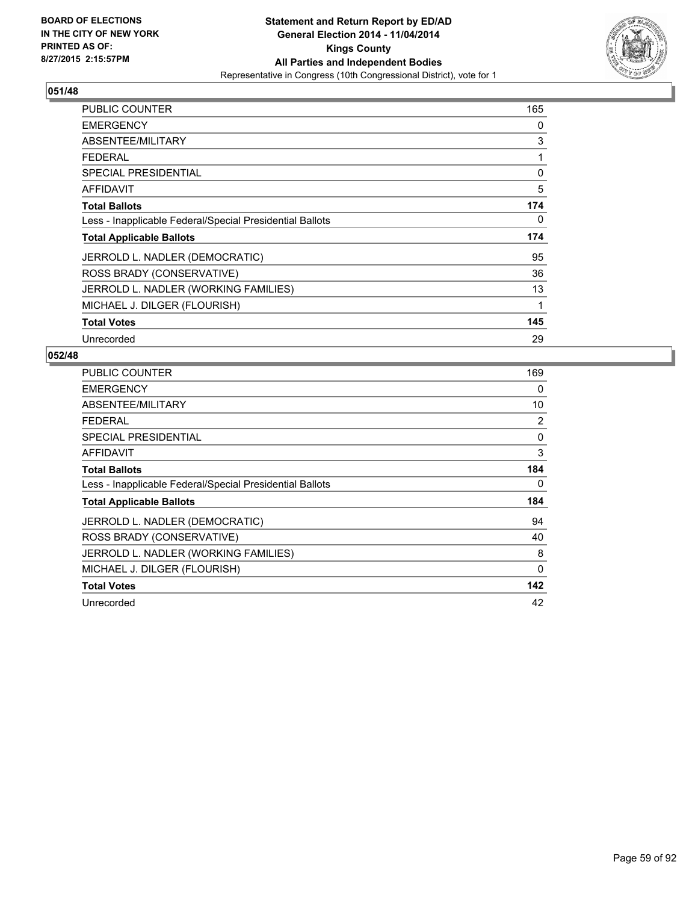**BOARD OF ELECTIONS IN THE CITY OF NEW YORK PRINTED AS OF: 8/27/2015 2:15:57PM**

# Statement and Return Report by ED/AD
## General Election 2014 - 11/04/2014
## Kings County
## All Parties and Independent Bodies
Representative in Congress (10th Congressional District), vote for 1

### 051/48

| | |
|---|---|
| PUBLIC COUNTER | 165 |
| EMERGENCY | 0 |
| ABSENTEE/MILITARY | 3 |
| FEDERAL | 1 |
| SPECIAL PRESIDENTIAL | 0 |
| AFFIDAVIT | 5 |
| **Total Ballots** | **174** |
| Less - Inapplicable Federal/Special Presidential Ballots | 0 |
| **Total Applicable Ballots** | **174** |
| JERROLD L. NADLER (DEMOCRATIC) | 95 |
| ROSS BRADY (CONSERVATIVE) | 36 |
| JERROLD L. NADLER (WORKING FAMILIES) | 13 |
| MICHAEL J. DILGER (FLOURISH) | 1 |
| **Total Votes** | **145** |
| Unrecorded | 29 |

### 052/48

| | |
|---|---|
| PUBLIC COUNTER | 169 |
| EMERGENCY | 0 |
| ABSENTEE/MILITARY | 10 |
| FEDERAL | 2 |
| SPECIAL PRESIDENTIAL | 0 |
| AFFIDAVIT | 3 |
| **Total Ballots** | **184** |
| Less - Inapplicable Federal/Special Presidential Ballots | 0 |
| **Total Applicable Ballots** | **184** |
| JERROLD L. NADLER (DEMOCRATIC) | 94 |
| ROSS BRADY (CONSERVATIVE) | 40 |
| JERROLD L. NADLER (WORKING FAMILIES) | 8 |
| MICHAEL J. DILGER (FLOURISH) | 0 |
| **Total Votes** | **142** |
| Unrecorded | 42 |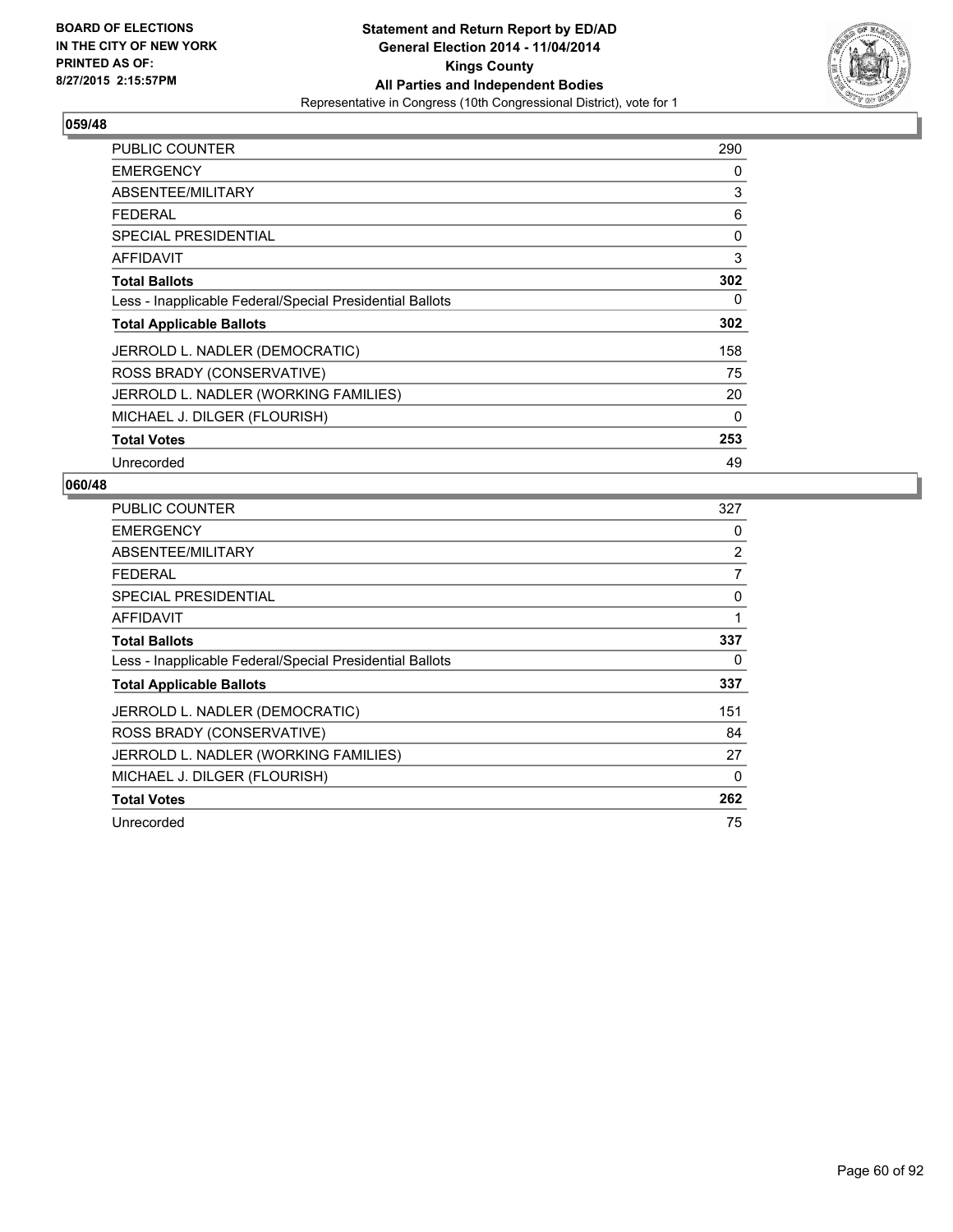**BOARD OF ELECTIONS IN THE CITY OF NEW YORK PRINTED AS OF: 8/27/2015 2:15:57PM**

**Statement and Return Report by ED/AD General Election 2014 - 11/04/2014 Kings County All Parties and Independent Bodies**
Representative in Congress (10th Congressional District), vote for 1

## 059/48

| | |
|---|---|
| PUBLIC COUNTER | 290 |
| EMERGENCY | 0 |
| ABSENTEE/MILITARY | 3 |
| FEDERAL | 6 |
| SPECIAL PRESIDENTIAL | 0 |
| AFFIDAVIT | 3 |
| **Total Ballots** | **302** |
| Less - Inapplicable Federal/Special Presidential Ballots | 0 |
| **Total Applicable Ballots** | **302** |
| JERROLD L. NADLER (DEMOCRATIC) | 158 |
| ROSS BRADY (CONSERVATIVE) | 75 |
| JERROLD L. NADLER (WORKING FAMILIES) | 20 |
| MICHAEL J. DILGER (FLOURISH) | 0 |
| **Total Votes** | **253** |
| Unrecorded | 49 |

## 060/48

| | |
|---|---|
| PUBLIC COUNTER | 327 |
| EMERGENCY | 0 |
| ABSENTEE/MILITARY | 2 |
| FEDERAL | 7 |
| SPECIAL PRESIDENTIAL | 0 |
| AFFIDAVIT | 1 |
| **Total Ballots** | **337** |
| Less - Inapplicable Federal/Special Presidential Ballots | 0 |
| **Total Applicable Ballots** | **337** |
| JERROLD L. NADLER (DEMOCRATIC) | 151 |
| ROSS BRADY (CONSERVATIVE) | 84 |
| JERROLD L. NADLER (WORKING FAMILIES) | 27 |
| MICHAEL J. DILGER (FLOURISH) | 0 |
| **Total Votes** | **262** |
| Unrecorded | 75 |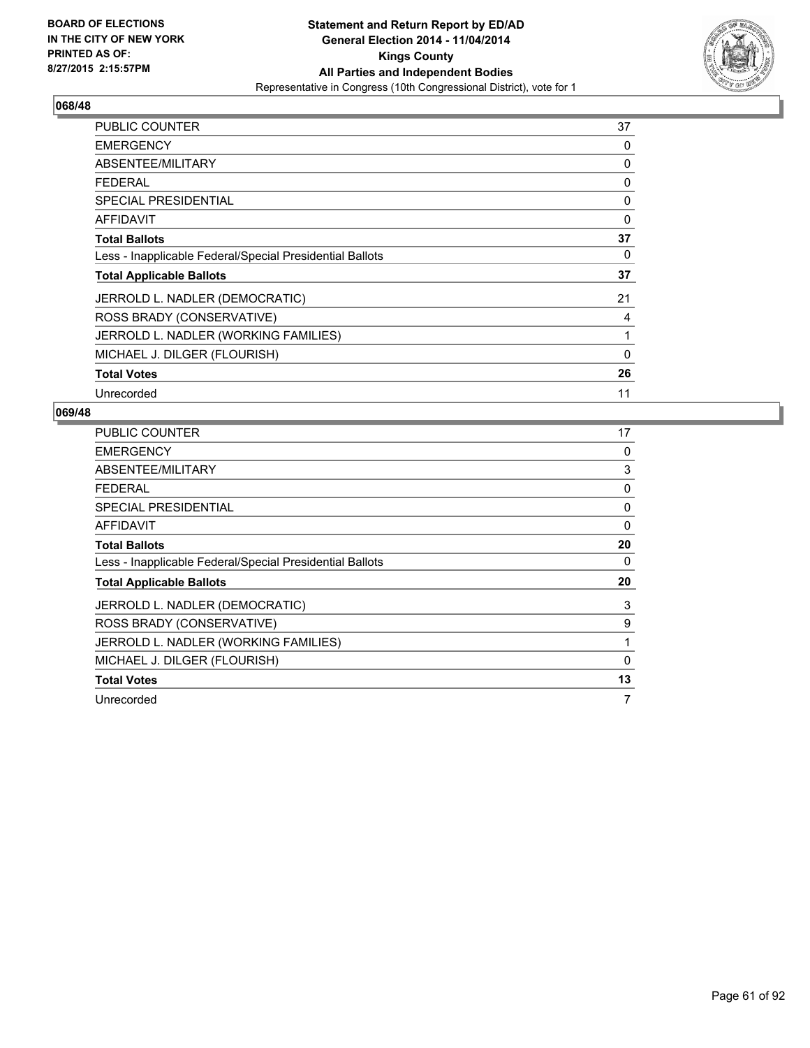BOARD OF ELECTIONS
IN THE CITY OF NEW YORK
PRINTED AS OF:
8/27/2015 2:15:57PM

**Statement and Return Report by ED/AD**
**General Election 2014 - 11/04/2014**
**Kings County**
**All Parties and Independent Bodies**
Representative in Congress (10th Congressional District), vote for 1

## 068/48

| | |
|---|---|
| PUBLIC COUNTER | 37 |
| EMERGENCY | 0 |
| ABSENTEE/MILITARY | 0 |
| FEDERAL | 0 |
| SPECIAL PRESIDENTIAL | 0 |
| AFFIDAVIT | 0 |
| **Total Ballots** | **37** |
| Less - Inapplicable Federal/Special Presidential Ballots | 0 |
| **Total Applicable Ballots** | **37** |
| JERROLD L. NADLER (DEMOCRATIC) | 21 |
| ROSS BRADY (CONSERVATIVE) | 4 |
| JERROLD L. NADLER (WORKING FAMILIES) | 1 |
| MICHAEL J. DILGER (FLOURISH) | 0 |
| **Total Votes** | **26** |
| Unrecorded | 11 |

## 069/48

| | |
|---|---|
| PUBLIC COUNTER | 17 |
| EMERGENCY | 0 |
| ABSENTEE/MILITARY | 3 |
| FEDERAL | 0 |
| SPECIAL PRESIDENTIAL | 0 |
| AFFIDAVIT | 0 |
| **Total Ballots** | **20** |
| Less - Inapplicable Federal/Special Presidential Ballots | 0 |
| **Total Applicable Ballots** | **20** |
| JERROLD L. NADLER (DEMOCRATIC) | 3 |
| ROSS BRADY (CONSERVATIVE) | 9 |
| JERROLD L. NADLER (WORKING FAMILIES) | 1 |
| MICHAEL J. DILGER (FLOURISH) | 0 |
| **Total Votes** | **13** |
| Unrecorded | 7 |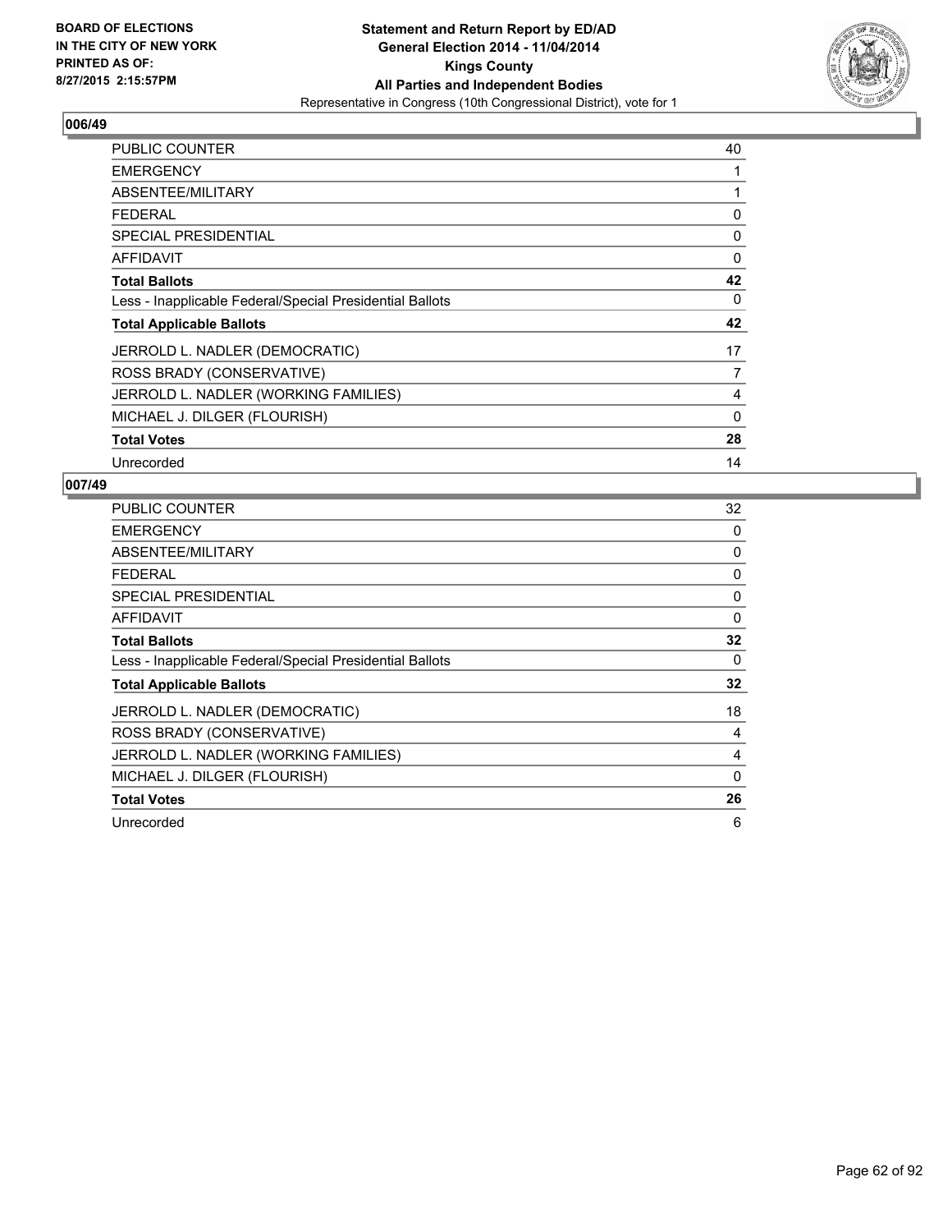BOARD OF ELECTIONS
IN THE CITY OF NEW YORK
PRINTED AS OF:
8/27/2015 2:15:57PM

**Statement and Return Report by ED/AD**
**General Election 2014 - 11/04/2014**
**Kings County**
**All Parties and Independent Bodies**
Representative in Congress (10th Congressional District), vote for 1

## 006/49

| | |
|---|---|
| PUBLIC COUNTER | 40 |
| EMERGENCY | 1 |
| ABSENTEE/MILITARY | 1 |
| FEDERAL | 0 |
| SPECIAL PRESIDENTIAL | 0 |
| AFFIDAVIT | 0 |
| **Total Ballots** | **42** |
| Less - Inapplicable Federal/Special Presidential Ballots | 0 |
| **Total Applicable Ballots** | **42** |
| JERROLD L. NADLER (DEMOCRATIC) | 17 |
| ROSS BRADY (CONSERVATIVE) | 7 |
| JERROLD L. NADLER (WORKING FAMILIES) | 4 |
| MICHAEL J. DILGER (FLOURISH) | 0 |
| **Total Votes** | **28** |
| Unrecorded | 14 |

## 007/49

| | |
|---|---|
| PUBLIC COUNTER | 32 |
| EMERGENCY | 0 |
| ABSENTEE/MILITARY | 0 |
| FEDERAL | 0 |
| SPECIAL PRESIDENTIAL | 0 |
| AFFIDAVIT | 0 |
| **Total Ballots** | **32** |
| Less - Inapplicable Federal/Special Presidential Ballots | 0 |
| **Total Applicable Ballots** | **32** |
| JERROLD L. NADLER (DEMOCRATIC) | 18 |
| ROSS BRADY (CONSERVATIVE) | 4 |
| JERROLD L. NADLER (WORKING FAMILIES) | 4 |
| MICHAEL J. DILGER (FLOURISH) | 0 |
| **Total Votes** | **26** |
| Unrecorded | 6 |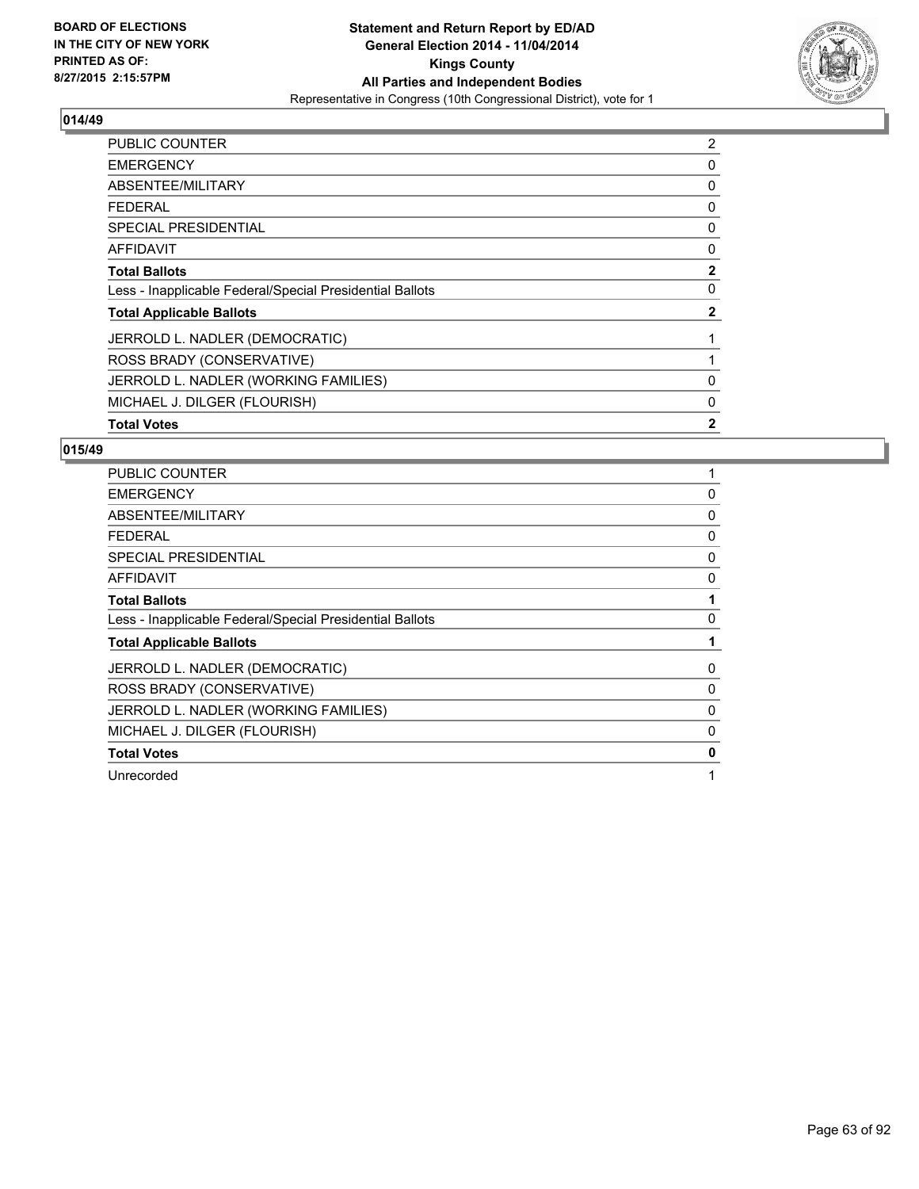**BOARD OF ELECTIONS IN THE CITY OF NEW YORK PRINTED AS OF: 8/27/2015 2:15:57PM**

**Statement and Return Report by ED/AD General Election 2014 - 11/04/2014 Kings County All Parties and Independent Bodies**

Representative in Congress (10th Congressional District), vote for 1

### 014/49

| | |
|---|---|
| PUBLIC COUNTER | 2 |
| EMERGENCY | 0 |
| ABSENTEE/MILITARY | 0 |
| FEDERAL | 0 |
| SPECIAL PRESIDENTIAL | 0 |
| AFFIDAVIT | 0 |
| **Total Ballots** | **2** |
| Less - Inapplicable Federal/Special Presidential Ballots | 0 |
| **Total Applicable Ballots** | **2** |
| JERROLD L. NADLER (DEMOCRATIC) | 1 |
| ROSS BRADY (CONSERVATIVE) | 1 |
| JERROLD L. NADLER (WORKING FAMILIES) | 0 |
| MICHAEL J. DILGER (FLOURISH) | 0 |
| **Total Votes** | **2** |

### 015/49

| | |
|---|---|
| PUBLIC COUNTER | 1 |
| EMERGENCY | 0 |
| ABSENTEE/MILITARY | 0 |
| FEDERAL | 0 |
| SPECIAL PRESIDENTIAL | 0 |
| AFFIDAVIT | 0 |
| **Total Ballots** | **1** |
| Less - Inapplicable Federal/Special Presidential Ballots | 0 |
| **Total Applicable Ballots** | **1** |
| JERROLD L. NADLER (DEMOCRATIC) | 0 |
| ROSS BRADY (CONSERVATIVE) | 0 |
| JERROLD L. NADLER (WORKING FAMILIES) | 0 |
| MICHAEL J. DILGER (FLOURISH) | 0 |
| **Total Votes** | **0** |
| Unrecorded | 1 |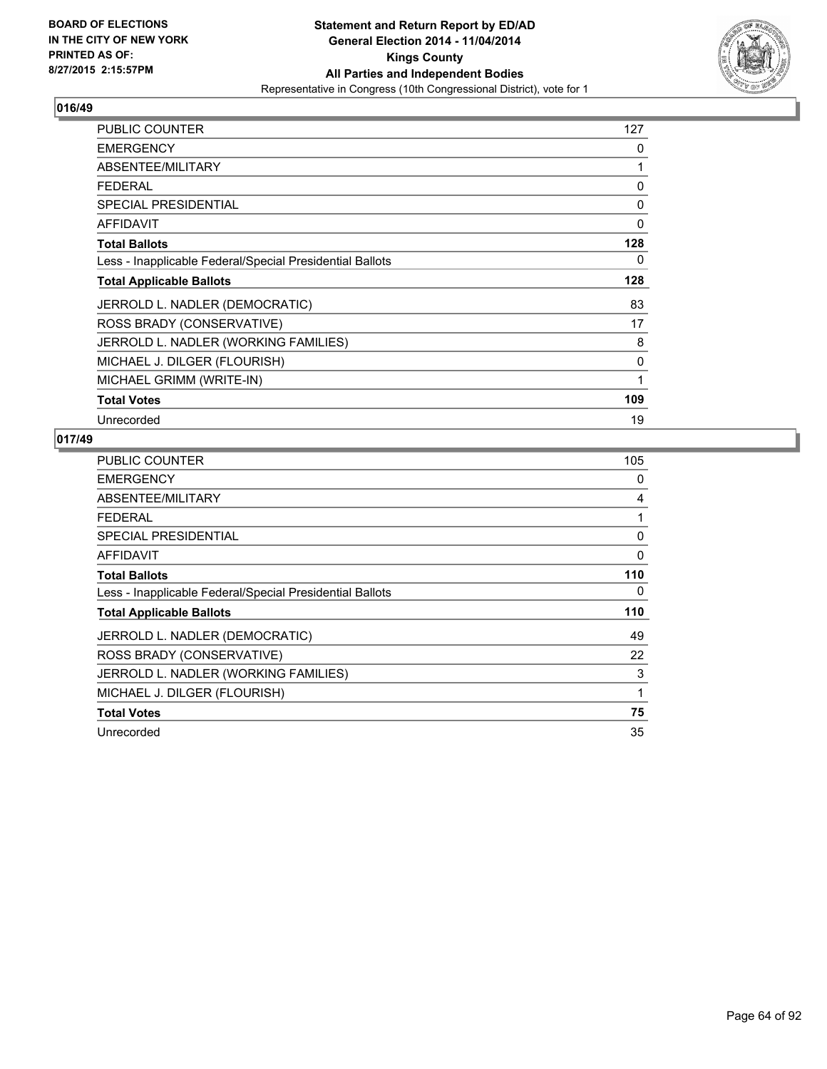**BOARD OF ELECTIONS IN THE CITY OF NEW YORK PRINTED AS OF: 8/27/2015 2:15:57PM**

**Statement and Return Report by ED/AD General Election 2014 - 11/04/2014 Kings County All Parties and Independent Bodies**
Representative in Congress (10th Congressional District), vote for 1

## 016/49

| | |
|---|---|
| PUBLIC COUNTER | 127 |
| EMERGENCY | 0 |
| ABSENTEE/MILITARY | 1 |
| FEDERAL | 0 |
| SPECIAL PRESIDENTIAL | 0 |
| AFFIDAVIT | 0 |
| **Total Ballots** | **128** |
| Less - Inapplicable Federal/Special Presidential Ballots | 0 |
| **Total Applicable Ballots** | **128** |
| JERROLD L. NADLER (DEMOCRATIC) | 83 |
| ROSS BRADY (CONSERVATIVE) | 17 |
| JERROLD L. NADLER (WORKING FAMILIES) | 8 |
| MICHAEL J. DILGER (FLOURISH) | 0 |
| MICHAEL GRIMM (WRITE-IN) | 1 |
| **Total Votes** | **109** |
| Unrecorded | 19 |

## 017/49

| | |
|---|---|
| PUBLIC COUNTER | 105 |
| EMERGENCY | 0 |
| ABSENTEE/MILITARY | 4 |
| FEDERAL | 1 |
| SPECIAL PRESIDENTIAL | 0 |
| AFFIDAVIT | 0 |
| **Total Ballots** | **110** |
| Less - Inapplicable Federal/Special Presidential Ballots | 0 |
| **Total Applicable Ballots** | **110** |
| JERROLD L. NADLER (DEMOCRATIC) | 49 |
| ROSS BRADY (CONSERVATIVE) | 22 |
| JERROLD L. NADLER (WORKING FAMILIES) | 3 |
| MICHAEL J. DILGER (FLOURISH) | 1 |
| **Total Votes** | **75** |
| Unrecorded | 35 |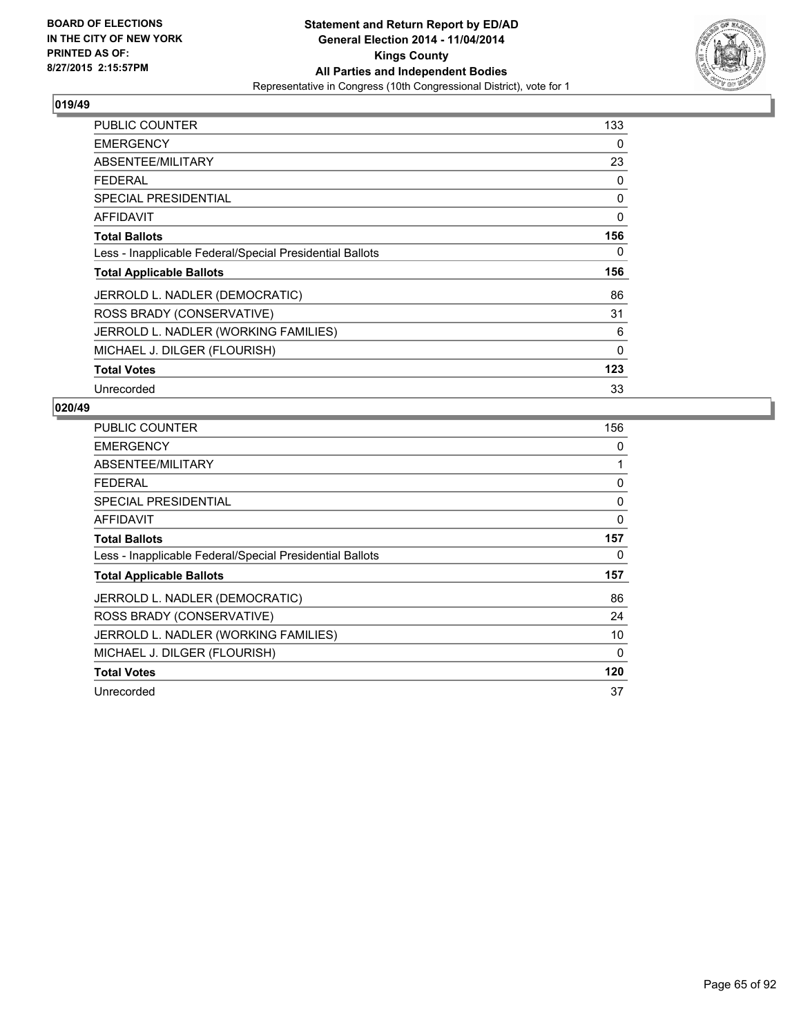**Statement and Return Report by ED/AD**
**General Election 2014 - 11/04/2014**
**Kings County**
**All Parties and Independent Bodies**
Representative in Congress (10th Congressional District), vote for 1

BOARD OF ELECTIONS
IN THE CITY OF NEW YORK
PRINTED AS OF:
8/27/2015 2:15:57PM

### 019/49

| | |
|---|---|
| PUBLIC COUNTER | 133 |
| EMERGENCY | 0 |
| ABSENTEE/MILITARY | 23 |
| FEDERAL | 0 |
| SPECIAL PRESIDENTIAL | 0 |
| AFFIDAVIT | 0 |
| **Total Ballots** | **156** |
| Less - Inapplicable Federal/Special Presidential Ballots | 0 |
| **Total Applicable Ballots** | **156** |
| JERROLD L. NADLER (DEMOCRATIC) | 86 |
| ROSS BRADY (CONSERVATIVE) | 31 |
| JERROLD L. NADLER (WORKING FAMILIES) | 6 |
| MICHAEL J. DILGER (FLOURISH) | 0 |
| **Total Votes** | **123** |
| Unrecorded | 33 |

### 020/49

| | |
|---|---|
| PUBLIC COUNTER | 156 |
| EMERGENCY | 0 |
| ABSENTEE/MILITARY | 1 |
| FEDERAL | 0 |
| SPECIAL PRESIDENTIAL | 0 |
| AFFIDAVIT | 0 |
| **Total Ballots** | **157** |
| Less - Inapplicable Federal/Special Presidential Ballots | 0 |
| **Total Applicable Ballots** | **157** |
| JERROLD L. NADLER (DEMOCRATIC) | 86 |
| ROSS BRADY (CONSERVATIVE) | 24 |
| JERROLD L. NADLER (WORKING FAMILIES) | 10 |
| MICHAEL J. DILGER (FLOURISH) | 0 |
| **Total Votes** | **120** |
| Unrecorded | 37 |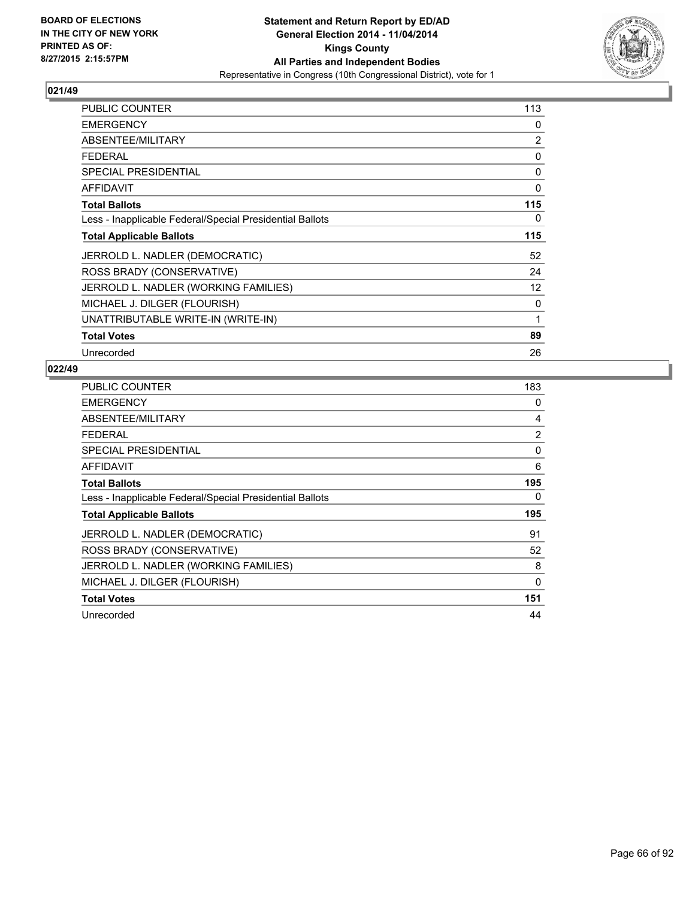**Statement and Return Report by ED/AD**
**General Election 2014 - 11/04/2014**
**Kings County**
**All Parties and Independent Bodies**
Representative in Congress (10th Congressional District), vote for 1

BOARD OF ELECTIONS
IN THE CITY OF NEW YORK
PRINTED AS OF:
8/27/2015 2:15:57PM

### 021/49

| | |
|---|---|
| PUBLIC COUNTER | 113 |
| EMERGENCY | 0 |
| ABSENTEE/MILITARY | 2 |
| FEDERAL | 0 |
| SPECIAL PRESIDENTIAL | 0 |
| AFFIDAVIT | 0 |
| **Total Ballots** | **115** |
| Less - Inapplicable Federal/Special Presidential Ballots | 0 |
| **Total Applicable Ballots** | **115** |
| JERROLD L. NADLER (DEMOCRATIC) | 52 |
| ROSS BRADY (CONSERVATIVE) | 24 |
| JERROLD L. NADLER (WORKING FAMILIES) | 12 |
| MICHAEL J. DILGER (FLOURISH) | 0 |
| UNATTRIBUTABLE WRITE-IN (WRITE-IN) | 1 |
| **Total Votes** | **89** |
| Unrecorded | 26 |

### 022/49

| | |
|---|---|
| PUBLIC COUNTER | 183 |
| EMERGENCY | 0 |
| ABSENTEE/MILITARY | 4 |
| FEDERAL | 2 |
| SPECIAL PRESIDENTIAL | 0 |
| AFFIDAVIT | 6 |
| **Total Ballots** | **195** |
| Less - Inapplicable Federal/Special Presidential Ballots | 0 |
| **Total Applicable Ballots** | **195** |
| JERROLD L. NADLER (DEMOCRATIC) | 91 |
| ROSS BRADY (CONSERVATIVE) | 52 |
| JERROLD L. NADLER (WORKING FAMILIES) | 8 |
| MICHAEL J. DILGER (FLOURISH) | 0 |
| **Total Votes** | **151** |
| Unrecorded | 44 |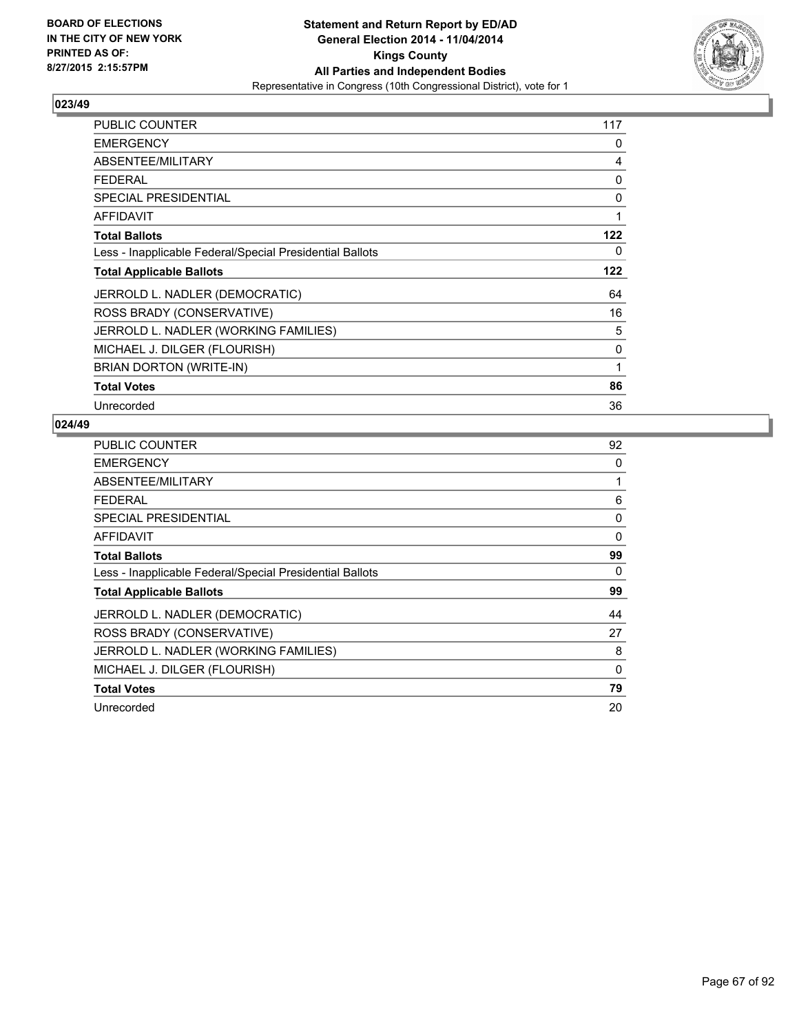BOARD OF ELECTIONS
IN THE CITY OF NEW YORK
PRINTED AS OF:
8/27/2015 2:15:57PM

**Statement and Return Report by ED/AD**
**General Election 2014 - 11/04/2014**
**Kings County**
**All Parties and Independent Bodies**
Representative in Congress (10th Congressional District), vote for 1

## 023/49

| | |
|---|---|
| PUBLIC COUNTER | 117 |
| EMERGENCY | 0 |
| ABSENTEE/MILITARY | 4 |
| FEDERAL | 0 |
| SPECIAL PRESIDENTIAL | 0 |
| AFFIDAVIT | 1 |
| **Total Ballots** | **122** |
| Less - Inapplicable Federal/Special Presidential Ballots | 0 |
| **Total Applicable Ballots** | **122** |
| JERROLD L. NADLER (DEMOCRATIC) | 64 |
| ROSS BRADY (CONSERVATIVE) | 16 |
| JERROLD L. NADLER (WORKING FAMILIES) | 5 |
| MICHAEL J. DILGER (FLOURISH) | 0 |
| BRIAN DORTON (WRITE-IN) | 1 |
| **Total Votes** | **86** |
| Unrecorded | 36 |

## 024/49

| | |
|---|---|
| PUBLIC COUNTER | 92 |
| EMERGENCY | 0 |
| ABSENTEE/MILITARY | 1 |
| FEDERAL | 6 |
| SPECIAL PRESIDENTIAL | 0 |
| AFFIDAVIT | 0 |
| **Total Ballots** | **99** |
| Less - Inapplicable Federal/Special Presidential Ballots | 0 |
| **Total Applicable Ballots** | **99** |
| JERROLD L. NADLER (DEMOCRATIC) | 44 |
| ROSS BRADY (CONSERVATIVE) | 27 |
| JERROLD L. NADLER (WORKING FAMILIES) | 8 |
| MICHAEL J. DILGER (FLOURISH) | 0 |
| **Total Votes** | **79** |
| Unrecorded | 20 |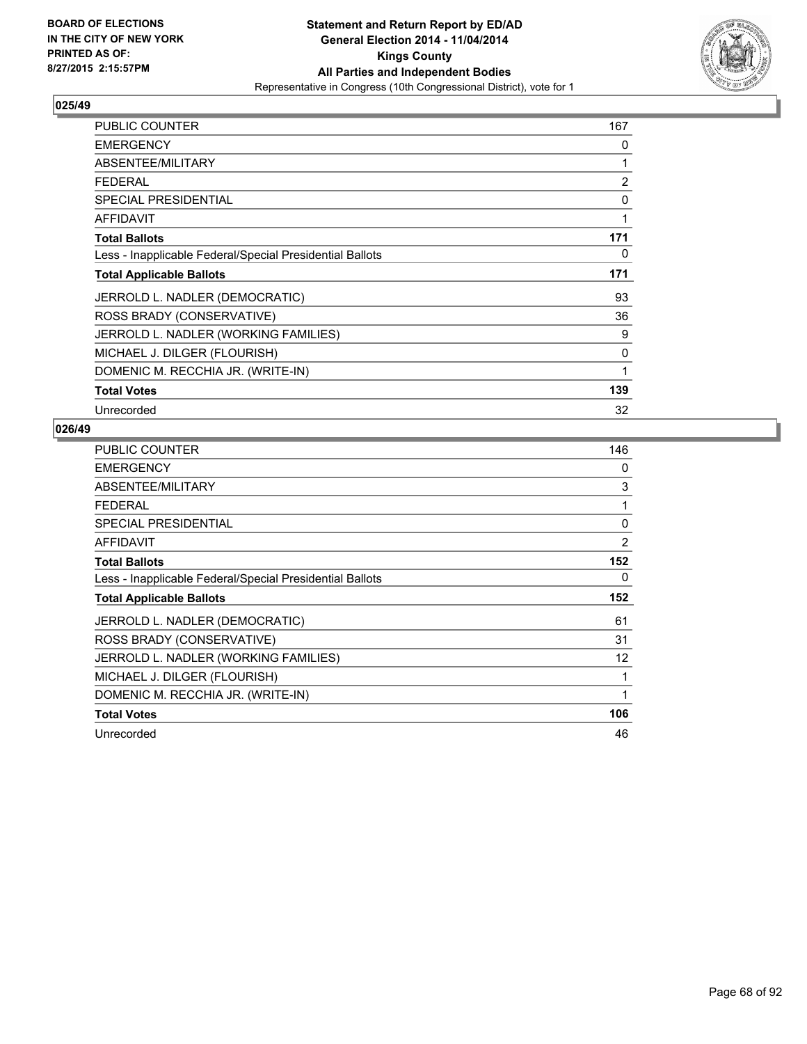**BOARD OF ELECTIONS IN THE CITY OF NEW YORK PRINTED AS OF: 8/27/2015 2:15:57PM**

**Statement and Return Report by ED/AD General Election 2014 - 11/04/2014 Kings County All Parties and Independent Bodies**
Representative in Congress (10th Congressional District), vote for 1

## 025/49

| | |
|---|---|
| PUBLIC COUNTER | 167 |
| EMERGENCY | 0 |
| ABSENTEE/MILITARY | 1 |
| FEDERAL | 2 |
| SPECIAL PRESIDENTIAL | 0 |
| AFFIDAVIT | 1 |
| **Total Ballots** | **171** |
| Less - Inapplicable Federal/Special Presidential Ballots | 0 |
| **Total Applicable Ballots** | **171** |
| JERROLD L. NADLER (DEMOCRATIC) | 93 |
| ROSS BRADY (CONSERVATIVE) | 36 |
| JERROLD L. NADLER (WORKING FAMILIES) | 9 |
| MICHAEL J. DILGER (FLOURISH) | 0 |
| DOMENIC M. RECCHIA JR. (WRITE-IN) | 1 |
| **Total Votes** | **139** |
| Unrecorded | 32 |

## 026/49

| | |
|---|---|
| PUBLIC COUNTER | 146 |
| EMERGENCY | 0 |
| ABSENTEE/MILITARY | 3 |
| FEDERAL | 1 |
| SPECIAL PRESIDENTIAL | 0 |
| AFFIDAVIT | 2 |
| **Total Ballots** | **152** |
| Less - Inapplicable Federal/Special Presidential Ballots | 0 |
| **Total Applicable Ballots** | **152** |
| JERROLD L. NADLER (DEMOCRATIC) | 61 |
| ROSS BRADY (CONSERVATIVE) | 31 |
| JERROLD L. NADLER (WORKING FAMILIES) | 12 |
| MICHAEL J. DILGER (FLOURISH) | 1 |
| DOMENIC M. RECCHIA JR. (WRITE-IN) | 1 |
| **Total Votes** | **106** |
| Unrecorded | 46 |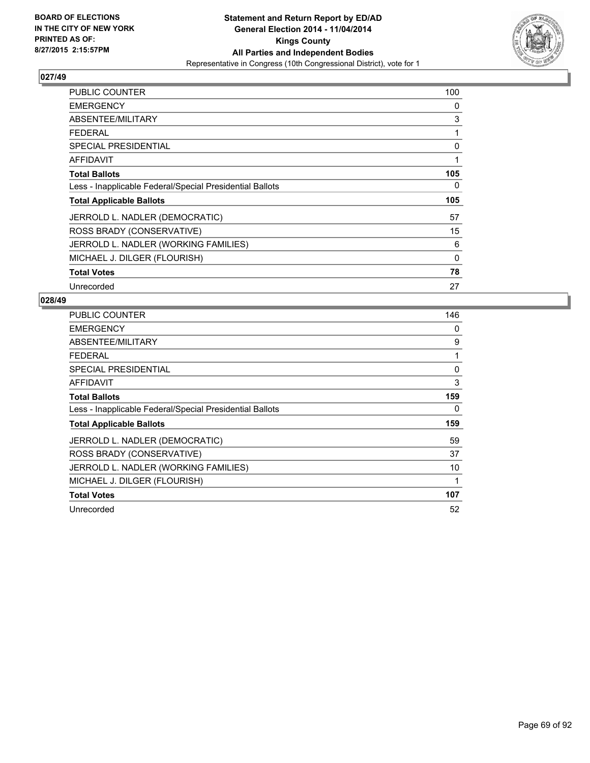**BOARD OF ELECTIONS IN THE CITY OF NEW YORK PRINTED AS OF: 8/27/2015 2:15:57PM**

**Statement and Return Report by ED/AD**
**General Election 2014 - 11/04/2014**
**Kings County**
**All Parties and Independent Bodies**
Representative in Congress (10th Congressional District), vote for 1

## 027/49

| | |
|---|---|
| PUBLIC COUNTER | 100 |
| EMERGENCY | 0 |
| ABSENTEE/MILITARY | 3 |
| FEDERAL | 1 |
| SPECIAL PRESIDENTIAL | 0 |
| AFFIDAVIT | 1 |
| **Total Ballots** | **105** |
| Less - Inapplicable Federal/Special Presidential Ballots | 0 |
| **Total Applicable Ballots** | **105** |
| JERROLD L. NADLER (DEMOCRATIC) | 57 |
| ROSS BRADY (CONSERVATIVE) | 15 |
| JERROLD L. NADLER (WORKING FAMILIES) | 6 |
| MICHAEL J. DILGER (FLOURISH) | 0 |
| **Total Votes** | **78** |
| Unrecorded | 27 |

## 028/49

| | |
|---|---|
| PUBLIC COUNTER | 146 |
| EMERGENCY | 0 |
| ABSENTEE/MILITARY | 9 |
| FEDERAL | 1 |
| SPECIAL PRESIDENTIAL | 0 |
| AFFIDAVIT | 3 |
| **Total Ballots** | **159** |
| Less - Inapplicable Federal/Special Presidential Ballots | 0 |
| **Total Applicable Ballots** | **159** |
| JERROLD L. NADLER (DEMOCRATIC) | 59 |
| ROSS BRADY (CONSERVATIVE) | 37 |
| JERROLD L. NADLER (WORKING FAMILIES) | 10 |
| MICHAEL J. DILGER (FLOURISH) | 1 |
| **Total Votes** | **107** |
| Unrecorded | 52 |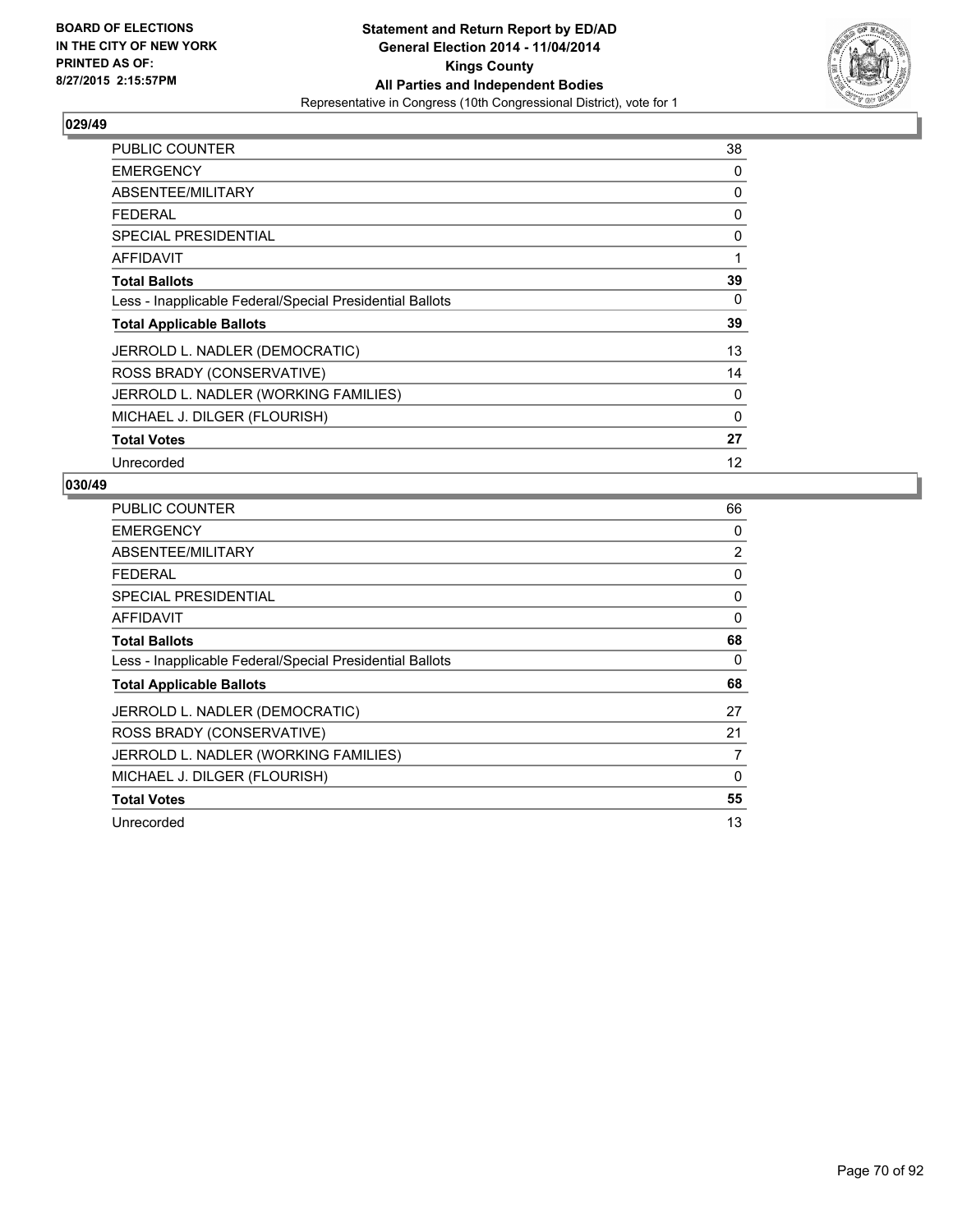**BOARD OF ELECTIONS IN THE CITY OF NEW YORK PRINTED AS OF: 8/27/2015 2:15:57PM**

# Statement and Return Report by ED/AD
## General Election 2014 - 11/04/2014
## Kings County
## All Parties and Independent Bodies
Representative in Congress (10th Congressional District), vote for 1

### 029/49

| | |
|---|---|
| PUBLIC COUNTER | 38 |
| EMERGENCY | 0 |
| ABSENTEE/MILITARY | 0 |
| FEDERAL | 0 |
| SPECIAL PRESIDENTIAL | 0 |
| AFFIDAVIT | 1 |
| **Total Ballots** | **39** |
| Less - Inapplicable Federal/Special Presidential Ballots | 0 |
| **Total Applicable Ballots** | **39** |
| JERROLD L. NADLER (DEMOCRATIC) | 13 |
| ROSS BRADY (CONSERVATIVE) | 14 |
| JERROLD L. NADLER (WORKING FAMILIES) | 0 |
| MICHAEL J. DILGER (FLOURISH) | 0 |
| **Total Votes** | **27** |
| Unrecorded | 12 |

### 030/49

| | |
|---|---|
| PUBLIC COUNTER | 66 |
| EMERGENCY | 0 |
| ABSENTEE/MILITARY | 2 |
| FEDERAL | 0 |
| SPECIAL PRESIDENTIAL | 0 |
| AFFIDAVIT | 0 |
| **Total Ballots** | **68** |
| Less - Inapplicable Federal/Special Presidential Ballots | 0 |
| **Total Applicable Ballots** | **68** |
| JERROLD L. NADLER (DEMOCRATIC) | 27 |
| ROSS BRADY (CONSERVATIVE) | 21 |
| JERROLD L. NADLER (WORKING FAMILIES) | 7 |
| MICHAEL J. DILGER (FLOURISH) | 0 |
| **Total Votes** | **55** |
| Unrecorded | 13 |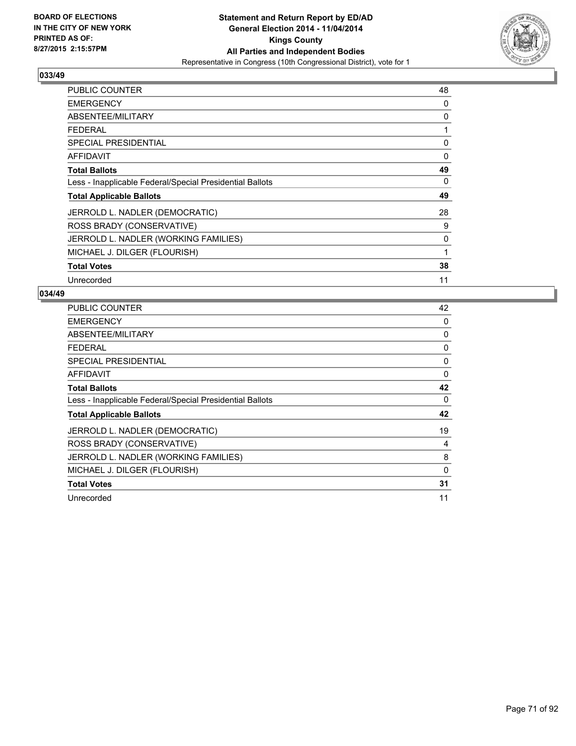**BOARD OF ELECTIONS IN THE CITY OF NEW YORK PRINTED AS OF: 8/27/2015 2:15:57PM**

**Statement and Return Report by ED/AD**
**General Election 2014 - 11/04/2014**
**Kings County**
**All Parties and Independent Bodies**
Representative in Congress (10th Congressional District), vote for 1

### 033/49

| | |
|---|---|
| PUBLIC COUNTER | 48 |
| EMERGENCY | 0 |
| ABSENTEE/MILITARY | 0 |
| FEDERAL | 1 |
| SPECIAL PRESIDENTIAL | 0 |
| AFFIDAVIT | 0 |
| **Total Ballots** | **49** |
| Less - Inapplicable Federal/Special Presidential Ballots | 0 |
| **Total Applicable Ballots** | **49** |
| JERROLD L. NADLER (DEMOCRATIC) | 28 |
| ROSS BRADY (CONSERVATIVE) | 9 |
| JERROLD L. NADLER (WORKING FAMILIES) | 0 |
| MICHAEL J. DILGER (FLOURISH) | 1 |
| **Total Votes** | **38** |
| Unrecorded | 11 |

### 034/49

| | |
|---|---|
| PUBLIC COUNTER | 42 |
| EMERGENCY | 0 |
| ABSENTEE/MILITARY | 0 |
| FEDERAL | 0 |
| SPECIAL PRESIDENTIAL | 0 |
| AFFIDAVIT | 0 |
| **Total Ballots** | **42** |
| Less - Inapplicable Federal/Special Presidential Ballots | 0 |
| **Total Applicable Ballots** | **42** |
| JERROLD L. NADLER (DEMOCRATIC) | 19 |
| ROSS BRADY (CONSERVATIVE) | 4 |
| JERROLD L. NADLER (WORKING FAMILIES) | 8 |
| MICHAEL J. DILGER (FLOURISH) | 0 |
| **Total Votes** | **31** |
| Unrecorded | 11 |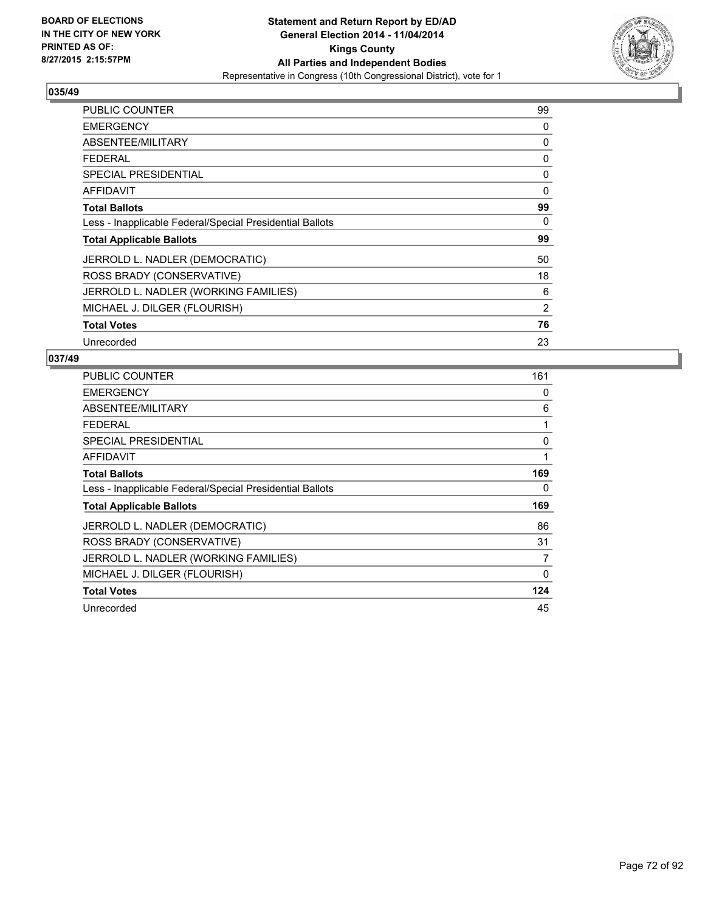**BOARD OF ELECTIONS IN THE CITY OF NEW YORK PRINTED AS OF: 8/27/2015 2:15:57PM**

**Statement and Return Report by ED/AD General Election 2014 - 11/04/2014 Kings County All Parties and Independent Bodies**
Representative in Congress (10th Congressional District), vote for 1

### 035/49

| | |
|---|---|
| PUBLIC COUNTER | 99 |
| EMERGENCY | 0 |
| ABSENTEE/MILITARY | 0 |
| FEDERAL | 0 |
| SPECIAL PRESIDENTIAL | 0 |
| AFFIDAVIT | 0 |
| **Total Ballots** | **99** |
| Less - Inapplicable Federal/Special Presidential Ballots | 0 |
| **Total Applicable Ballots** | **99** |
| JERROLD L. NADLER (DEMOCRATIC) | 50 |
| ROSS BRADY (CONSERVATIVE) | 18 |
| JERROLD L. NADLER (WORKING FAMILIES) | 6 |
| MICHAEL J. DILGER (FLOURISH) | 2 |
| **Total Votes** | **76** |
| Unrecorded | 23 |

### 037/49

| | |
|---|---|
| PUBLIC COUNTER | 161 |
| EMERGENCY | 0 |
| ABSENTEE/MILITARY | 6 |
| FEDERAL | 1 |
| SPECIAL PRESIDENTIAL | 0 |
| AFFIDAVIT | 1 |
| **Total Ballots** | **169** |
| Less - Inapplicable Federal/Special Presidential Ballots | 0 |
| **Total Applicable Ballots** | **169** |
| JERROLD L. NADLER (DEMOCRATIC) | 86 |
| ROSS BRADY (CONSERVATIVE) | 31 |
| JERROLD L. NADLER (WORKING FAMILIES) | 7 |
| MICHAEL J. DILGER (FLOURISH) | 0 |
| **Total Votes** | **124** |
| Unrecorded | 45 |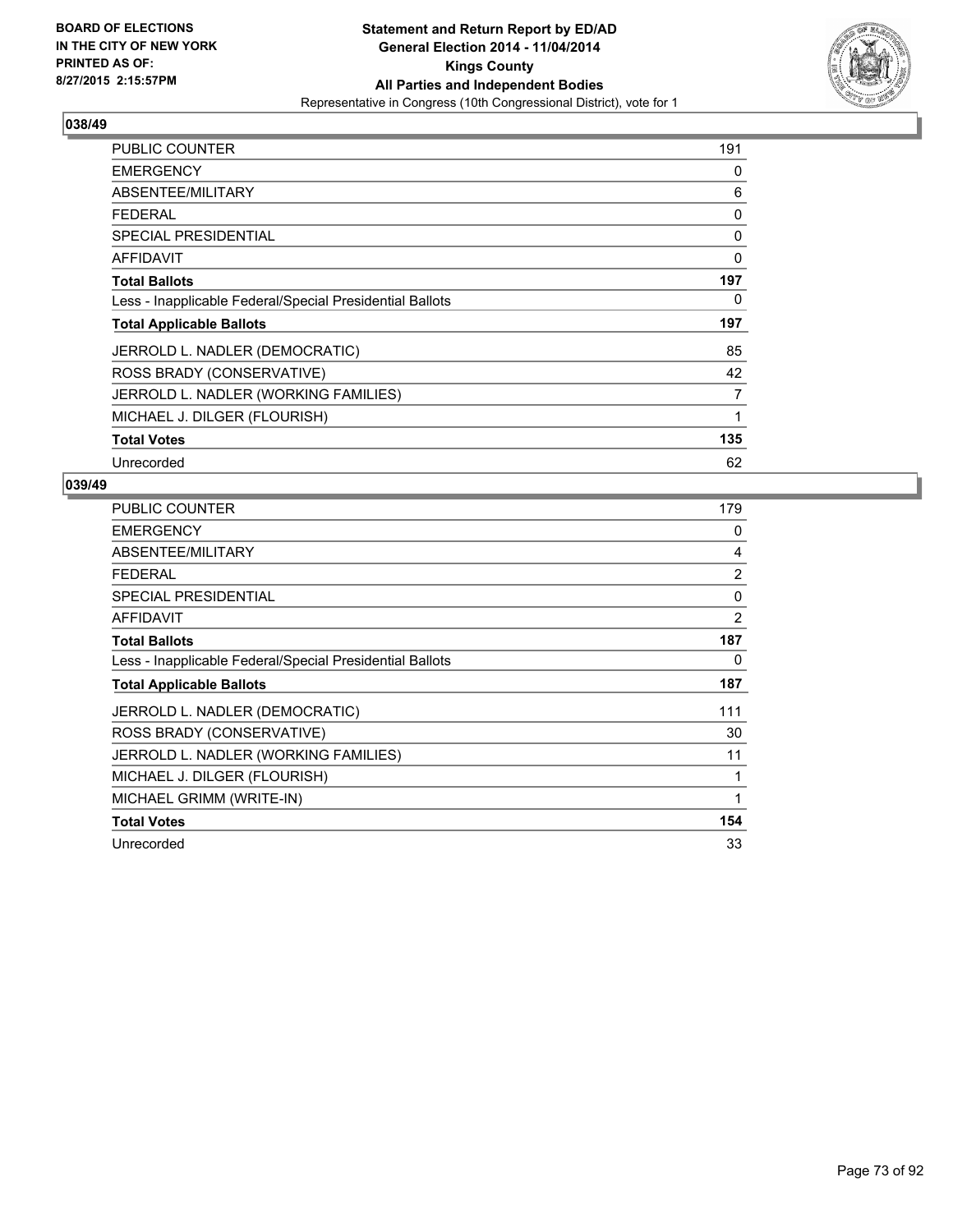**BOARD OF ELECTIONS IN THE CITY OF NEW YORK PRINTED AS OF: 8/27/2015 2:15:57PM**

**Statement and Return Report by ED/AD**
**General Election 2014 - 11/04/2014**
**Kings County**
**All Parties and Independent Bodies**
Representative in Congress (10th Congressional District), vote for 1

## 038/49

| | |
|---|---|
| PUBLIC COUNTER | 191 |
| EMERGENCY | 0 |
| ABSENTEE/MILITARY | 6 |
| FEDERAL | 0 |
| SPECIAL PRESIDENTIAL | 0 |
| AFFIDAVIT | 0 |
| **Total Ballots** | **197** |
| Less - Inapplicable Federal/Special Presidential Ballots | 0 |
| **Total Applicable Ballots** | **197** |
| JERROLD L. NADLER (DEMOCRATIC) | 85 |
| ROSS BRADY (CONSERVATIVE) | 42 |
| JERROLD L. NADLER (WORKING FAMILIES) | 7 |
| MICHAEL J. DILGER (FLOURISH) | 1 |
| **Total Votes** | **135** |
| Unrecorded | 62 |

## 039/49

| | |
|---|---|
| PUBLIC COUNTER | 179 |
| EMERGENCY | 0 |
| ABSENTEE/MILITARY | 4 |
| FEDERAL | 2 |
| SPECIAL PRESIDENTIAL | 0 |
| AFFIDAVIT | 2 |
| **Total Ballots** | **187** |
| Less - Inapplicable Federal/Special Presidential Ballots | 0 |
| **Total Applicable Ballots** | **187** |
| JERROLD L. NADLER (DEMOCRATIC) | 111 |
| ROSS BRADY (CONSERVATIVE) | 30 |
| JERROLD L. NADLER (WORKING FAMILIES) | 11 |
| MICHAEL J. DILGER (FLOURISH) | 1 |
| MICHAEL GRIMM (WRITE-IN) | 1 |
| **Total Votes** | **154** |
| Unrecorded | 33 |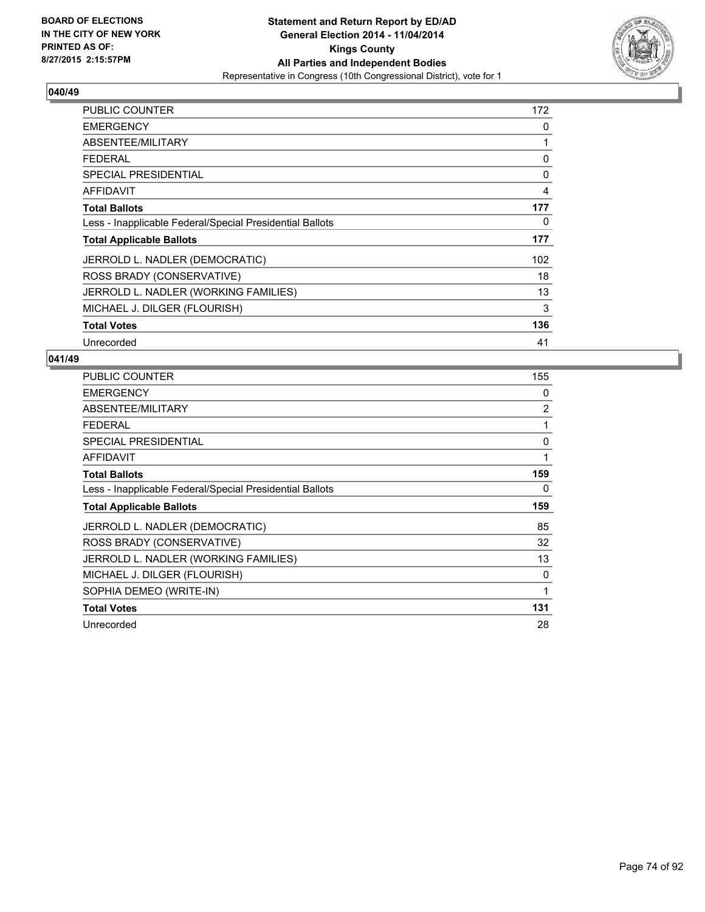**BOARD OF ELECTIONS IN THE CITY OF NEW YORK PRINTED AS OF: 8/27/2015 2:15:57PM**

**Statement and Return Report by ED/AD General Election 2014 - 11/04/2014 Kings County All Parties and Independent Bodies**
Representative in Congress (10th Congressional District), vote for 1

## 040/49

| | |
|---|---|
| PUBLIC COUNTER | 172 |
| EMERGENCY | 0 |
| ABSENTEE/MILITARY | 1 |
| FEDERAL | 0 |
| SPECIAL PRESIDENTIAL | 0 |
| AFFIDAVIT | 4 |
| **Total Ballots** | **177** |
| Less - Inapplicable Federal/Special Presidential Ballots | 0 |
| **Total Applicable Ballots** | **177** |
| JERROLD L. NADLER (DEMOCRATIC) | 102 |
| ROSS BRADY (CONSERVATIVE) | 18 |
| JERROLD L. NADLER (WORKING FAMILIES) | 13 |
| MICHAEL J. DILGER (FLOURISH) | 3 |
| **Total Votes** | **136** |
| Unrecorded | 41 |

## 041/49

| | |
|---|---|
| PUBLIC COUNTER | 155 |
| EMERGENCY | 0 |
| ABSENTEE/MILITARY | 2 |
| FEDERAL | 1 |
| SPECIAL PRESIDENTIAL | 0 |
| AFFIDAVIT | 1 |
| **Total Ballots** | **159** |
| Less - Inapplicable Federal/Special Presidential Ballots | 0 |
| **Total Applicable Ballots** | **159** |
| JERROLD L. NADLER (DEMOCRATIC) | 85 |
| ROSS BRADY (CONSERVATIVE) | 32 |
| JERROLD L. NADLER (WORKING FAMILIES) | 13 |
| MICHAEL J. DILGER (FLOURISH) | 0 |
| SOPHIA DEMEO (WRITE-IN) | 1 |
| **Total Votes** | **131** |
| Unrecorded | 28 |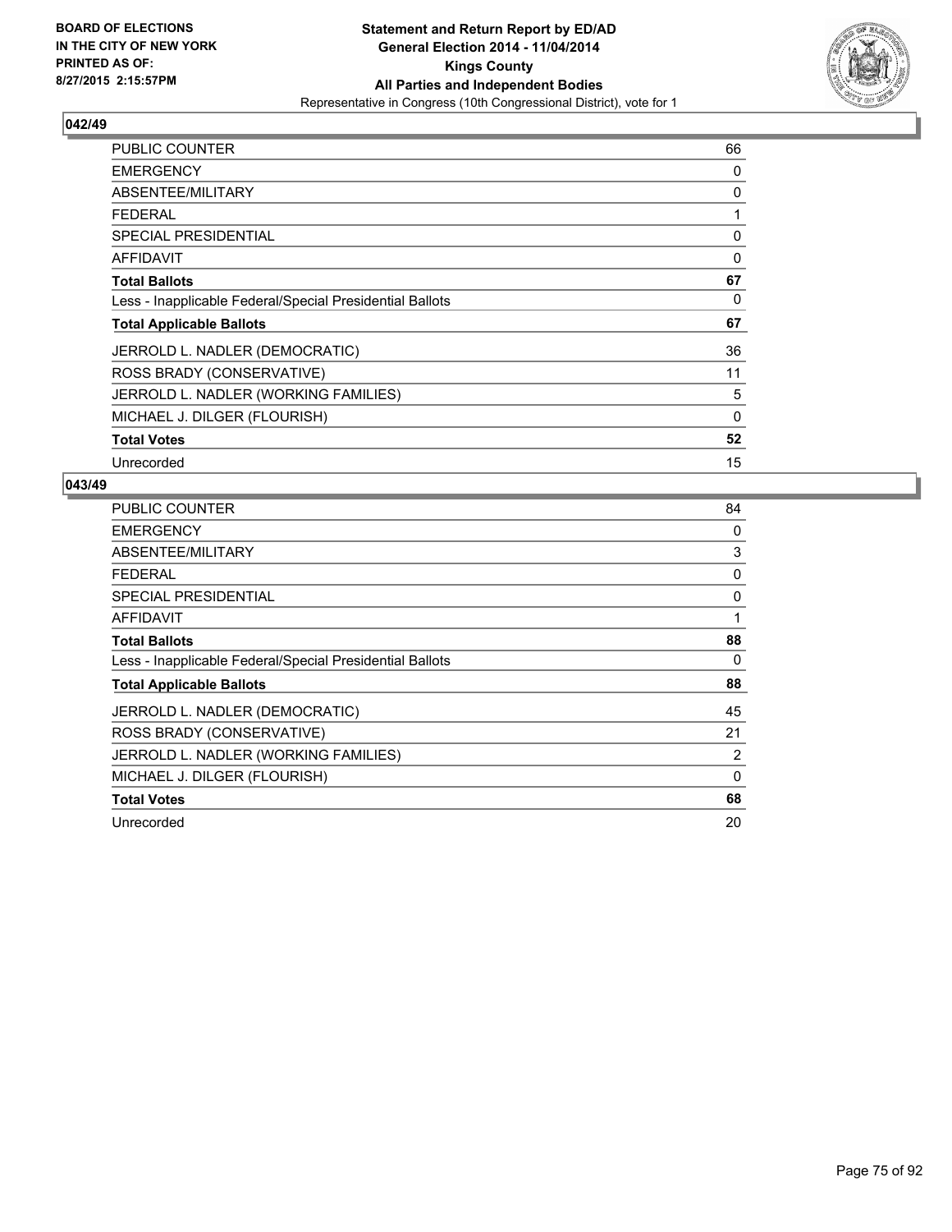BOARD OF ELECTIONS
IN THE CITY OF NEW YORK
PRINTED AS OF:
8/27/2015 2:15:57PM

**Statement and Return Report by ED/AD**
**General Election 2014 - 11/04/2014**
**Kings County**
**All Parties and Independent Bodies**
Representative in Congress (10th Congressional District), vote for 1

## 042/49

| | |
|---|---|
| PUBLIC COUNTER | 66 |
| EMERGENCY | 0 |
| ABSENTEE/MILITARY | 0 |
| FEDERAL | 1 |
| SPECIAL PRESIDENTIAL | 0 |
| AFFIDAVIT | 0 |
| **Total Ballots** | **67** |
| Less - Inapplicable Federal/Special Presidential Ballots | 0 |
| **Total Applicable Ballots** | **67** |
| JERROLD L. NADLER (DEMOCRATIC) | 36 |
| ROSS BRADY (CONSERVATIVE) | 11 |
| JERROLD L. NADLER (WORKING FAMILIES) | 5 |
| MICHAEL J. DILGER (FLOURISH) | 0 |
| **Total Votes** | **52** |
| Unrecorded | 15 |

## 043/49

| | |
|---|---|
| PUBLIC COUNTER | 84 |
| EMERGENCY | 0 |
| ABSENTEE/MILITARY | 3 |
| FEDERAL | 0 |
| SPECIAL PRESIDENTIAL | 0 |
| AFFIDAVIT | 1 |
| **Total Ballots** | **88** |
| Less - Inapplicable Federal/Special Presidential Ballots | 0 |
| **Total Applicable Ballots** | **88** |
| JERROLD L. NADLER (DEMOCRATIC) | 45 |
| ROSS BRADY (CONSERVATIVE) | 21 |
| JERROLD L. NADLER (WORKING FAMILIES) | 2 |
| MICHAEL J. DILGER (FLOURISH) | 0 |
| **Total Votes** | **68** |
| Unrecorded | 20 |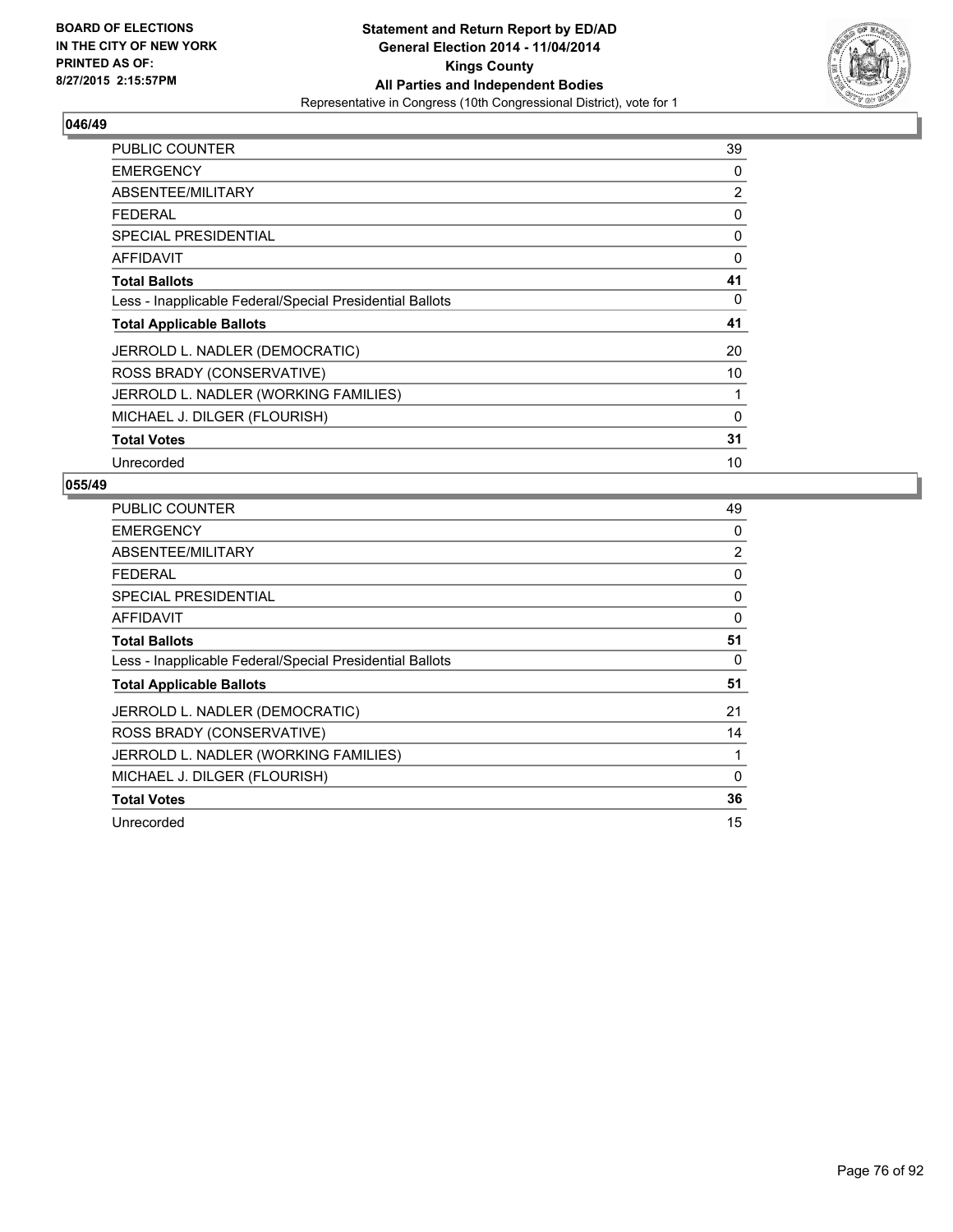BOARD OF ELECTIONS
IN THE CITY OF NEW YORK
PRINTED AS OF:
8/27/2015 2:15:57PM

**Statement and Return Report by ED/AD**
**General Election 2014 - 11/04/2014**
**Kings County**
**All Parties and Independent Bodies**
Representative in Congress (10th Congressional District), vote for 1

## 046/49

| | |
|---|---|
| PUBLIC COUNTER | 39 |
| EMERGENCY | 0 |
| ABSENTEE/MILITARY | 2 |
| FEDERAL | 0 |
| SPECIAL PRESIDENTIAL | 0 |
| AFFIDAVIT | 0 |
| **Total Ballots** | **41** |
| Less - Inapplicable Federal/Special Presidential Ballots | 0 |
| **Total Applicable Ballots** | **41** |
| JERROLD L. NADLER (DEMOCRATIC) | 20 |
| ROSS BRADY (CONSERVATIVE) | 10 |
| JERROLD L. NADLER (WORKING FAMILIES) | 1 |
| MICHAEL J. DILGER (FLOURISH) | 0 |
| **Total Votes** | **31** |
| Unrecorded | 10 |

## 055/49

| | |
|---|---|
| PUBLIC COUNTER | 49 |
| EMERGENCY | 0 |
| ABSENTEE/MILITARY | 2 |
| FEDERAL | 0 |
| SPECIAL PRESIDENTIAL | 0 |
| AFFIDAVIT | 0 |
| **Total Ballots** | **51** |
| Less - Inapplicable Federal/Special Presidential Ballots | 0 |
| **Total Applicable Ballots** | **51** |
| JERROLD L. NADLER (DEMOCRATIC) | 21 |
| ROSS BRADY (CONSERVATIVE) | 14 |
| JERROLD L. NADLER (WORKING FAMILIES) | 1 |
| MICHAEL J. DILGER (FLOURISH) | 0 |
| **Total Votes** | **36** |
| Unrecorded | 15 |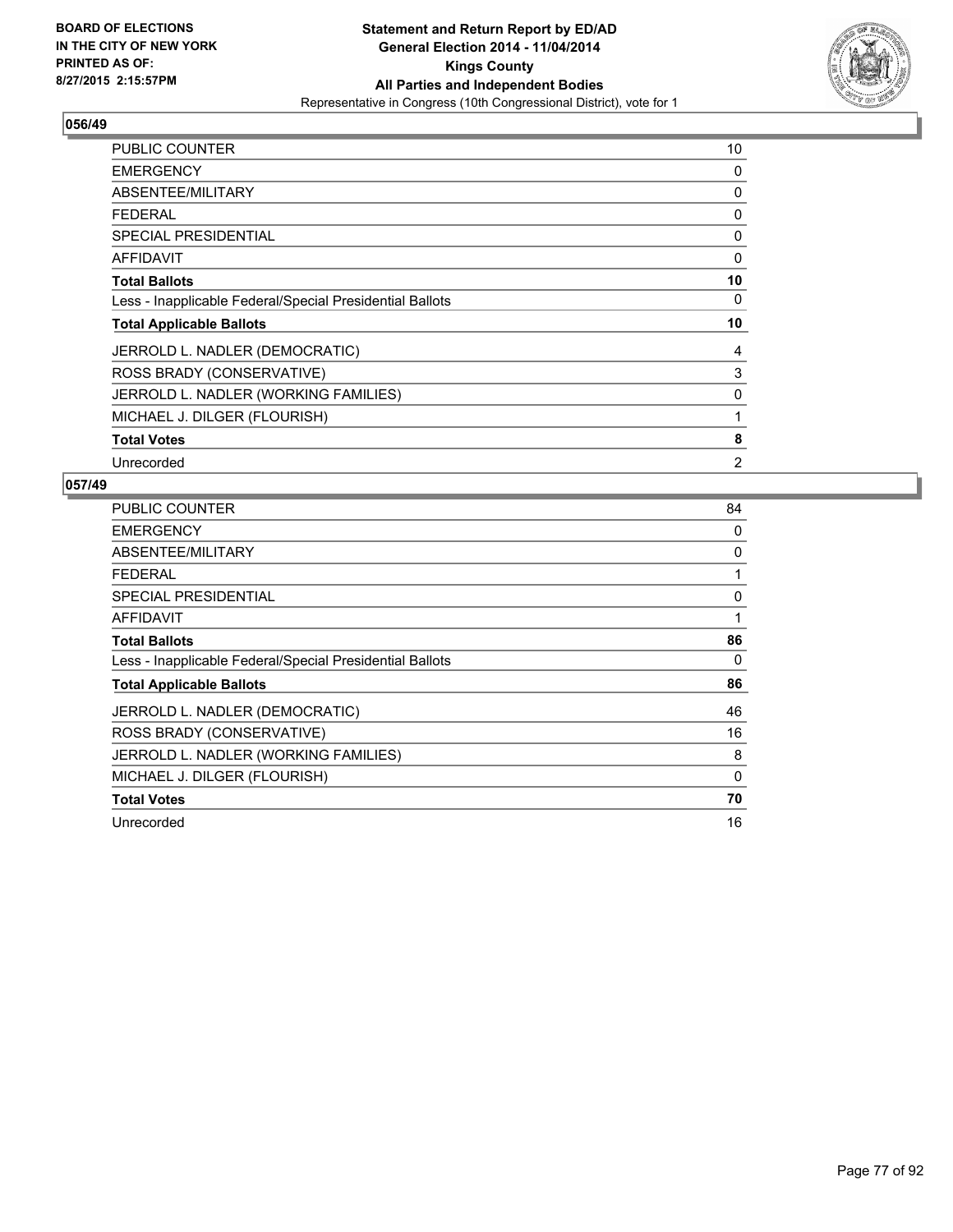BOARD OF ELECTIONS
IN THE CITY OF NEW YORK
PRINTED AS OF:
8/27/2015 2:15:57PM

**Statement and Return Report by ED/AD**
**General Election 2014 - 11/04/2014**
**Kings County**
**All Parties and Independent Bodies**
Representative in Congress (10th Congressional District), vote for 1

## 056/49

| | |
|---|---|
| PUBLIC COUNTER | 10 |
| EMERGENCY | 0 |
| ABSENTEE/MILITARY | 0 |
| FEDERAL | 0 |
| SPECIAL PRESIDENTIAL | 0 |
| AFFIDAVIT | 0 |
| **Total Ballots** | **10** |
| Less - Inapplicable Federal/Special Presidential Ballots | 0 |
| **Total Applicable Ballots** | **10** |
| JERROLD L. NADLER (DEMOCRATIC) | 4 |
| ROSS BRADY (CONSERVATIVE) | 3 |
| JERROLD L. NADLER (WORKING FAMILIES) | 0 |
| MICHAEL J. DILGER (FLOURISH) | 1 |
| **Total Votes** | **8** |
| Unrecorded | 2 |

## 057/49

| | |
|---|---|
| PUBLIC COUNTER | 84 |
| EMERGENCY | 0 |
| ABSENTEE/MILITARY | 0 |
| FEDERAL | 1 |
| SPECIAL PRESIDENTIAL | 0 |
| AFFIDAVIT | 1 |
| **Total Ballots** | **86** |
| Less - Inapplicable Federal/Special Presidential Ballots | 0 |
| **Total Applicable Ballots** | **86** |
| JERROLD L. NADLER (DEMOCRATIC) | 46 |
| ROSS BRADY (CONSERVATIVE) | 16 |
| JERROLD L. NADLER (WORKING FAMILIES) | 8 |
| MICHAEL J. DILGER (FLOURISH) | 0 |
| **Total Votes** | **70** |
| Unrecorded | 16 |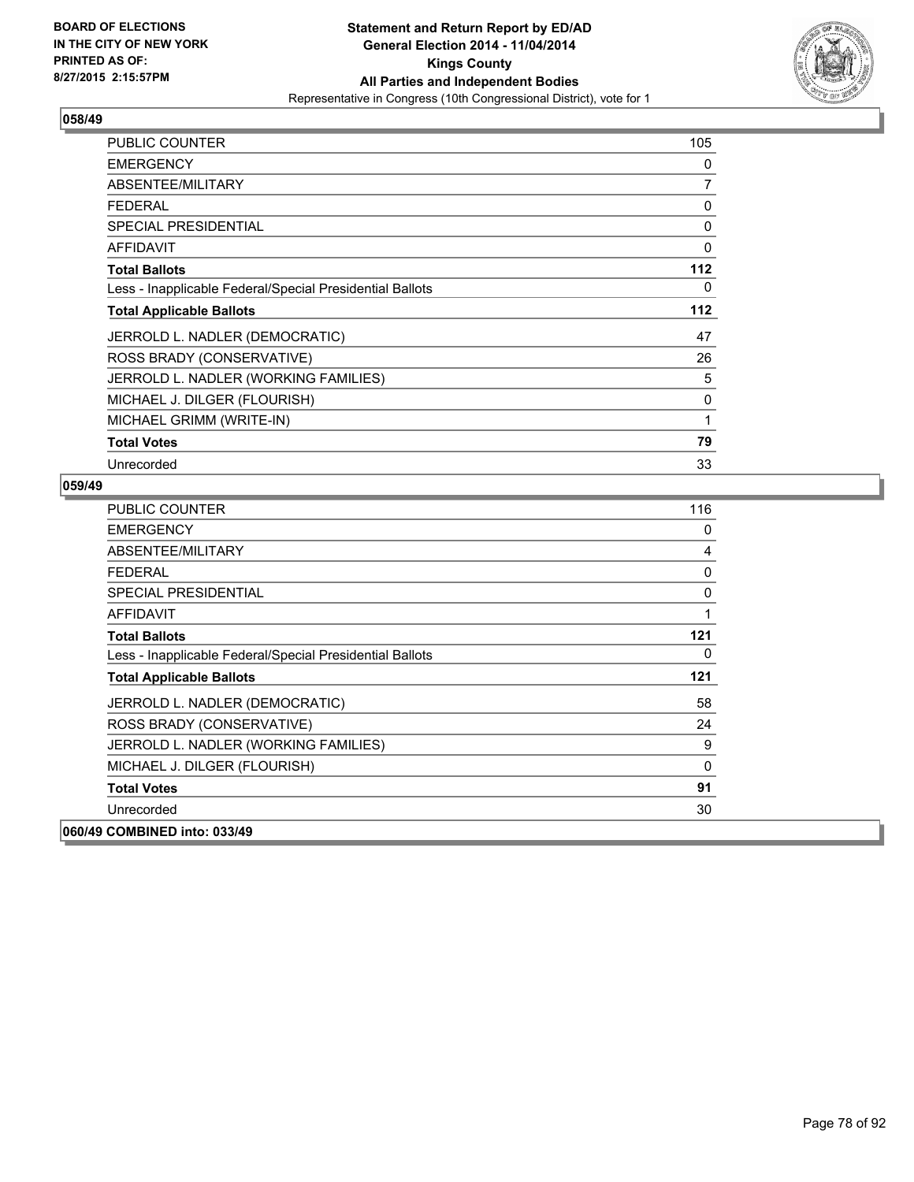**BOARD OF ELECTIONS IN THE CITY OF NEW YORK PRINTED AS OF: 8/27/2015 2:15:57PM**

**Statement and Return Report by ED/AD General Election 2014 - 11/04/2014 Kings County All Parties and Independent Bodies**
Representative in Congress (10th Congressional District), vote for 1

**058/49**

| | |
|---|---|
| PUBLIC COUNTER | 105 |
| EMERGENCY | 0 |
| ABSENTEE/MILITARY | 7 |
| FEDERAL | 0 |
| SPECIAL PRESIDENTIAL | 0 |
| AFFIDAVIT | 0 |
| **Total Ballots** | **112** |
| Less - Inapplicable Federal/Special Presidential Ballots | 0 |
| **Total Applicable Ballots** | **112** |
| JERROLD L. NADLER (DEMOCRATIC) | 47 |
| ROSS BRADY (CONSERVATIVE) | 26 |
| JERROLD L. NADLER (WORKING FAMILIES) | 5 |
| MICHAEL J. DILGER (FLOURISH) | 0 |
| MICHAEL GRIMM (WRITE-IN) | 1 |
| **Total Votes** | **79** |
| Unrecorded | 33 |

**059/49**

| | |
|---|---|
| PUBLIC COUNTER | 116 |
| EMERGENCY | 0 |
| ABSENTEE/MILITARY | 4 |
| FEDERAL | 0 |
| SPECIAL PRESIDENTIAL | 0 |
| AFFIDAVIT | 1 |
| **Total Ballots** | **121** |
| Less - Inapplicable Federal/Special Presidential Ballots | 0 |
| **Total Applicable Ballots** | **121** |
| JERROLD L. NADLER (DEMOCRATIC) | 58 |
| ROSS BRADY (CONSERVATIVE) | 24 |
| JERROLD L. NADLER (WORKING FAMILIES) | 9 |
| MICHAEL J. DILGER (FLOURISH) | 0 |
| **Total Votes** | **91** |
| Unrecorded | 30 |

**060/49 COMBINED into: 033/49**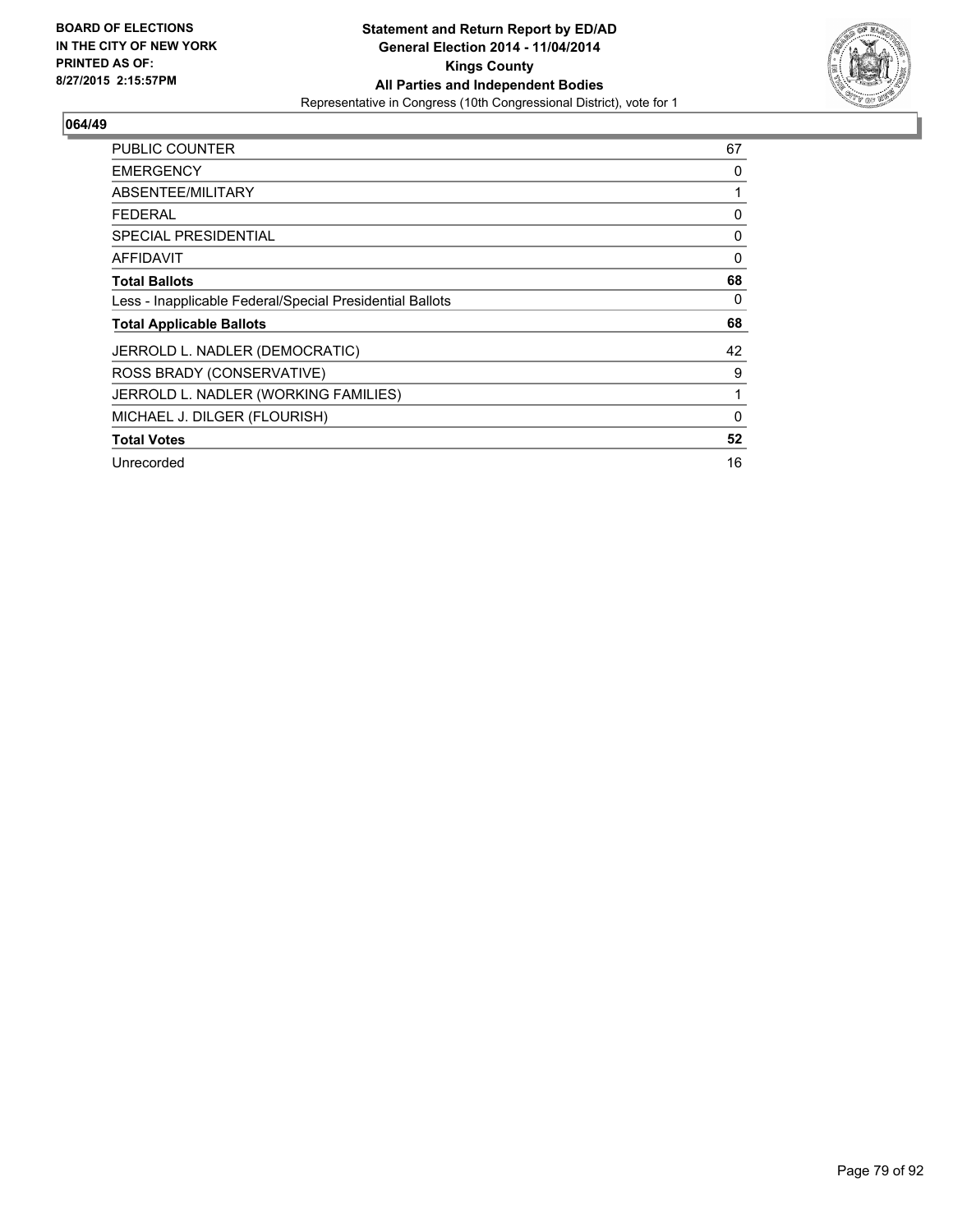**BOARD OF ELECTIONS IN THE CITY OF NEW YORK PRINTED AS OF: 8/27/2015 2:15:57PM**

**Statement and Return Report by ED/AD**
**General Election 2014 - 11/04/2014**
**Kings County**
**All Parties and Independent Bodies**
Representative in Congress (10th Congressional District), vote for 1

## 064/49

| | |
|---|---|
| PUBLIC COUNTER | 67 |
| EMERGENCY | 0 |
| ABSENTEE/MILITARY | 1 |
| FEDERAL | 0 |
| SPECIAL PRESIDENTIAL | 0 |
| AFFIDAVIT | 0 |
| **Total Ballots** | **68** |
| Less - Inapplicable Federal/Special Presidential Ballots | 0 |
| **Total Applicable Ballots** | **68** |
| JERROLD L. NADLER (DEMOCRATIC) | 42 |
| ROSS BRADY (CONSERVATIVE) | 9 |
| JERROLD L. NADLER (WORKING FAMILIES) | 1 |
| MICHAEL J. DILGER (FLOURISH) | 0 |
| **Total Votes** | **52** |
| Unrecorded | 16 |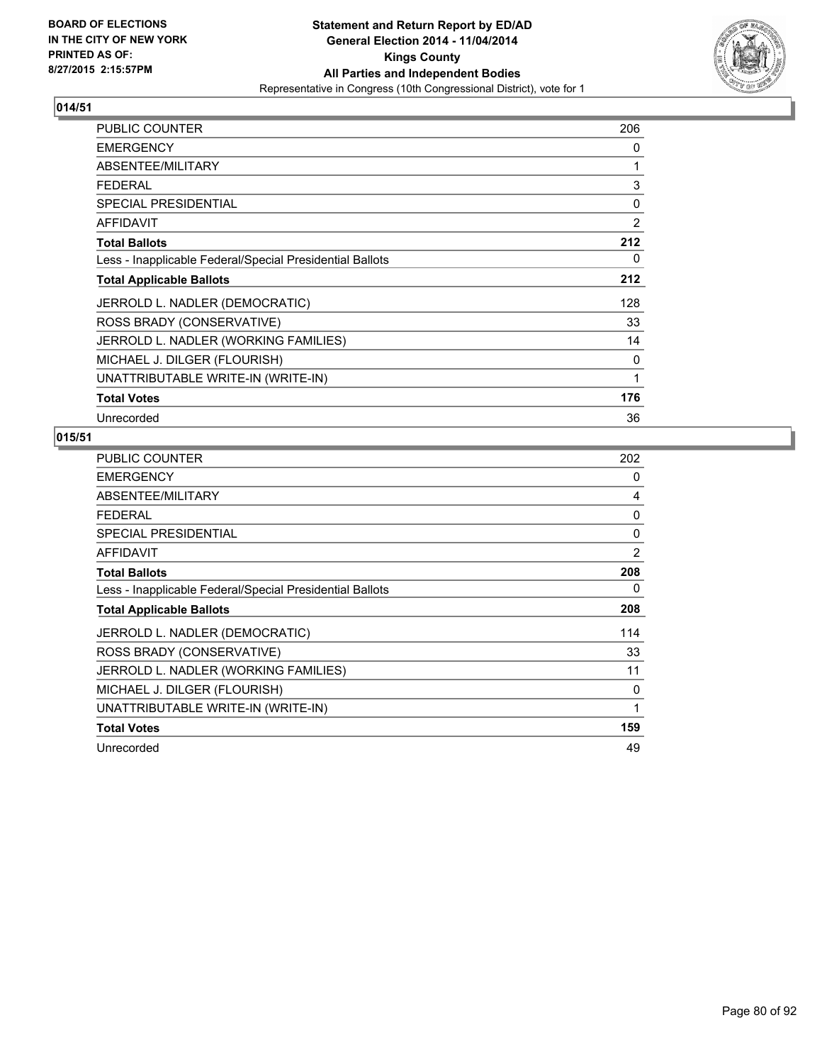BOARD OF ELECTIONS
IN THE CITY OF NEW YORK
PRINTED AS OF:
8/27/2015 2:15:57PM

**Statement and Return Report by ED/AD**
**General Election 2014 - 11/04/2014**
**Kings County**
**All Parties and Independent Bodies**
Representative in Congress (10th Congressional District), vote for 1

## 014/51

| | |
|---|---|
| PUBLIC COUNTER | 206 |
| EMERGENCY | 0 |
| ABSENTEE/MILITARY | 1 |
| FEDERAL | 3 |
| SPECIAL PRESIDENTIAL | 0 |
| AFFIDAVIT | 2 |
| **Total Ballots** | **212** |
| Less - Inapplicable Federal/Special Presidential Ballots | 0 |
| **Total Applicable Ballots** | **212** |
| JERROLD L. NADLER (DEMOCRATIC) | 128 |
| ROSS BRADY (CONSERVATIVE) | 33 |
| JERROLD L. NADLER (WORKING FAMILIES) | 14 |
| MICHAEL J. DILGER (FLOURISH) | 0 |
| UNATTRIBUTABLE WRITE-IN (WRITE-IN) | 1 |
| **Total Votes** | **176** |
| Unrecorded | 36 |

## 015/51

| | |
|---|---|
| PUBLIC COUNTER | 202 |
| EMERGENCY | 0 |
| ABSENTEE/MILITARY | 4 |
| FEDERAL | 0 |
| SPECIAL PRESIDENTIAL | 0 |
| AFFIDAVIT | 2 |
| **Total Ballots** | **208** |
| Less - Inapplicable Federal/Special Presidential Ballots | 0 |
| **Total Applicable Ballots** | **208** |
| JERROLD L. NADLER (DEMOCRATIC) | 114 |
| ROSS BRADY (CONSERVATIVE) | 33 |
| JERROLD L. NADLER (WORKING FAMILIES) | 11 |
| MICHAEL J. DILGER (FLOURISH) | 0 |
| UNATTRIBUTABLE WRITE-IN (WRITE-IN) | 1 |
| **Total Votes** | **159** |
| Unrecorded | 49 |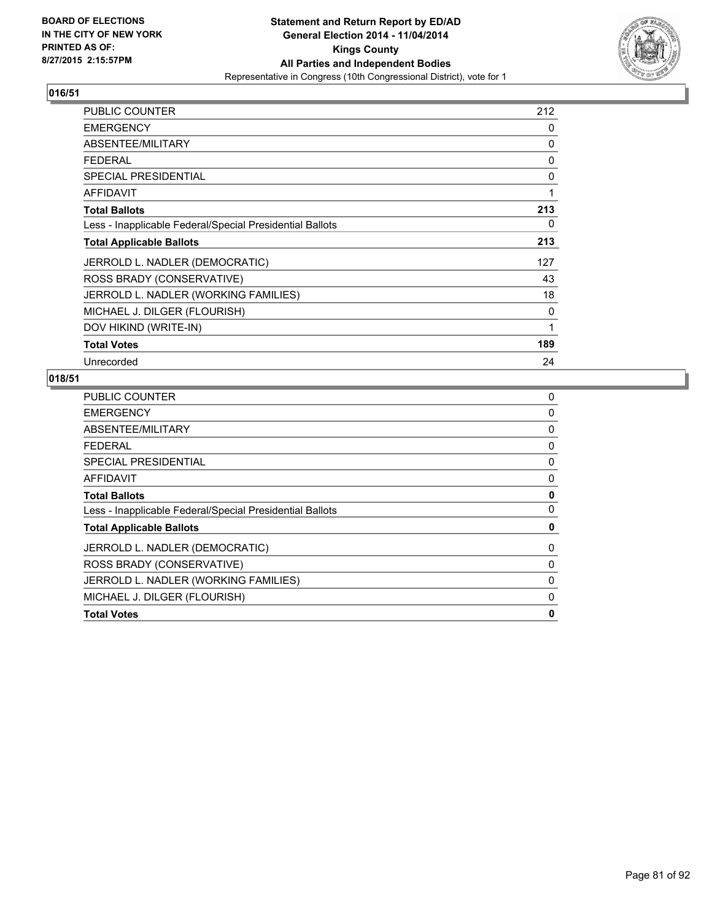**BOARD OF ELECTIONS IN THE CITY OF NEW YORK PRINTED AS OF: 8/27/2015 2:15:57PM**

**Statement and Return Report by ED/AD General Election 2014 - 11/04/2014 Kings County All Parties and Independent Bodies**
Representative in Congress (10th Congressional District), vote for 1

## 016/51

| | |
|---|---|
| PUBLIC COUNTER | 212 |
| EMERGENCY | 0 |
| ABSENTEE/MILITARY | 0 |
| FEDERAL | 0 |
| SPECIAL PRESIDENTIAL | 0 |
| AFFIDAVIT | 1 |
| **Total Ballots** | **213** |
| Less - Inapplicable Federal/Special Presidential Ballots | 0 |
| **Total Applicable Ballots** | **213** |
| JERROLD L. NADLER (DEMOCRATIC) | 127 |
| ROSS BRADY (CONSERVATIVE) | 43 |
| JERROLD L. NADLER (WORKING FAMILIES) | 18 |
| MICHAEL J. DILGER (FLOURISH) | 0 |
| DOV HIKIND (WRITE-IN) | 1 |
| **Total Votes** | **189** |
| Unrecorded | 24 |

## 018/51

| | |
|---|---|
| PUBLIC COUNTER | 0 |
| EMERGENCY | 0 |
| ABSENTEE/MILITARY | 0 |
| FEDERAL | 0 |
| SPECIAL PRESIDENTIAL | 0 |
| AFFIDAVIT | 0 |
| **Total Ballots** | **0** |
| Less - Inapplicable Federal/Special Presidential Ballots | 0 |
| **Total Applicable Ballots** | **0** |
| JERROLD L. NADLER (DEMOCRATIC) | 0 |
| ROSS BRADY (CONSERVATIVE) | 0 |
| JERROLD L. NADLER (WORKING FAMILIES) | 0 |
| MICHAEL J. DILGER (FLOURISH) | 0 |
| **Total Votes** | **0** |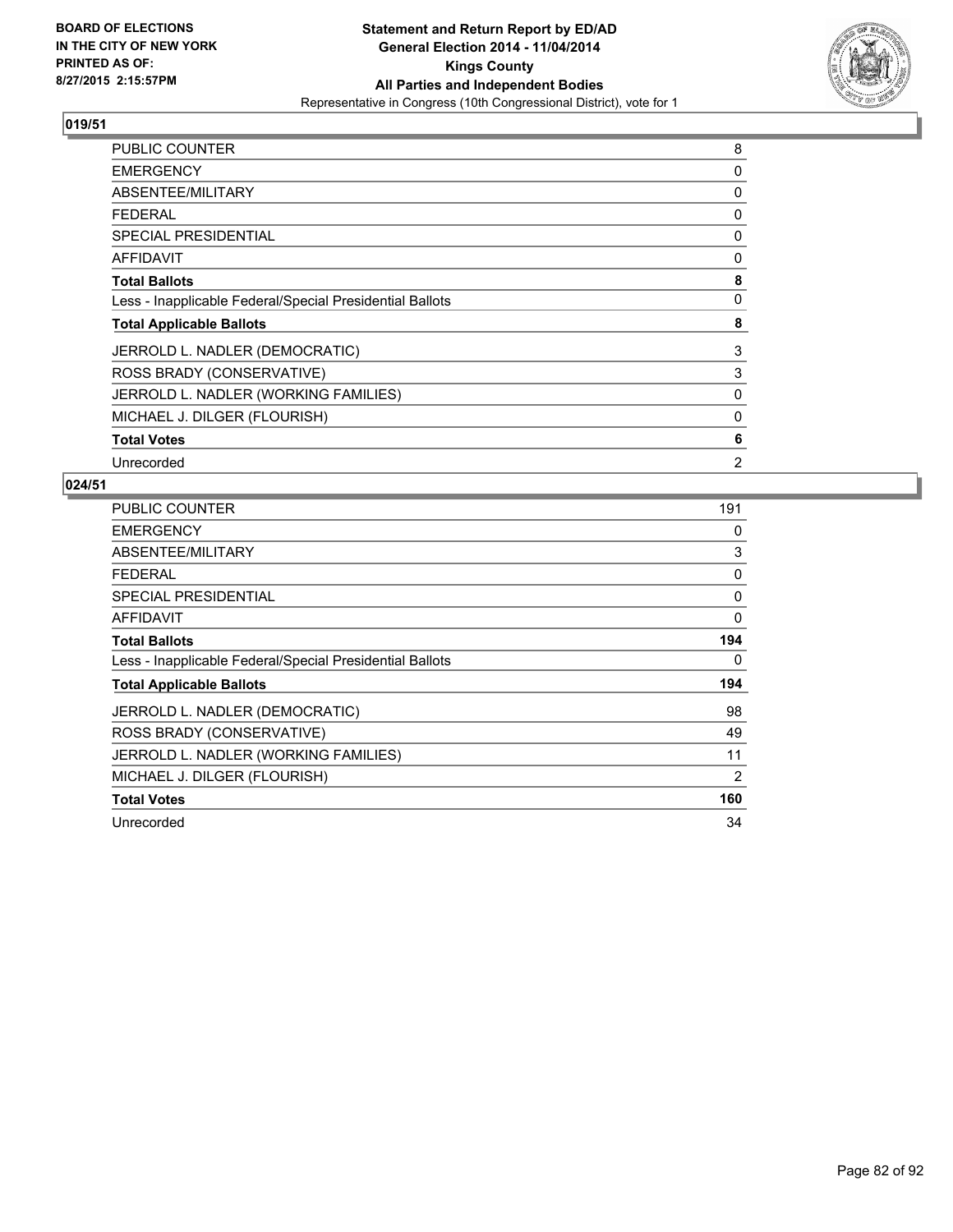**BOARD OF ELECTIONS IN THE CITY OF NEW YORK PRINTED AS OF: 8/27/2015 2:15:57PM**

**Statement and Return Report by ED/AD General Election 2014 - 11/04/2014 Kings County All Parties and Independent Bodies**
Representative in Congress (10th Congressional District), vote for 1

## 019/51

| | |
|---|---|
| PUBLIC COUNTER | 8 |
| EMERGENCY | 0 |
| ABSENTEE/MILITARY | 0 |
| FEDERAL | 0 |
| SPECIAL PRESIDENTIAL | 0 |
| AFFIDAVIT | 0 |
| **Total Ballots** | **8** |
| Less - Inapplicable Federal/Special Presidential Ballots | 0 |
| **Total Applicable Ballots** | **8** |
| JERROLD L. NADLER (DEMOCRATIC) | 3 |
| ROSS BRADY (CONSERVATIVE) | 3 |
| JERROLD L. NADLER (WORKING FAMILIES) | 0 |
| MICHAEL J. DILGER (FLOURISH) | 0 |
| **Total Votes** | **6** |
| Unrecorded | 2 |

## 024/51

| | |
|---|---|
| PUBLIC COUNTER | 191 |
| EMERGENCY | 0 |
| ABSENTEE/MILITARY | 3 |
| FEDERAL | 0 |
| SPECIAL PRESIDENTIAL | 0 |
| AFFIDAVIT | 0 |
| **Total Ballots** | **194** |
| Less - Inapplicable Federal/Special Presidential Ballots | 0 |
| **Total Applicable Ballots** | **194** |
| JERROLD L. NADLER (DEMOCRATIC) | 98 |
| ROSS BRADY (CONSERVATIVE) | 49 |
| JERROLD L. NADLER (WORKING FAMILIES) | 11 |
| MICHAEL J. DILGER (FLOURISH) | 2 |
| **Total Votes** | **160** |
| Unrecorded | 34 |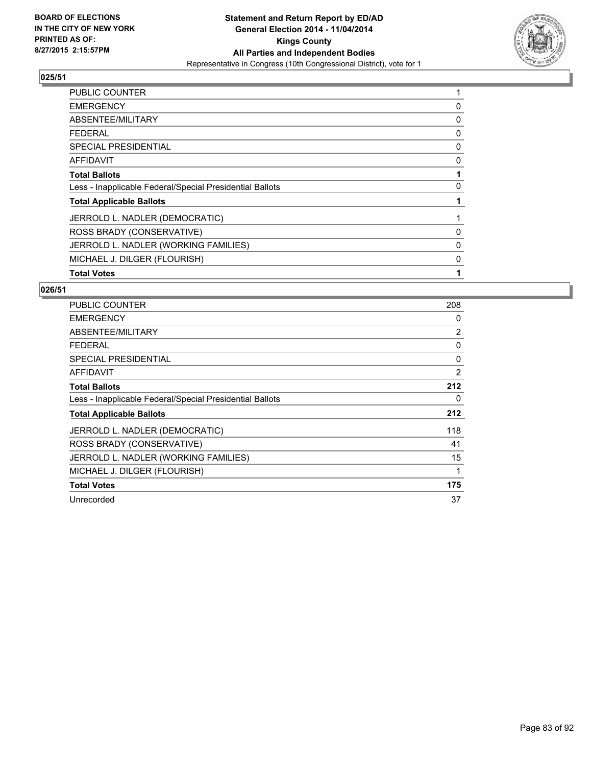**BOARD OF ELECTIONS IN THE CITY OF NEW YORK**
**PRINTED AS OF: 8/27/2015 2:15:57PM**

**Statement and Return Report by ED/AD**
**General Election 2014 - 11/04/2014**
**Kings County**
**All Parties and Independent Bodies**
Representative in Congress (10th Congressional District), vote for 1

### 025/51

| | |
|---|---|
| PUBLIC COUNTER | 1 |
| EMERGENCY | 0 |
| ABSENTEE/MILITARY | 0 |
| FEDERAL | 0 |
| SPECIAL PRESIDENTIAL | 0 |
| AFFIDAVIT | 0 |
| **Total Ballots** | **1** |
| Less - Inapplicable Federal/Special Presidential Ballots | 0 |
| **Total Applicable Ballots** | **1** |
| JERROLD L. NADLER (DEMOCRATIC) | 1 |
| ROSS BRADY (CONSERVATIVE) | 0 |
| JERROLD L. NADLER (WORKING FAMILIES) | 0 |
| MICHAEL J. DILGER (FLOURISH) | 0 |
| **Total Votes** | **1** |

### 026/51

| | |
|---|---|
| PUBLIC COUNTER | 208 |
| EMERGENCY | 0 |
| ABSENTEE/MILITARY | 2 |
| FEDERAL | 0 |
| SPECIAL PRESIDENTIAL | 0 |
| AFFIDAVIT | 2 |
| **Total Ballots** | **212** |
| Less - Inapplicable Federal/Special Presidential Ballots | 0 |
| **Total Applicable Ballots** | **212** |
| JERROLD L. NADLER (DEMOCRATIC) | 118 |
| ROSS BRADY (CONSERVATIVE) | 41 |
| JERROLD L. NADLER (WORKING FAMILIES) | 15 |
| MICHAEL J. DILGER (FLOURISH) | 1 |
| **Total Votes** | **175** |
| Unrecorded | 37 |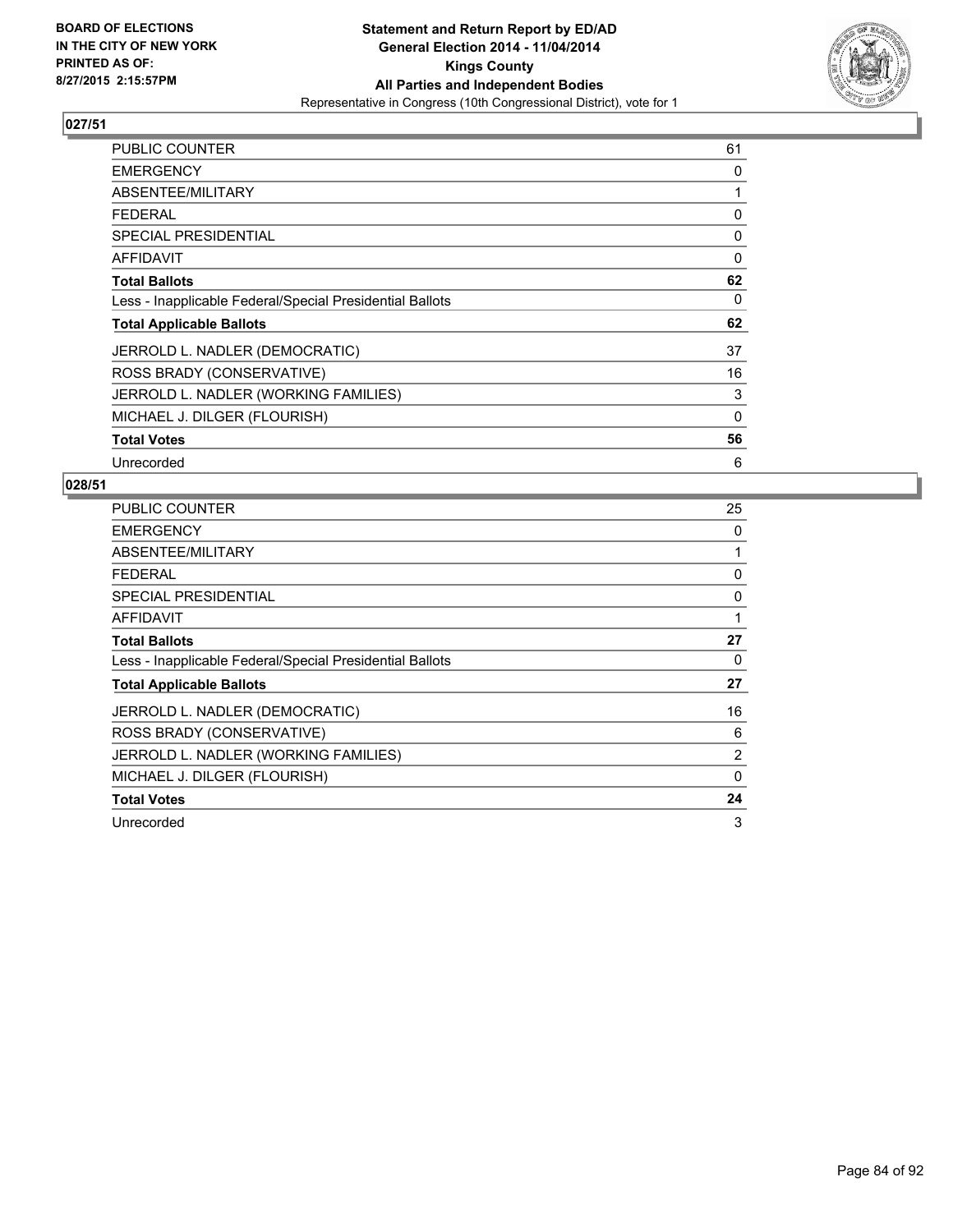**BOARD OF ELECTIONS IN THE CITY OF NEW YORK PRINTED AS OF: 8/27/2015 2:15:57PM**

**Statement and Return Report by ED/AD General Election 2014 - 11/04/2014 Kings County All Parties and Independent Bodies**

Representative in Congress (10th Congressional District), vote for 1

## 027/51

| | |
|---|---|
| PUBLIC COUNTER | 61 |
| EMERGENCY | 0 |
| ABSENTEE/MILITARY | 1 |
| FEDERAL | 0 |
| SPECIAL PRESIDENTIAL | 0 |
| AFFIDAVIT | 0 |
| **Total Ballots** | **62** |
| Less - Inapplicable Federal/Special Presidential Ballots | 0 |
| **Total Applicable Ballots** | **62** |
| JERROLD L. NADLER (DEMOCRATIC) | 37 |
| ROSS BRADY (CONSERVATIVE) | 16 |
| JERROLD L. NADLER (WORKING FAMILIES) | 3 |
| MICHAEL J. DILGER (FLOURISH) | 0 |
| **Total Votes** | **56** |
| Unrecorded | 6 |

## 028/51

| | |
|---|---|
| PUBLIC COUNTER | 25 |
| EMERGENCY | 0 |
| ABSENTEE/MILITARY | 1 |
| FEDERAL | 0 |
| SPECIAL PRESIDENTIAL | 0 |
| AFFIDAVIT | 1 |
| **Total Ballots** | **27** |
| Less - Inapplicable Federal/Special Presidential Ballots | 0 |
| **Total Applicable Ballots** | **27** |
| JERROLD L. NADLER (DEMOCRATIC) | 16 |
| ROSS BRADY (CONSERVATIVE) | 6 |
| JERROLD L. NADLER (WORKING FAMILIES) | 2 |
| MICHAEL J. DILGER (FLOURISH) | 0 |
| **Total Votes** | **24** |
| Unrecorded | 3 |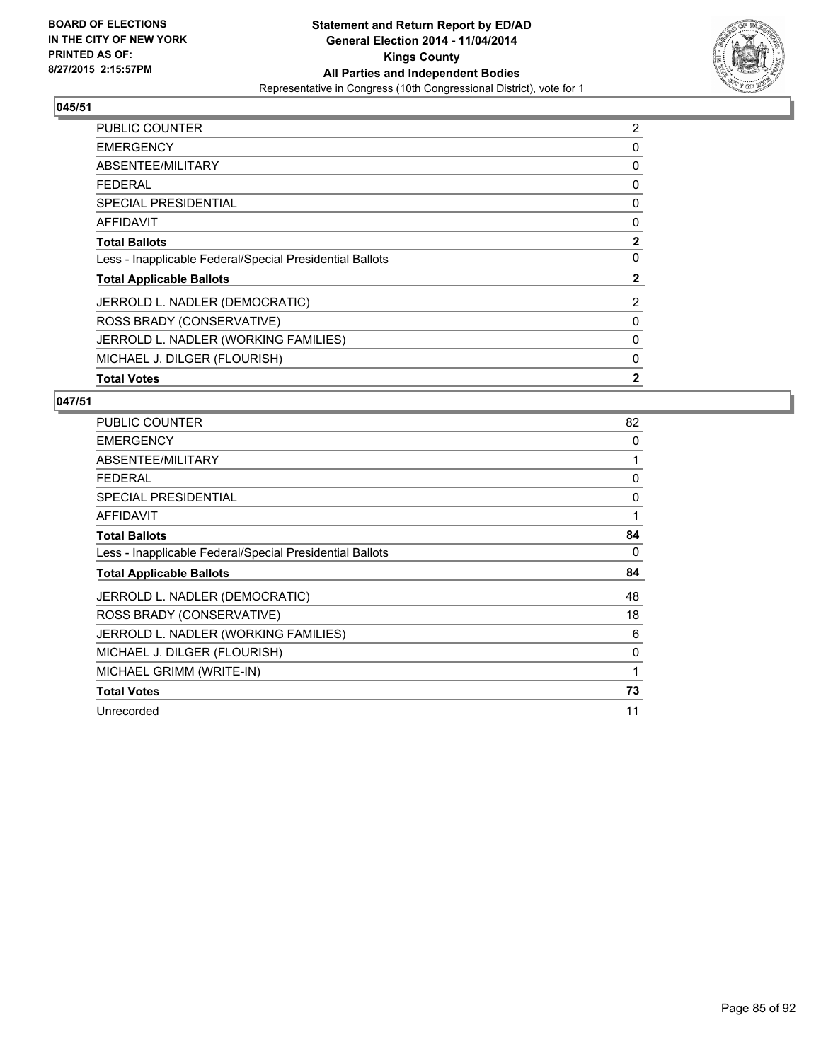**BOARD OF ELECTIONS IN THE CITY OF NEW YORK PRINTED AS OF: 8/27/2015 2:15:57PM**

**Statement and Return Report by ED/AD General Election 2014 - 11/04/2014 Kings County All Parties and Independent Bodies**
Representative in Congress (10th Congressional District), vote for 1

## 045/51

| | |
|---|---|
| PUBLIC COUNTER | 2 |
| EMERGENCY | 0 |
| ABSENTEE/MILITARY | 0 |
| FEDERAL | 0 |
| SPECIAL PRESIDENTIAL | 0 |
| AFFIDAVIT | 0 |
| **Total Ballots** | **2** |
| Less - Inapplicable Federal/Special Presidential Ballots | 0 |
| **Total Applicable Ballots** | **2** |
| JERROLD L. NADLER (DEMOCRATIC) | 2 |
| ROSS BRADY (CONSERVATIVE) | 0 |
| JERROLD L. NADLER (WORKING FAMILIES) | 0 |
| MICHAEL J. DILGER (FLOURISH) | 0 |
| **Total Votes** | **2** |

## 047/51

| | |
|---|---|
| PUBLIC COUNTER | 82 |
| EMERGENCY | 0 |
| ABSENTEE/MILITARY | 1 |
| FEDERAL | 0 |
| SPECIAL PRESIDENTIAL | 0 |
| AFFIDAVIT | 1 |
| **Total Ballots** | **84** |
| Less - Inapplicable Federal/Special Presidential Ballots | 0 |
| **Total Applicable Ballots** | **84** |
| JERROLD L. NADLER (DEMOCRATIC) | 48 |
| ROSS BRADY (CONSERVATIVE) | 18 |
| JERROLD L. NADLER (WORKING FAMILIES) | 6 |
| MICHAEL J. DILGER (FLOURISH) | 0 |
| MICHAEL GRIMM (WRITE-IN) | 1 |
| **Total Votes** | **73** |
| Unrecorded | 11 |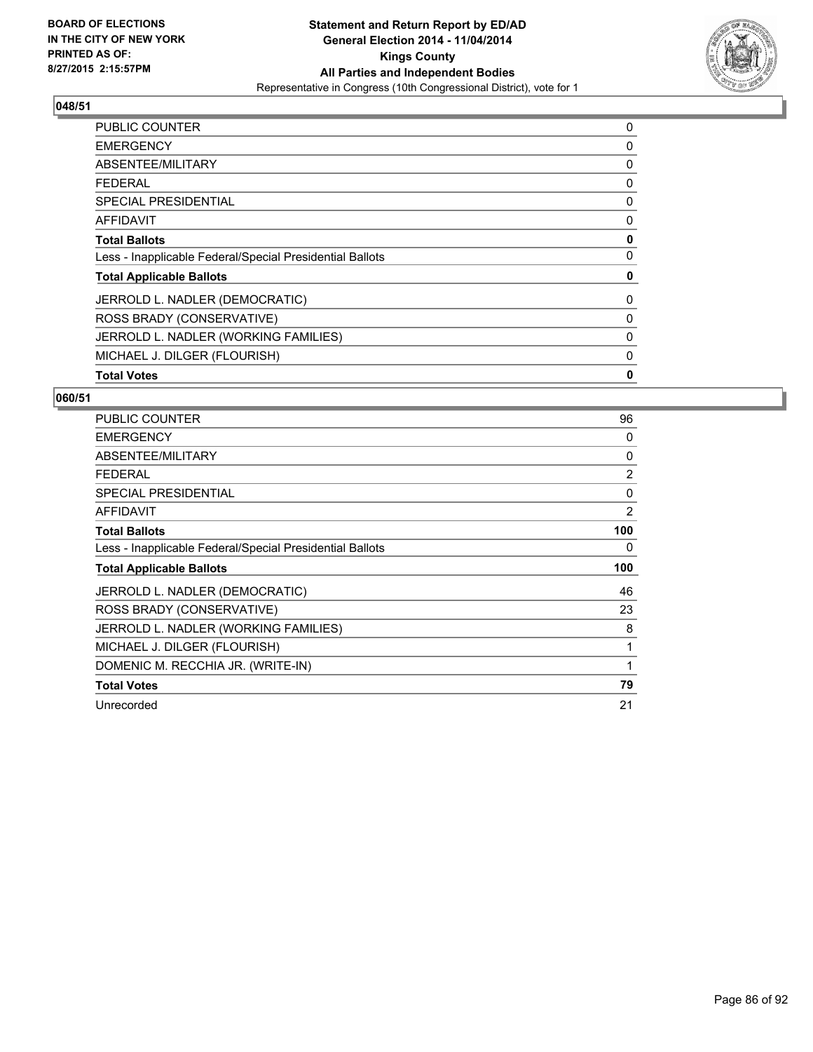**BOARD OF ELECTIONS IN THE CITY OF NEW YORK PRINTED AS OF: 8/27/2015 2:15:57PM**

**Statement and Return Report by ED/AD**
**General Election 2014 - 11/04/2014**
**Kings County**
**All Parties and Independent Bodies**
Representative in Congress (10th Congressional District), vote for 1

### 048/51

| | |
|---|---|
| PUBLIC COUNTER | 0 |
| EMERGENCY | 0 |
| ABSENTEE/MILITARY | 0 |
| FEDERAL | 0 |
| SPECIAL PRESIDENTIAL | 0 |
| AFFIDAVIT | 0 |
| **Total Ballots** | **0** |
| Less - Inapplicable Federal/Special Presidential Ballots | 0 |
| **Total Applicable Ballots** | **0** |
| JERROLD L. NADLER (DEMOCRATIC) | 0 |
| ROSS BRADY (CONSERVATIVE) | 0 |
| JERROLD L. NADLER (WORKING FAMILIES) | 0 |
| MICHAEL J. DILGER (FLOURISH) | 0 |
| **Total Votes** | **0** |

### 060/51

| | |
|---|---|
| PUBLIC COUNTER | 96 |
| EMERGENCY | 0 |
| ABSENTEE/MILITARY | 0 |
| FEDERAL | 2 |
| SPECIAL PRESIDENTIAL | 0 |
| AFFIDAVIT | 2 |
| **Total Ballots** | **100** |
| Less - Inapplicable Federal/Special Presidential Ballots | 0 |
| **Total Applicable Ballots** | **100** |
| JERROLD L. NADLER (DEMOCRATIC) | 46 |
| ROSS BRADY (CONSERVATIVE) | 23 |
| JERROLD L. NADLER (WORKING FAMILIES) | 8 |
| MICHAEL J. DILGER (FLOURISH) | 1 |
| DOMENIC M. RECCHIA JR. (WRITE-IN) | 1 |
| **Total Votes** | **79** |
| Unrecorded | 21 |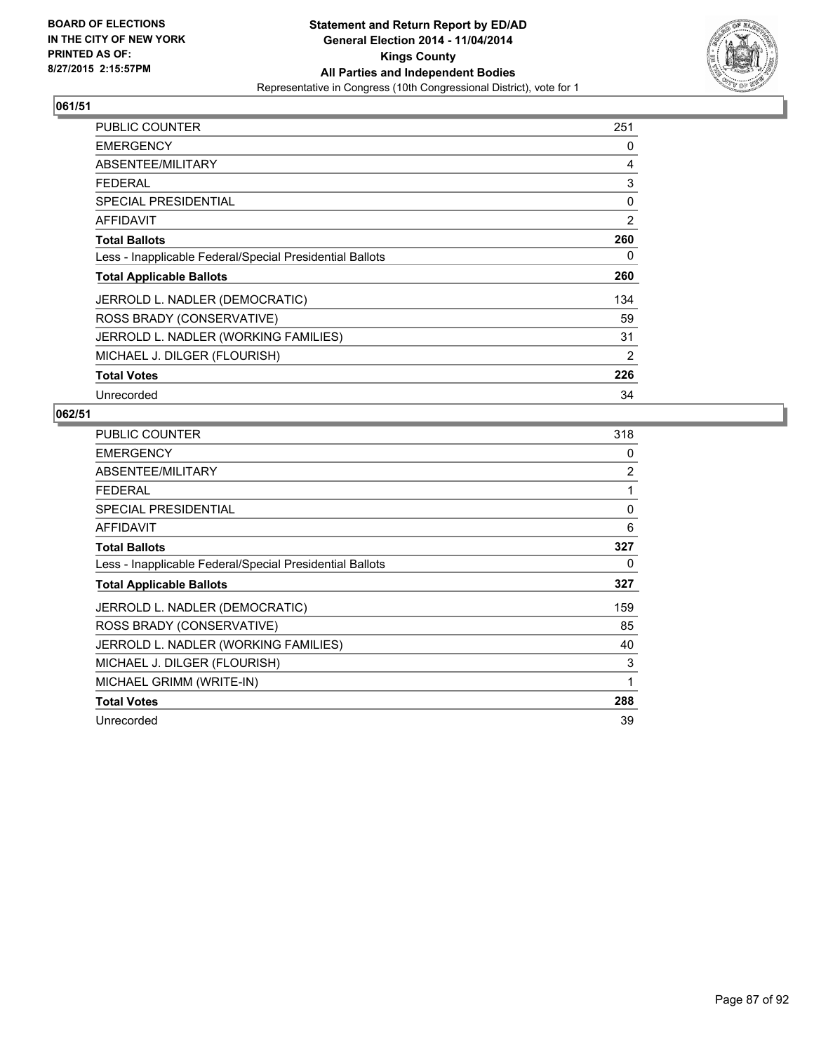**BOARD OF ELECTIONS IN THE CITY OF NEW YORK PRINTED AS OF: 8/27/2015 2:15:57PM**

**Statement and Return Report by ED/AD General Election 2014 - 11/04/2014 Kings County All Parties and Independent Bodies**
Representative in Congress (10th Congressional District), vote for 1

### 061/51

| | |
|---|---|
| PUBLIC COUNTER | 251 |
| EMERGENCY | 0 |
| ABSENTEE/MILITARY | 4 |
| FEDERAL | 3 |
| SPECIAL PRESIDENTIAL | 0 |
| AFFIDAVIT | 2 |
| **Total Ballots** | **260** |
| Less - Inapplicable Federal/Special Presidential Ballots | 0 |
| **Total Applicable Ballots** | **260** |
| JERROLD L. NADLER (DEMOCRATIC) | 134 |
| ROSS BRADY (CONSERVATIVE) | 59 |
| JERROLD L. NADLER (WORKING FAMILIES) | 31 |
| MICHAEL J. DILGER (FLOURISH) | 2 |
| **Total Votes** | **226** |
| Unrecorded | 34 |

### 062/51

| | |
|---|---|
| PUBLIC COUNTER | 318 |
| EMERGENCY | 0 |
| ABSENTEE/MILITARY | 2 |
| FEDERAL | 1 |
| SPECIAL PRESIDENTIAL | 0 |
| AFFIDAVIT | 6 |
| **Total Ballots** | **327** |
| Less - Inapplicable Federal/Special Presidential Ballots | 0 |
| **Total Applicable Ballots** | **327** |
| JERROLD L. NADLER (DEMOCRATIC) | 159 |
| ROSS BRADY (CONSERVATIVE) | 85 |
| JERROLD L. NADLER (WORKING FAMILIES) | 40 |
| MICHAEL J. DILGER (FLOURISH) | 3 |
| MICHAEL GRIMM (WRITE-IN) | 1 |
| **Total Votes** | **288** |
| Unrecorded | 39 |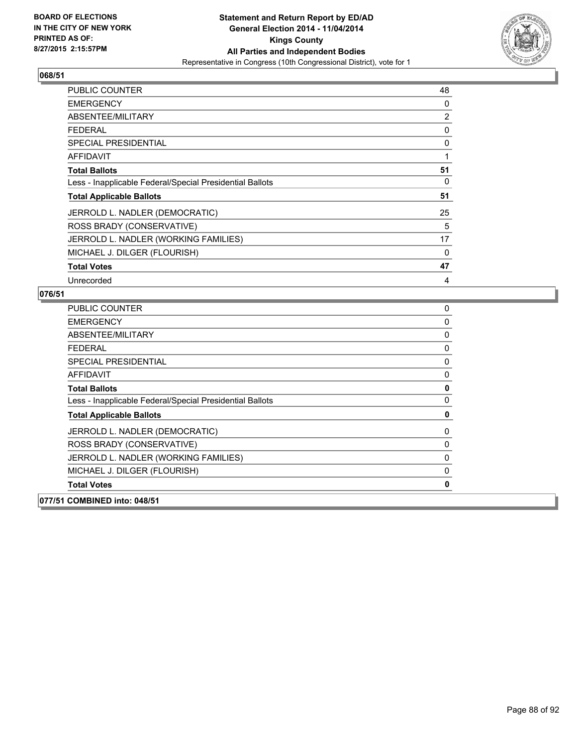## 068/51

| | |
|---|---|
| PUBLIC COUNTER | 48 |
| EMERGENCY | 0 |
| ABSENTEE/MILITARY | 2 |
| FEDERAL | 0 |
| SPECIAL PRESIDENTIAL | 0 |
| AFFIDAVIT | 1 |
| **Total Ballots** | **51** |
| Less - Inapplicable Federal/Special Presidential Ballots | 0 |
| **Total Applicable Ballots** | **51** |
| JERROLD L. NADLER (DEMOCRATIC) | 25 |
| ROSS BRADY (CONSERVATIVE) | 5 |
| JERROLD L. NADLER (WORKING FAMILIES) | 17 |
| MICHAEL J. DILGER (FLOURISH) | 0 |
| **Total Votes** | **47** |
| Unrecorded | 4 |

## 076/51

| | |
|---|---|
| PUBLIC COUNTER | 0 |
| EMERGENCY | 0 |
| ABSENTEE/MILITARY | 0 |
| FEDERAL | 0 |
| SPECIAL PRESIDENTIAL | 0 |
| AFFIDAVIT | 0 |
| **Total Ballots** | **0** |
| Less - Inapplicable Federal/Special Presidential Ballots | 0 |
| **Total Applicable Ballots** | **0** |
| JERROLD L. NADLER (DEMOCRATIC) | 0 |
| ROSS BRADY (CONSERVATIVE) | 0 |
| JERROLD L. NADLER (WORKING FAMILIES) | 0 |
| MICHAEL J. DILGER (FLOURISH) | 0 |
| **Total Votes** | **0** |

## 077/51 COMBINED into: 048/51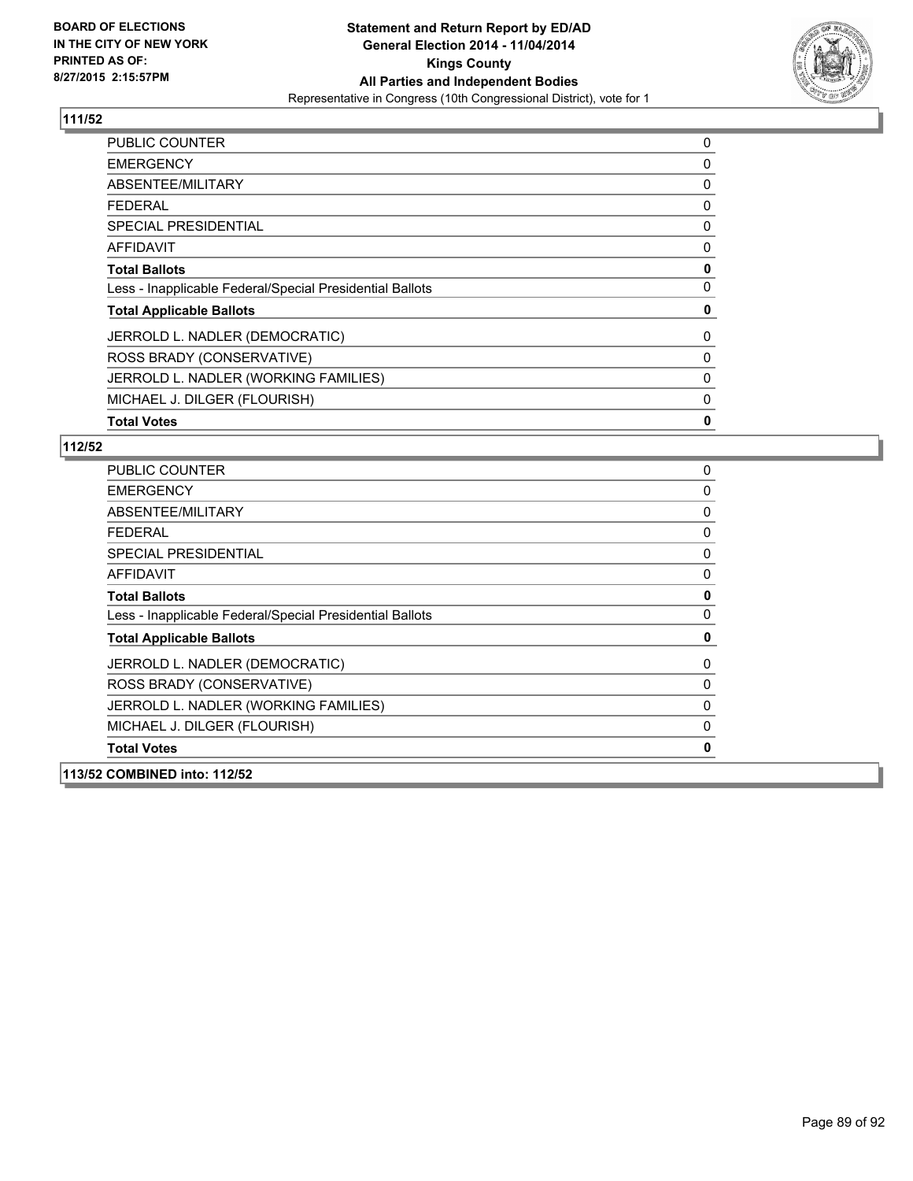## 111/52

| | |
|---|---|
| PUBLIC COUNTER | 0 |
| EMERGENCY | 0 |
| ABSENTEE/MILITARY | 0 |
| FEDERAL | 0 |
| SPECIAL PRESIDENTIAL | 0 |
| AFFIDAVIT | 0 |
| **Total Ballots** | **0** |
| Less - Inapplicable Federal/Special Presidential Ballots | 0 |
| **Total Applicable Ballots** | **0** |
| JERROLD L. NADLER (DEMOCRATIC) | 0 |
| ROSS BRADY (CONSERVATIVE) | 0 |
| JERROLD L. NADLER (WORKING FAMILIES) | 0 |
| MICHAEL J. DILGER (FLOURISH) | 0 |
| **Total Votes** | **0** |

## 112/52

| | |
|---|---|
| PUBLIC COUNTER | 0 |
| EMERGENCY | 0 |
| ABSENTEE/MILITARY | 0 |
| FEDERAL | 0 |
| SPECIAL PRESIDENTIAL | 0 |
| AFFIDAVIT | 0 |
| **Total Ballots** | **0** |
| Less - Inapplicable Federal/Special Presidential Ballots | 0 |
| **Total Applicable Ballots** | **0** |
| JERROLD L. NADLER (DEMOCRATIC) | 0 |
| ROSS BRADY (CONSERVATIVE) | 0 |
| JERROLD L. NADLER (WORKING FAMILIES) | 0 |
| MICHAEL J. DILGER (FLOURISH) | 0 |
| **Total Votes** | **0** |

## 113/52 COMBINED into: 112/52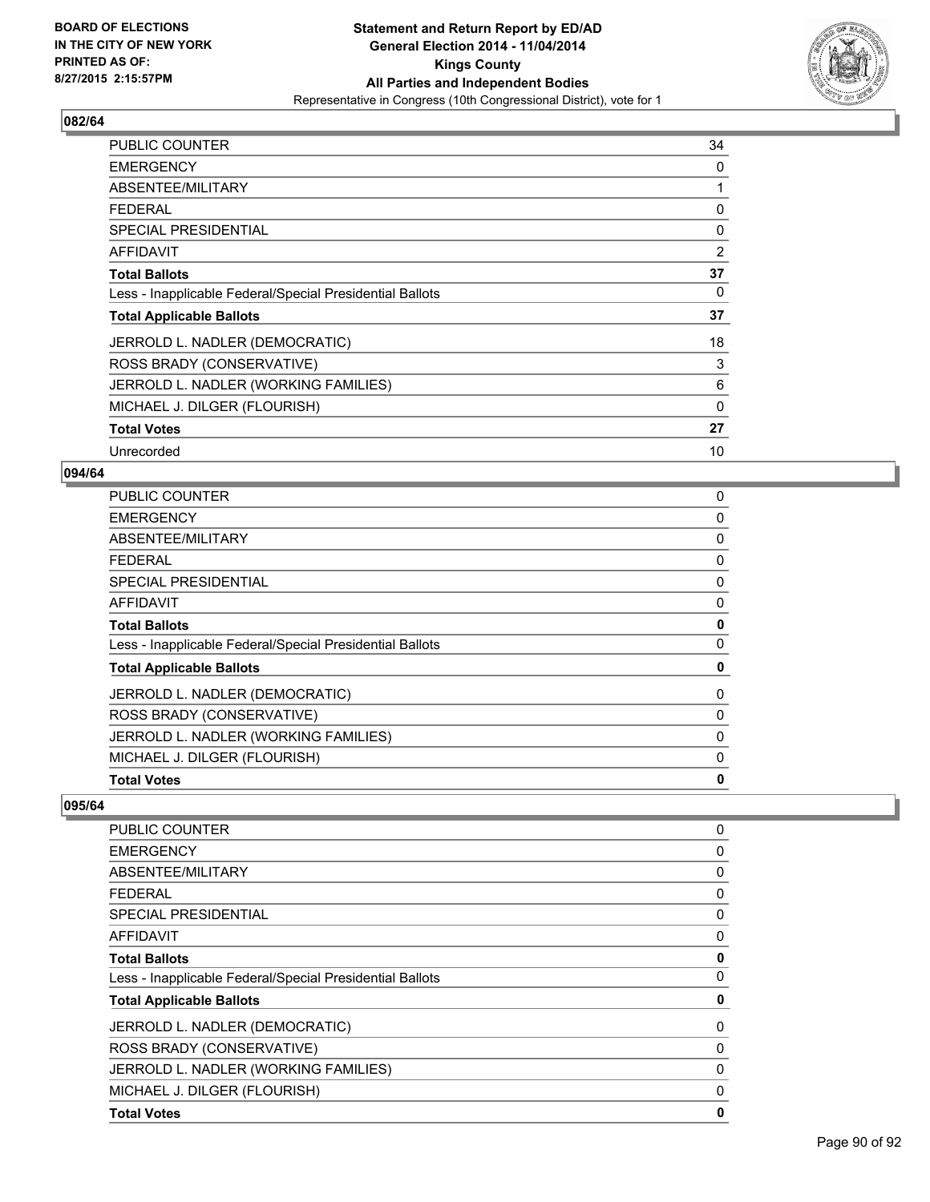**BOARD OF ELECTIONS IN THE CITY OF NEW YORK PRINTED AS OF: 8/27/2015 2:15:57PM**

**Statement and Return Report by ED/AD General Election 2014 - 11/04/2014 Kings County All Parties and Independent Bodies**
Representative in Congress (10th Congressional District), vote for 1

### 082/64

| | |
|---|---|
| PUBLIC COUNTER | 34 |
| EMERGENCY | 0 |
| ABSENTEE/MILITARY | 1 |
| FEDERAL | 0 |
| SPECIAL PRESIDENTIAL | 0 |
| AFFIDAVIT | 2 |
| **Total Ballots** | **37** |
| Less - Inapplicable Federal/Special Presidential Ballots | 0 |
| **Total Applicable Ballots** | **37** |
| JERROLD L. NADLER (DEMOCRATIC) | 18 |
| ROSS BRADY (CONSERVATIVE) | 3 |
| JERROLD L. NADLER (WORKING FAMILIES) | 6 |
| MICHAEL J. DILGER (FLOURISH) | 0 |
| **Total Votes** | **27** |
| Unrecorded | 10 |

### 094/64

| | |
|---|---|
| PUBLIC COUNTER | 0 |
| EMERGENCY | 0 |
| ABSENTEE/MILITARY | 0 |
| FEDERAL | 0 |
| SPECIAL PRESIDENTIAL | 0 |
| AFFIDAVIT | 0 |
| **Total Ballots** | **0** |
| Less - Inapplicable Federal/Special Presidential Ballots | 0 |
| **Total Applicable Ballots** | **0** |
| JERROLD L. NADLER (DEMOCRATIC) | 0 |
| ROSS BRADY (CONSERVATIVE) | 0 |
| JERROLD L. NADLER (WORKING FAMILIES) | 0 |
| MICHAEL J. DILGER (FLOURISH) | 0 |
| **Total Votes** | **0** |

### 095/64

| | |
|---|---|
| PUBLIC COUNTER | 0 |
| EMERGENCY | 0 |
| ABSENTEE/MILITARY | 0 |
| FEDERAL | 0 |
| SPECIAL PRESIDENTIAL | 0 |
| AFFIDAVIT | 0 |
| **Total Ballots** | **0** |
| Less - Inapplicable Federal/Special Presidential Ballots | 0 |
| **Total Applicable Ballots** | **0** |
| JERROLD L. NADLER (DEMOCRATIC) | 0 |
| ROSS BRADY (CONSERVATIVE) | 0 |
| JERROLD L. NADLER (WORKING FAMILIES) | 0 |
| MICHAEL J. DILGER (FLOURISH) | 0 |
| **Total Votes** | **0** |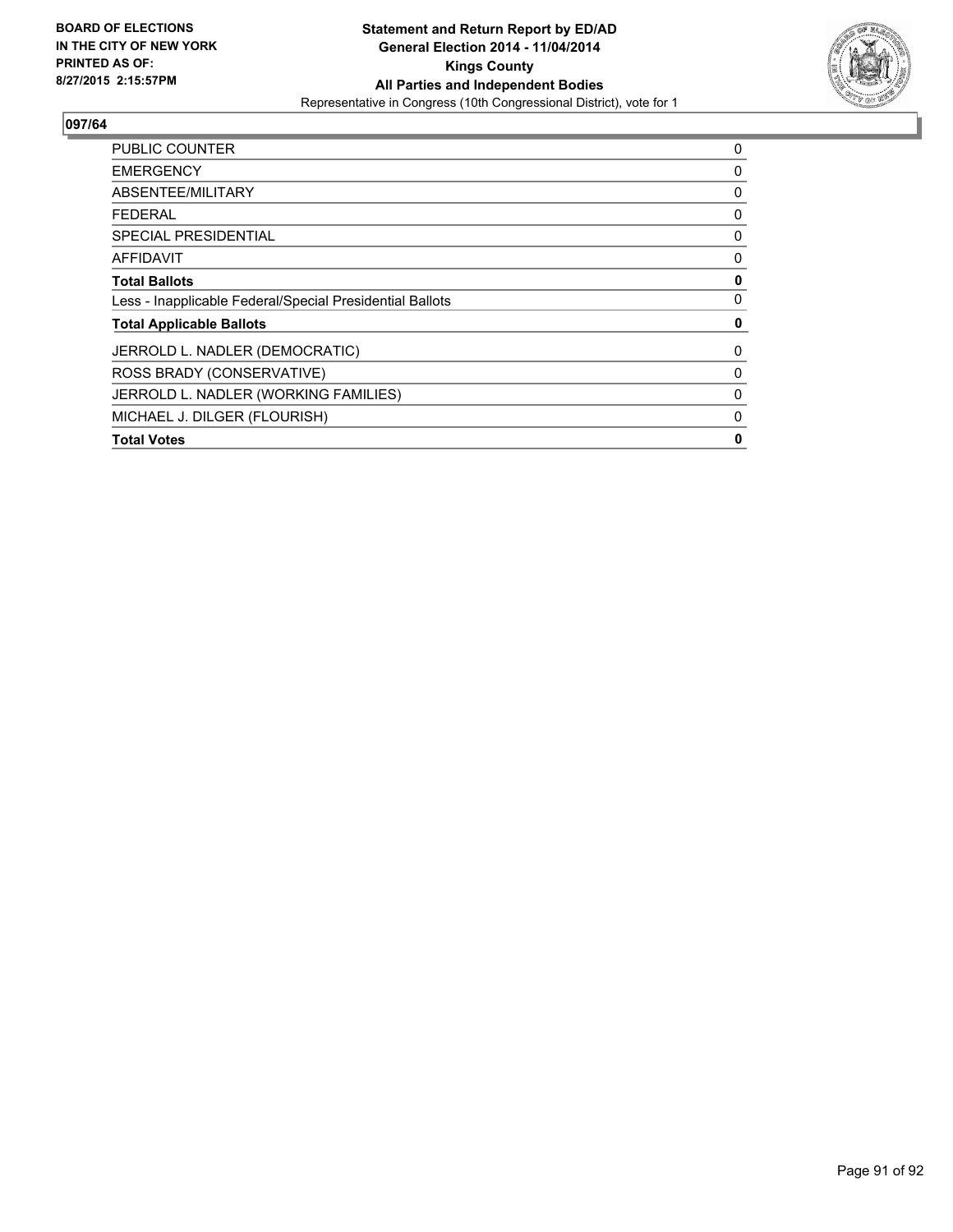**BOARD OF ELECTIONS IN THE CITY OF NEW YORK PRINTED AS OF: 8/27/2015 2:15:57PM**

**Statement and Return Report by ED/AD General Election 2014 - 11/04/2014 Kings County All Parties and Independent Bodies**

Representative in Congress (10th Congressional District), vote for 1

## 097/64

| | |
|---|---|
| PUBLIC COUNTER | 0 |
| EMERGENCY | 0 |
| ABSENTEE/MILITARY | 0 |
| FEDERAL | 0 |
| SPECIAL PRESIDENTIAL | 0 |
| AFFIDAVIT | 0 |
| **Total Ballots** | **0** |
| Less - Inapplicable Federal/Special Presidential Ballots | 0 |
| **Total Applicable Ballots** | **0** |
| JERROLD L. NADLER (DEMOCRATIC) | 0 |
| ROSS BRADY (CONSERVATIVE) | 0 |
| JERROLD L. NADLER (WORKING FAMILIES) | 0 |
| MICHAEL J. DILGER (FLOURISH) | 0 |
| **Total Votes** | **0** |